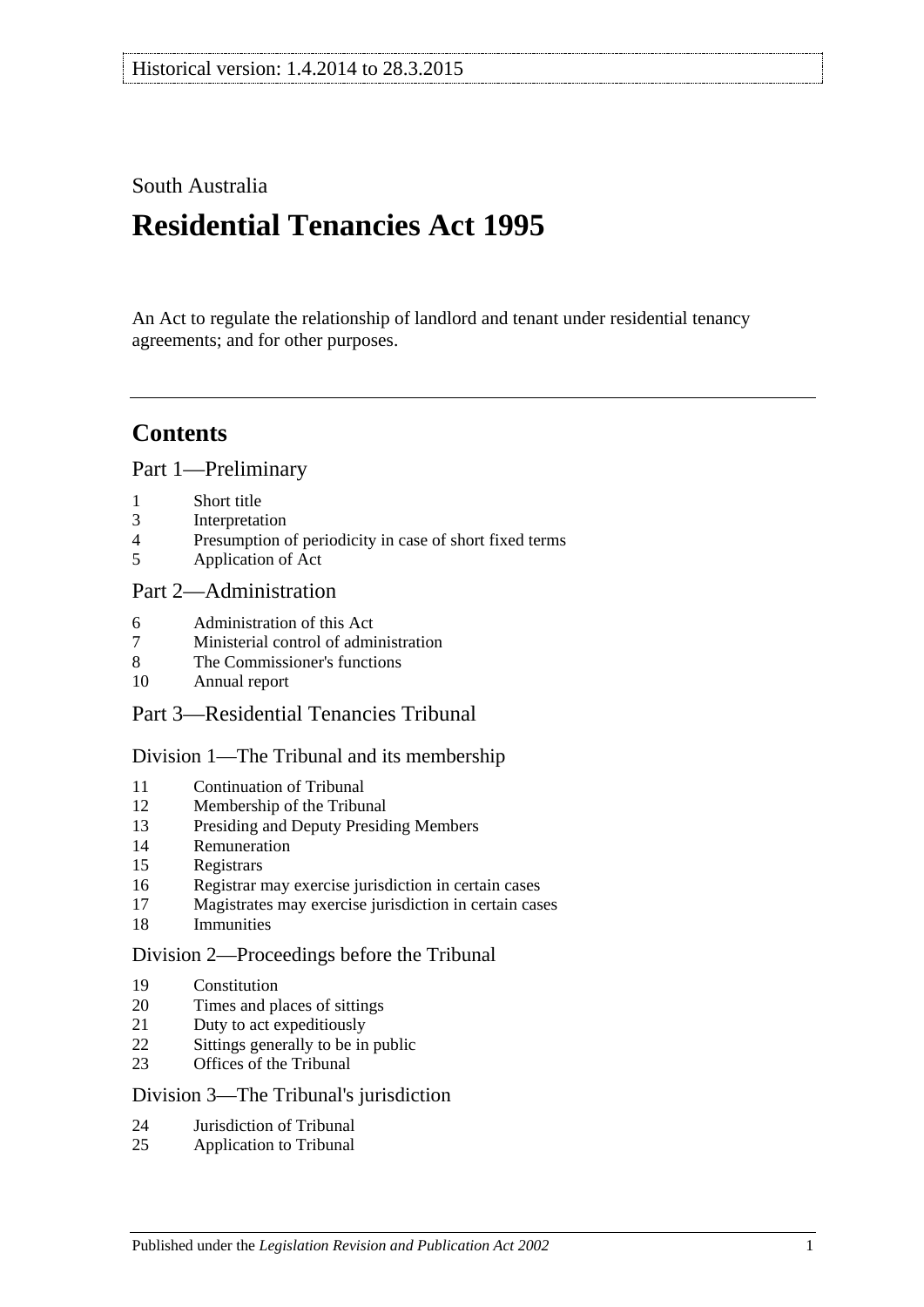Historical version: 1.4.2014 to 28.3.2015

South Australia

# Residential Tenancies Act 1995

An Act to regulate the relationship of landlord and tenant under residential tenancy agreements; and for other purposes.

## Contents

### Part 1—Preliminary

1 Short title
3 Interpretation
4 Presumption of periodicity in case of short fixed terms
5 Application of Act

### Part 2—Administration

6 Administration of this Act
7 Ministerial control of administration
8 The Commissioner's functions
10 Annual report

### Part 3—Residential Tenancies Tribunal

#### Division 1—The Tribunal and its membership

11 Continuation of Tribunal
12 Membership of the Tribunal
13 Presiding and Deputy Presiding Members
14 Remuneration
15 Registrars
16 Registrar may exercise jurisdiction in certain cases
17 Magistrates may exercise jurisdiction in certain cases
18 Immunities

#### Division 2—Proceedings before the Tribunal

19 Constitution
20 Times and places of sittings
21 Duty to act expeditiously
22 Sittings generally to be in public
23 Offices of the Tribunal

#### Division 3—The Tribunal's jurisdiction

24 Jurisdiction of Tribunal
25 Application to Tribunal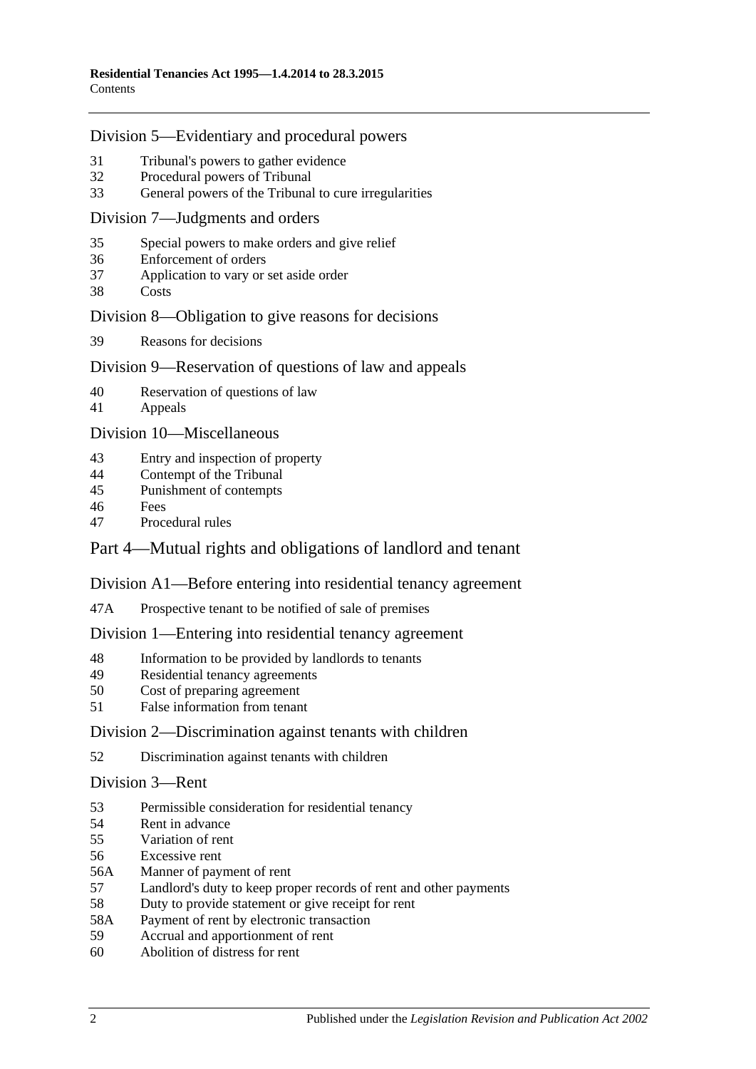## Division 5—Evidentiary and procedural powers

31 Tribunal's powers to gather evidence
32 Procedural powers of Tribunal
33 General powers of the Tribunal to cure irregularities

## Division 7—Judgments and orders

35 Special powers to make orders and give relief
36 Enforcement of orders
37 Application to vary or set aside order
38 Costs

## Division 8—Obligation to give reasons for decisions

39 Reasons for decisions

## Division 9—Reservation of questions of law and appeals

40 Reservation of questions of law
41 Appeals

## Division 10—Miscellaneous

43 Entry and inspection of property
44 Contempt of the Tribunal
45 Punishment of contempts
46 Fees
47 Procedural rules

# Part 4—Mutual rights and obligations of landlord and tenant

## Division A1—Before entering into residential tenancy agreement

47A Prospective tenant to be notified of sale of premises

## Division 1—Entering into residential tenancy agreement

48 Information to be provided by landlords to tenants
49 Residential tenancy agreements
50 Cost of preparing agreement
51 False information from tenant

## Division 2—Discrimination against tenants with children

52 Discrimination against tenants with children

## Division 3—Rent

53 Permissible consideration for residential tenancy
54 Rent in advance
55 Variation of rent
56 Excessive rent
56A Manner of payment of rent
57 Landlord's duty to keep proper records of rent and other payments
58 Duty to provide statement or give receipt for rent
58A Payment of rent by electronic transaction
59 Accrual and apportionment of rent
60 Abolition of distress for rent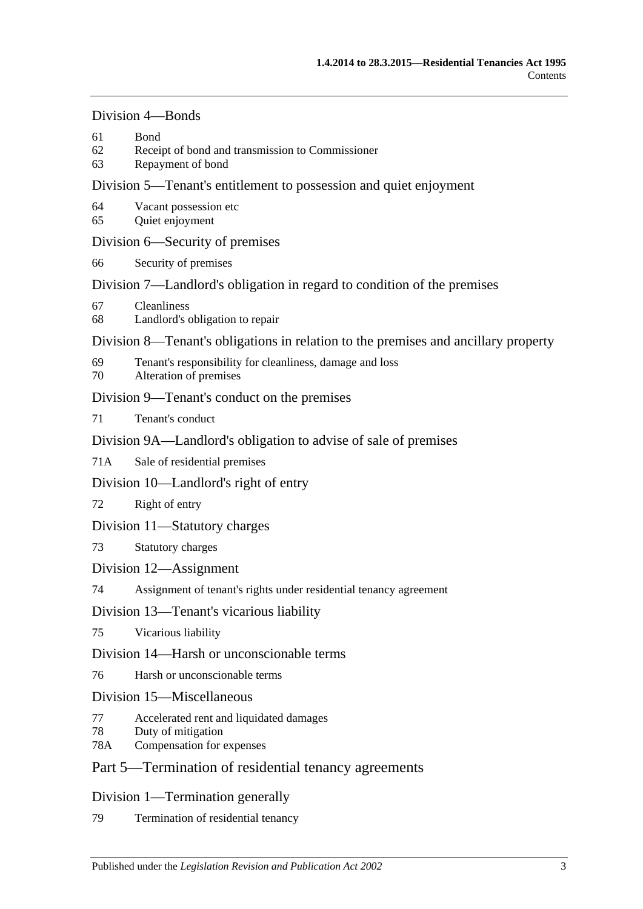### Division 4—Bonds

61 Bond
62 Receipt of bond and transmission to Commissioner
63 Repayment of bond

### Division 5—Tenant's entitlement to possession and quiet enjoyment

64 Vacant possession etc
65 Quiet enjoyment

### Division 6—Security of premises

66 Security of premises

### Division 7—Landlord's obligation in regard to condition of the premises

67 Cleanliness
68 Landlord's obligation to repair

### Division 8—Tenant's obligations in relation to the premises and ancillary property

69 Tenant's responsibility for cleanliness, damage and loss
70 Alteration of premises

### Division 9—Tenant's conduct on the premises

71 Tenant's conduct

### Division 9A—Landlord's obligation to advise of sale of premises

71A Sale of residential premises

### Division 10—Landlord's right of entry

72 Right of entry

### Division 11—Statutory charges

73 Statutory charges

### Division 12—Assignment

74 Assignment of tenant's rights under residential tenancy agreement

### Division 13—Tenant's vicarious liability

75 Vicarious liability

### Division 14—Harsh or unconscionable terms

76 Harsh or unconscionable terms

### Division 15—Miscellaneous

77 Accelerated rent and liquidated damages
78 Duty of mitigation
78A Compensation for expenses

## Part 5—Termination of residential tenancy agreements

### Division 1—Termination generally

79 Termination of residential tenancy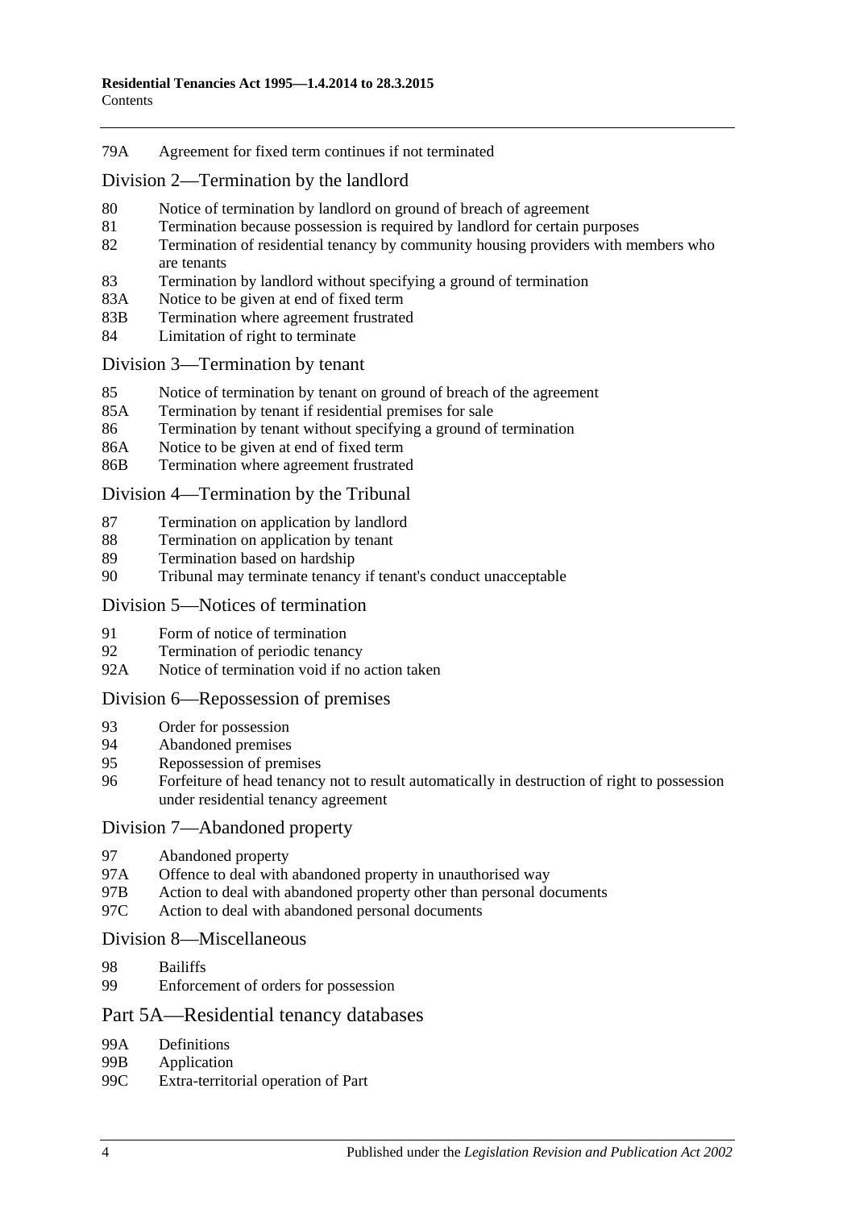79A Agreement for fixed term continues if not terminated

## Division 2—Termination by the landlord

80 Notice of termination by landlord on ground of breach of agreement
81 Termination because possession is required by landlord for certain purposes
82 Termination of residential tenancy by community housing providers with members who are tenants
83 Termination by landlord without specifying a ground of termination
83A Notice to be given at end of fixed term
83B Termination where agreement frustrated
84 Limitation of right to terminate

## Division 3—Termination by tenant

85 Notice of termination by tenant on ground of breach of the agreement
85A Termination by tenant if residential premises for sale
86 Termination by tenant without specifying a ground of termination
86A Notice to be given at end of fixed term
86B Termination where agreement frustrated

## Division 4—Termination by the Tribunal

87 Termination on application by landlord
88 Termination on application by tenant
89 Termination based on hardship
90 Tribunal may terminate tenancy if tenant's conduct unacceptable

## Division 5—Notices of termination

91 Form of notice of termination
92 Termination of periodic tenancy
92A Notice of termination void if no action taken

## Division 6—Repossession of premises

93 Order for possession
94 Abandoned premises
95 Repossession of premises
96 Forfeiture of head tenancy not to result automatically in destruction of right to possession under residential tenancy agreement

## Division 7—Abandoned property

97 Abandoned property
97A Offence to deal with abandoned property in unauthorised way
97B Action to deal with abandoned property other than personal documents
97C Action to deal with abandoned personal documents

## Division 8—Miscellaneous

98 Bailiffs
99 Enforcement of orders for possession

# Part 5A—Residential tenancy databases

99A Definitions
99B Application
99C Extra-territorial operation of Part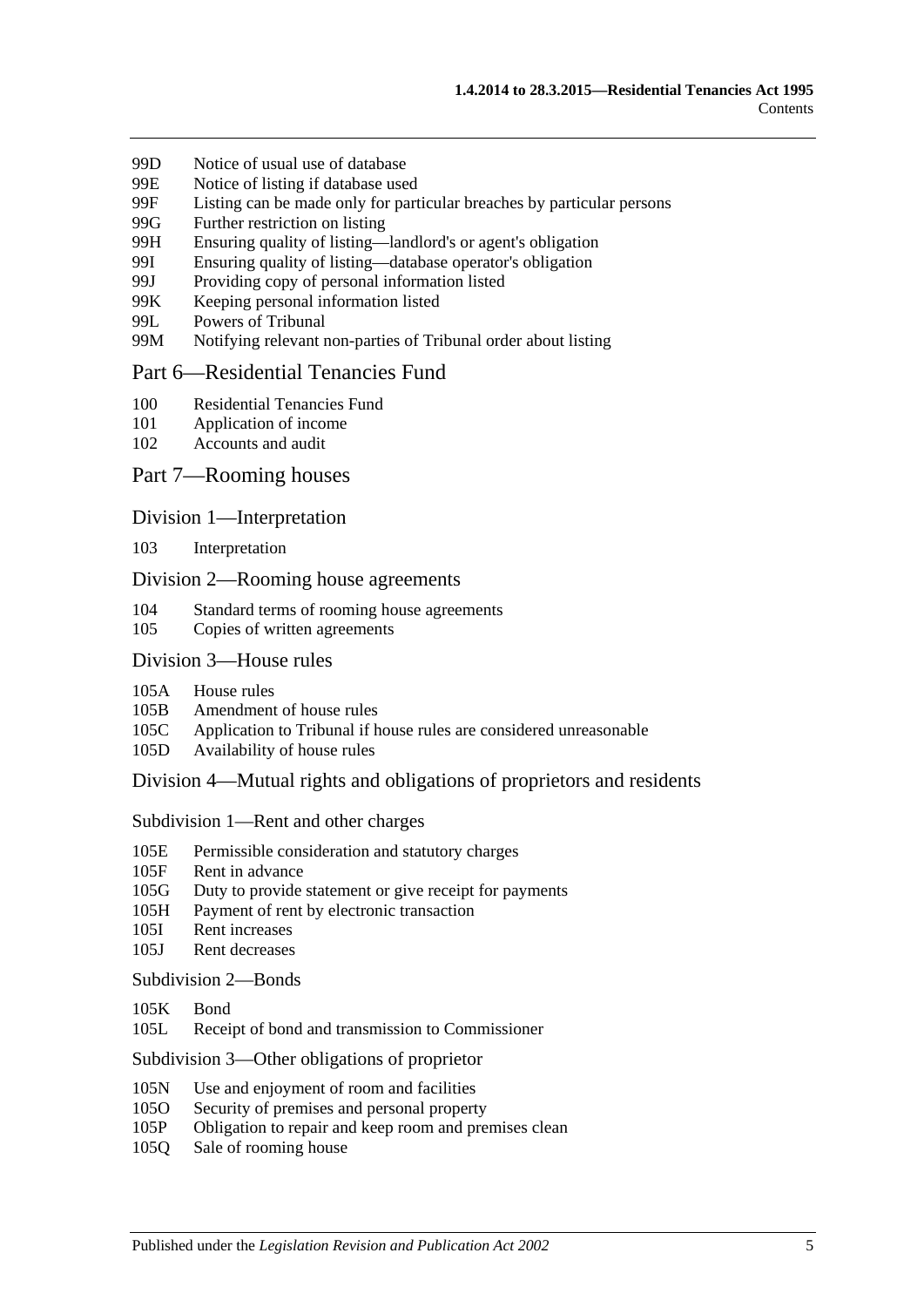99D Notice of usual use of database
99E Notice of listing if database used
99F Listing can be made only for particular breaches by particular persons
99G Further restriction on listing
99H Ensuring quality of listing—landlord's or agent's obligation
99I Ensuring quality of listing—database operator's obligation
99J Providing copy of personal information listed
99K Keeping personal information listed
99L Powers of Tribunal
99M Notifying relevant non-parties of Tribunal order about listing

## Part 6—Residential Tenancies Fund

100 Residential Tenancies Fund
101 Application of income
102 Accounts and audit

## Part 7—Rooming houses

### Division 1—Interpretation

103 Interpretation

### Division 2—Rooming house agreements

104 Standard terms of rooming house agreements
105 Copies of written agreements

### Division 3—House rules

105A House rules
105B Amendment of house rules
105C Application to Tribunal if house rules are considered unreasonable
105D Availability of house rules

### Division 4—Mutual rights and obligations of proprietors and residents

#### Subdivision 1—Rent and other charges

105E Permissible consideration and statutory charges
105F Rent in advance
105G Duty to provide statement or give receipt for payments
105H Payment of rent by electronic transaction
105I Rent increases
105J Rent decreases

#### Subdivision 2—Bonds

105K Bond
105L Receipt of bond and transmission to Commissioner

#### Subdivision 3—Other obligations of proprietor

105N Use and enjoyment of room and facilities
105O Security of premises and personal property
105P Obligation to repair and keep room and premises clean
105Q Sale of rooming house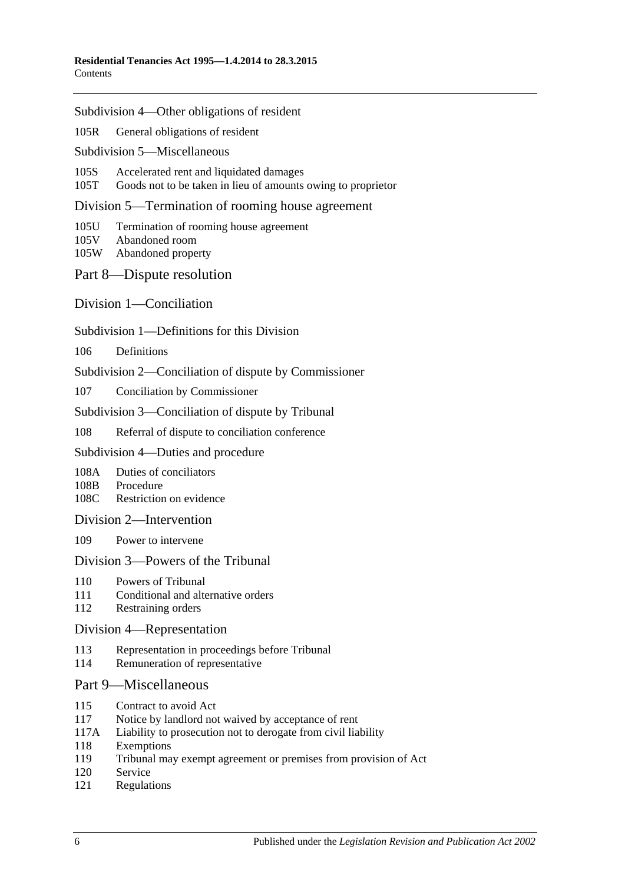Subdivision 4—Other obligations of resident

105R General obligations of resident

Subdivision 5—Miscellaneous

105S Accelerated rent and liquidated damages
105T Goods not to be taken in lieu of amounts owing to proprietor

Division 5—Termination of rooming house agreement

105U Termination of rooming house agreement
105V Abandoned room
105W Abandoned property

Part 8—Dispute resolution

Division 1—Conciliation

Subdivision 1—Definitions for this Division

106 Definitions

Subdivision 2—Conciliation of dispute by Commissioner

107 Conciliation by Commissioner

Subdivision 3—Conciliation of dispute by Tribunal

108 Referral of dispute to conciliation conference

Subdivision 4—Duties and procedure

108A Duties of conciliators
108B Procedure
108C Restriction on evidence

Division 2—Intervention

109 Power to intervene

Division 3—Powers of the Tribunal

110 Powers of Tribunal
111 Conditional and alternative orders
112 Restraining orders

Division 4—Representation

113 Representation in proceedings before Tribunal
114 Remuneration of representative

Part 9—Miscellaneous

115 Contract to avoid Act
117 Notice by landlord not waived by acceptance of rent
117A Liability to prosecution not to derogate from civil liability
118 Exemptions
119 Tribunal may exempt agreement or premises from provision of Act
120 Service
121 Regulations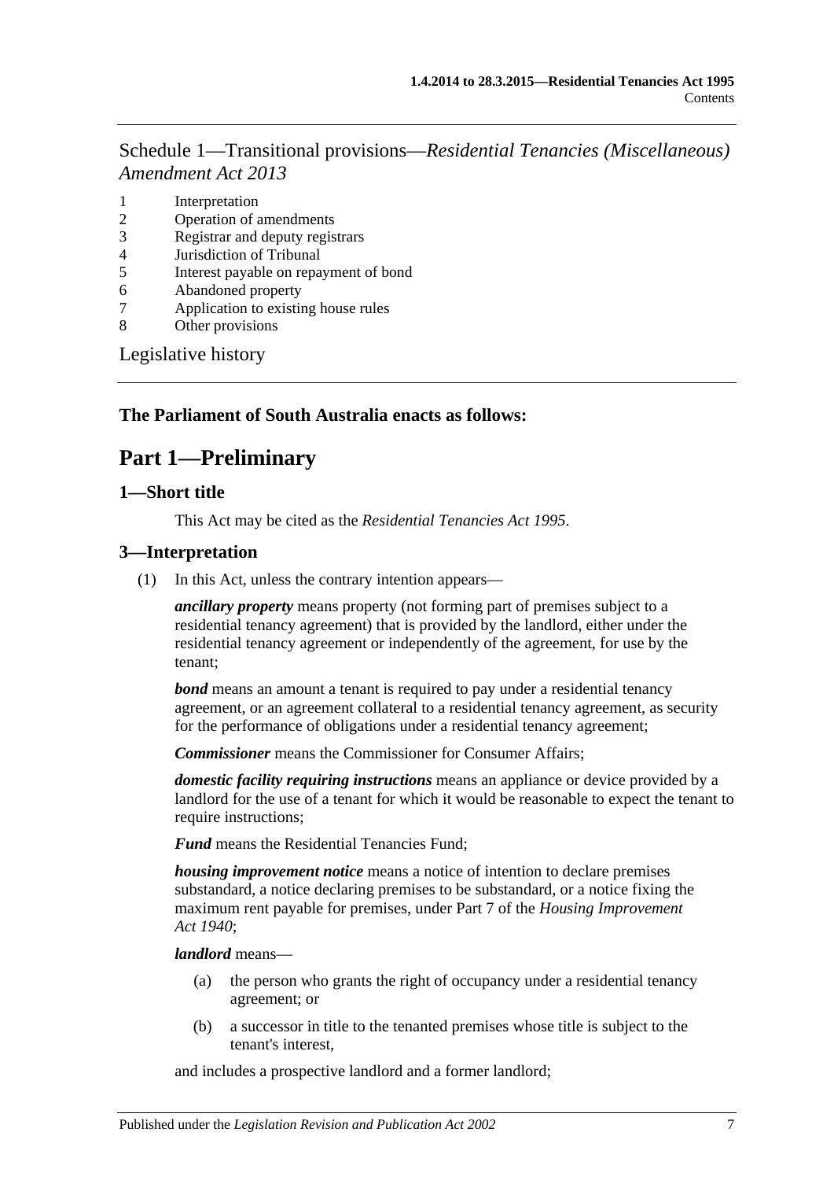Schedule 1—Transitional provisions—*Residential Tenancies (Miscellaneous) Amendment Act 2013*

1 Interpretation
2 Operation of amendments
3 Registrar and deputy registrars
4 Jurisdiction of Tribunal
5 Interest payable on repayment of bond
6 Abandoned property
7 Application to existing house rules
8 Other provisions

Legislative history

**The Parliament of South Australia enacts as follows:**

# Part 1—Preliminary

## 1—Short title

This Act may be cited as the *Residential Tenancies Act 1995*.

## 3—Interpretation

(1) In this Act, unless the contrary intention appears—

***ancillary property*** means property (not forming part of premises subject to a residential tenancy agreement) that is provided by the landlord, either under the residential tenancy agreement or independently of the agreement, for use by the tenant;

***bond*** means an amount a tenant is required to pay under a residential tenancy agreement, or an agreement collateral to a residential tenancy agreement, as security for the performance of obligations under a residential tenancy agreement;

***Commissioner*** means the Commissioner for Consumer Affairs;

***domestic facility requiring instructions*** means an appliance or device provided by a landlord for the use of a tenant for which it would be reasonable to expect the tenant to require instructions;

***Fund*** means the Residential Tenancies Fund;

***housing improvement notice*** means a notice of intention to declare premises substandard, a notice declaring premises to be substandard, or a notice fixing the maximum rent payable for premises, under Part 7 of the *Housing Improvement Act 1940*;

***landlord*** means—

(a) the person who grants the right of occupancy under a residential tenancy agreement; or

(b) a successor in title to the tenanted premises whose title is subject to the tenant's interest,

and includes a prospective landlord and a former landlord;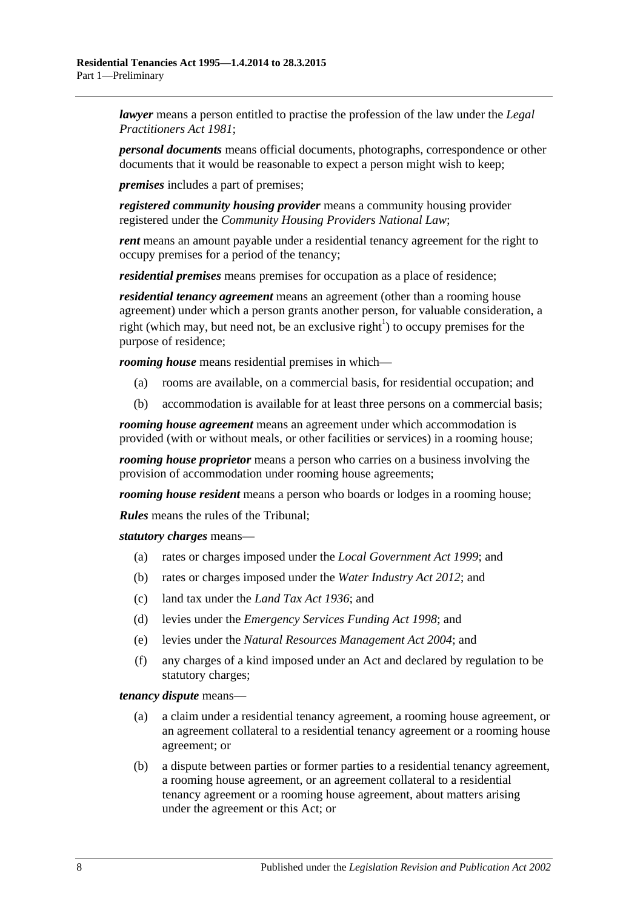***lawyer*** means a person entitled to practise the profession of the law under the *Legal Practitioners Act 1981*;

***personal documents*** means official documents, photographs, correspondence or other documents that it would be reasonable to expect a person might wish to keep;

***premises*** includes a part of premises;

***registered community housing provider*** means a community housing provider registered under the *Community Housing Providers National Law*;

***rent*** means an amount payable under a residential tenancy agreement for the right to occupy premises for a period of the tenancy;

***residential premises*** means premises for occupation as a place of residence;

***residential tenancy agreement*** means an agreement (other than a rooming house agreement) under which a person grants another person, for valuable consideration, a right (which may, but need not, be an exclusive right[1]) to occupy premises for the purpose of residence;

***rooming house*** means residential premises in which—

(a) rooms are available, on a commercial basis, for residential occupation; and

(b) accommodation is available for at least three persons on a commercial basis;

***rooming house agreement*** means an agreement under which accommodation is provided (with or without meals, or other facilities or services) in a rooming house;

***rooming house proprietor*** means a person who carries on a business involving the provision of accommodation under rooming house agreements;

***rooming house resident*** means a person who boards or lodges in a rooming house;

***Rules*** means the rules of the Tribunal;

***statutory charges*** means—

(a) rates or charges imposed under the *Local Government Act 1999*; and

(b) rates or charges imposed under the *Water Industry Act 2012*; and

(c) land tax under the *Land Tax Act 1936*; and

(d) levies under the *Emergency Services Funding Act 1998*; and

(e) levies under the *Natural Resources Management Act 2004*; and

(f) any charges of a kind imposed under an Act and declared by regulation to be statutory charges;

***tenancy dispute*** means—

(a) a claim under a residential tenancy agreement, a rooming house agreement, or an agreement collateral to a residential tenancy agreement or a rooming house agreement; or

(b) a dispute between parties or former parties to a residential tenancy agreement, a rooming house agreement, or an agreement collateral to a residential tenancy agreement or a rooming house agreement, about matters arising under the agreement or this Act; or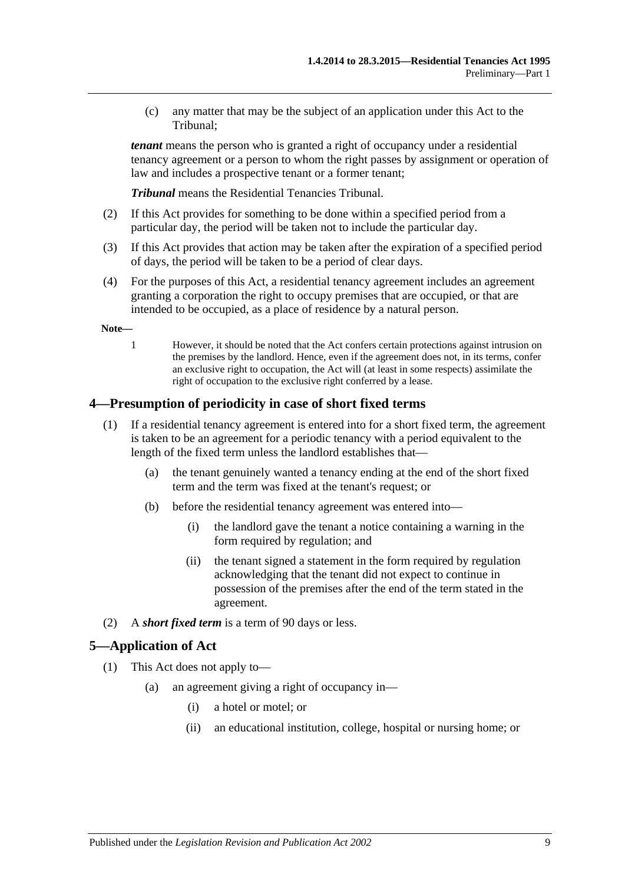(c) any matter that may be the subject of an application under this Act to the Tribunal;

***tenant*** means the person who is granted a right of occupancy under a residential tenancy agreement or a person to whom the right passes by assignment or operation of law and includes a prospective tenant or a former tenant;

***Tribunal*** means the Residential Tenancies Tribunal.

(2) If this Act provides for something to be done within a specified period from a particular day, the period will be taken not to include the particular day.

(3) If this Act provides that action may be taken after the expiration of a specified period of days, the period will be taken to be a period of clear days.

(4) For the purposes of this Act, a residential tenancy agreement includes an agreement granting a corporation the right to occupy premises that are occupied, or that are intended to be occupied, as a place of residence by a natural person.

**Note—**

1 However, it should be noted that the Act confers certain protections against intrusion on the premises by the landlord. Hence, even if the agreement does not, in its terms, confer an exclusive right to occupation, the Act will (at least in some respects) assimilate the right of occupation to the exclusive right conferred by a lease.

## 4—Presumption of periodicity in case of short fixed terms

(1) If a residential tenancy agreement is entered into for a short fixed term, the agreement is taken to be an agreement for a periodic tenancy with a period equivalent to the length of the fixed term unless the landlord establishes that—

(a) the tenant genuinely wanted a tenancy ending at the end of the short fixed term and the term was fixed at the tenant's request; or

(b) before the residential tenancy agreement was entered into—

(i) the landlord gave the tenant a notice containing a warning in the form required by regulation; and

(ii) the tenant signed a statement in the form required by regulation acknowledging that the tenant did not expect to continue in possession of the premises after the end of the term stated in the agreement.

(2) A ***short fixed term*** is a term of 90 days or less.

## 5—Application of Act

(1) This Act does not apply to—

(a) an agreement giving a right of occupancy in—

(i) a hotel or motel; or

(ii) an educational institution, college, hospital or nursing home; or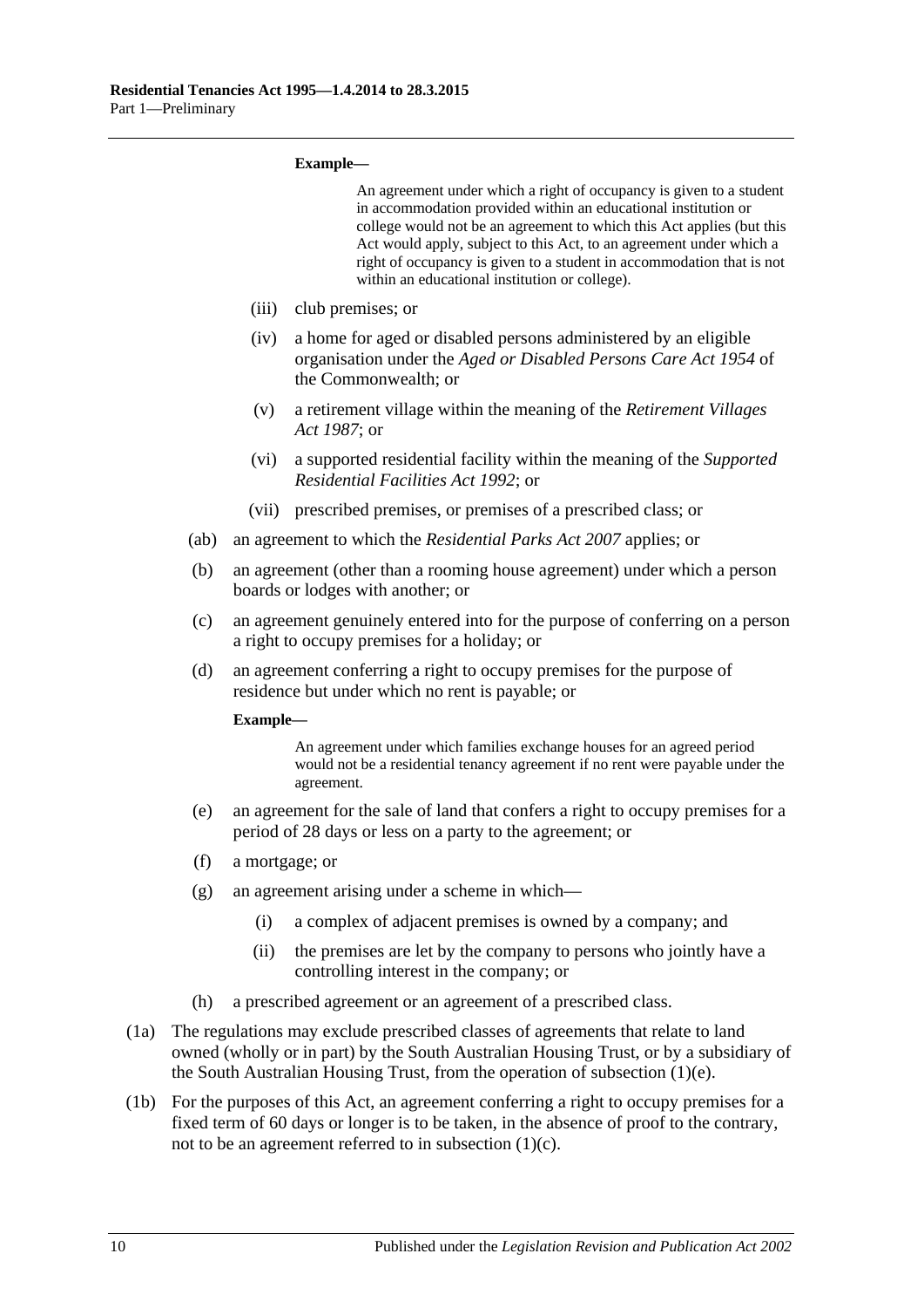**Example—**

An agreement under which a right of occupancy is given to a student in accommodation provided within an educational institution or college would not be an agreement to which this Act applies (but this Act would apply, subject to this Act, to an agreement under which a right of occupancy is given to a student in accommodation that is not within an educational institution or college).

(iii) club premises; or

(iv) a home for aged or disabled persons administered by an eligible organisation under the *Aged or Disabled Persons Care Act 1954* of the Commonwealth; or

(v) a retirement village within the meaning of the *Retirement Villages Act 1987*; or

(vi) a supported residential facility within the meaning of the *Supported Residential Facilities Act 1992*; or

(vii) prescribed premises, or premises of a prescribed class; or

(ab) an agreement to which the *Residential Parks Act 2007* applies; or

(b) an agreement (other than a rooming house agreement) under which a person boards or lodges with another; or

(c) an agreement genuinely entered into for the purpose of conferring on a person a right to occupy premises for a holiday; or

(d) an agreement conferring a right to occupy premises for the purpose of residence but under which no rent is payable; or

**Example—**

An agreement under which families exchange houses for an agreed period would not be a residential tenancy agreement if no rent were payable under the agreement.

(e) an agreement for the sale of land that confers a right to occupy premises for a period of 28 days or less on a party to the agreement; or

(f) a mortgage; or

(g) an agreement arising under a scheme in which—

(i) a complex of adjacent premises is owned by a company; and

(ii) the premises are let by the company to persons who jointly have a controlling interest in the company; or

(h) a prescribed agreement or an agreement of a prescribed class.

(1a) The regulations may exclude prescribed classes of agreements that relate to land owned (wholly or in part) by the South Australian Housing Trust, or by a subsidiary of the South Australian Housing Trust, from the operation of subsection (1)(e).

(1b) For the purposes of this Act, an agreement conferring a right to occupy premises for a fixed term of 60 days or longer is to be taken, in the absence of proof to the contrary, not to be an agreement referred to in subsection (1)(c).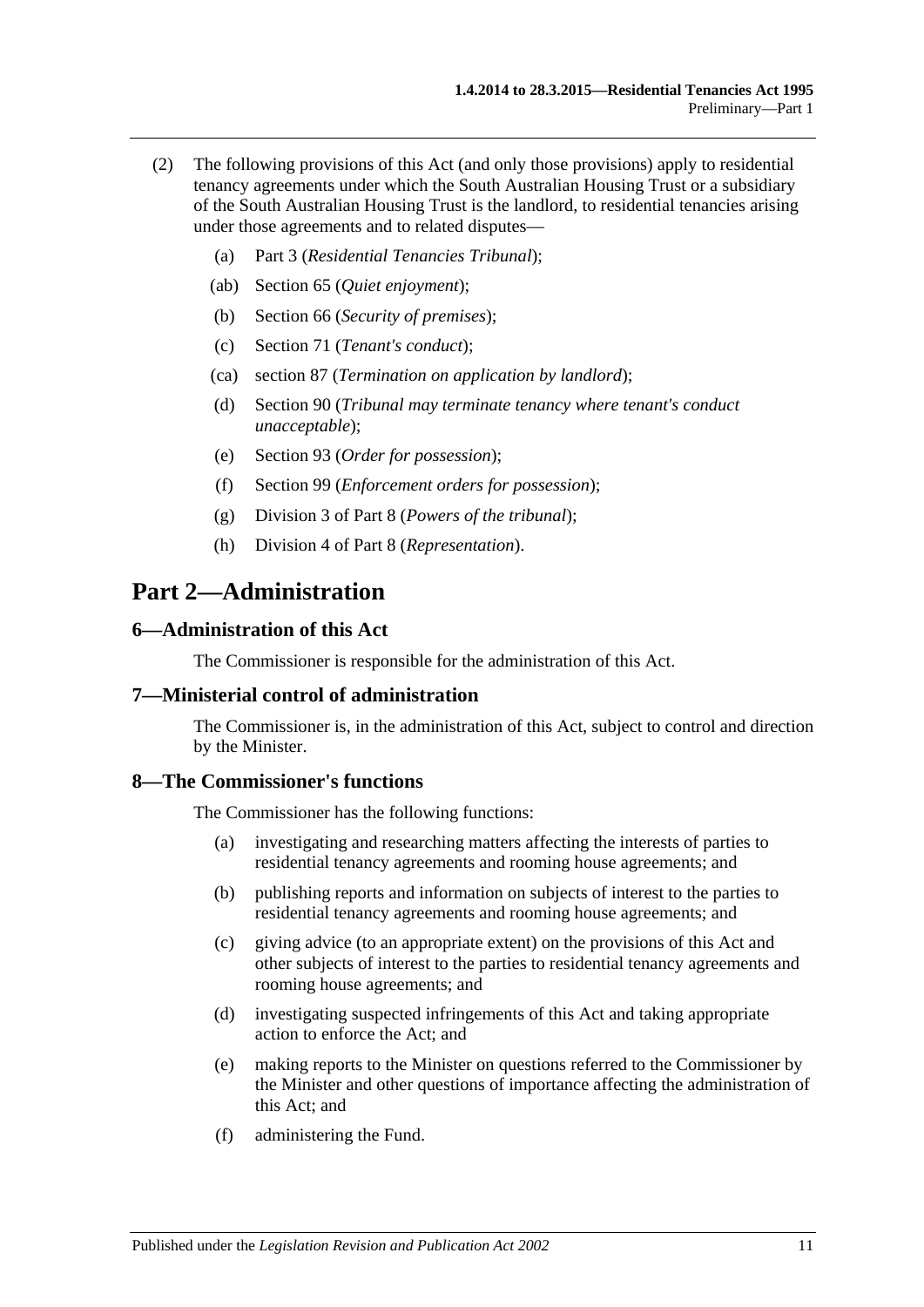(2) The following provisions of this Act (and only those provisions) apply to residential tenancy agreements under which the South Australian Housing Trust or a subsidiary of the South Australian Housing Trust is the landlord, to residential tenancies arising under those agreements and to related disputes—

- (a) Part 3 (*Residential Tenancies Tribunal*);
- (ab) Section 65 (*Quiet enjoyment*);
- (b) Section 66 (*Security of premises*);
- (c) Section 71 (*Tenant's conduct*);
- (ca) section 87 (*Termination on application by landlord*);
- (d) Section 90 (*Tribunal may terminate tenancy where tenant's conduct unacceptable*);
- (e) Section 93 (*Order for possession*);
- (f) Section 99 (*Enforcement orders for possession*);
- (g) Division 3 of Part 8 (*Powers of the tribunal*);
- (h) Division 4 of Part 8 (*Representation*).

# Part 2—Administration

## 6—Administration of this Act

The Commissioner is responsible for the administration of this Act.

## 7—Ministerial control of administration

The Commissioner is, in the administration of this Act, subject to control and direction by the Minister.

## 8—The Commissioner's functions

The Commissioner has the following functions:

- (a) investigating and researching matters affecting the interests of parties to residential tenancy agreements and rooming house agreements; and
- (b) publishing reports and information on subjects of interest to the parties to residential tenancy agreements and rooming house agreements; and
- (c) giving advice (to an appropriate extent) on the provisions of this Act and other subjects of interest to the parties to residential tenancy agreements and rooming house agreements; and
- (d) investigating suspected infringements of this Act and taking appropriate action to enforce the Act; and
- (e) making reports to the Minister on questions referred to the Commissioner by the Minister and other questions of importance affecting the administration of this Act; and
- (f) administering the Fund.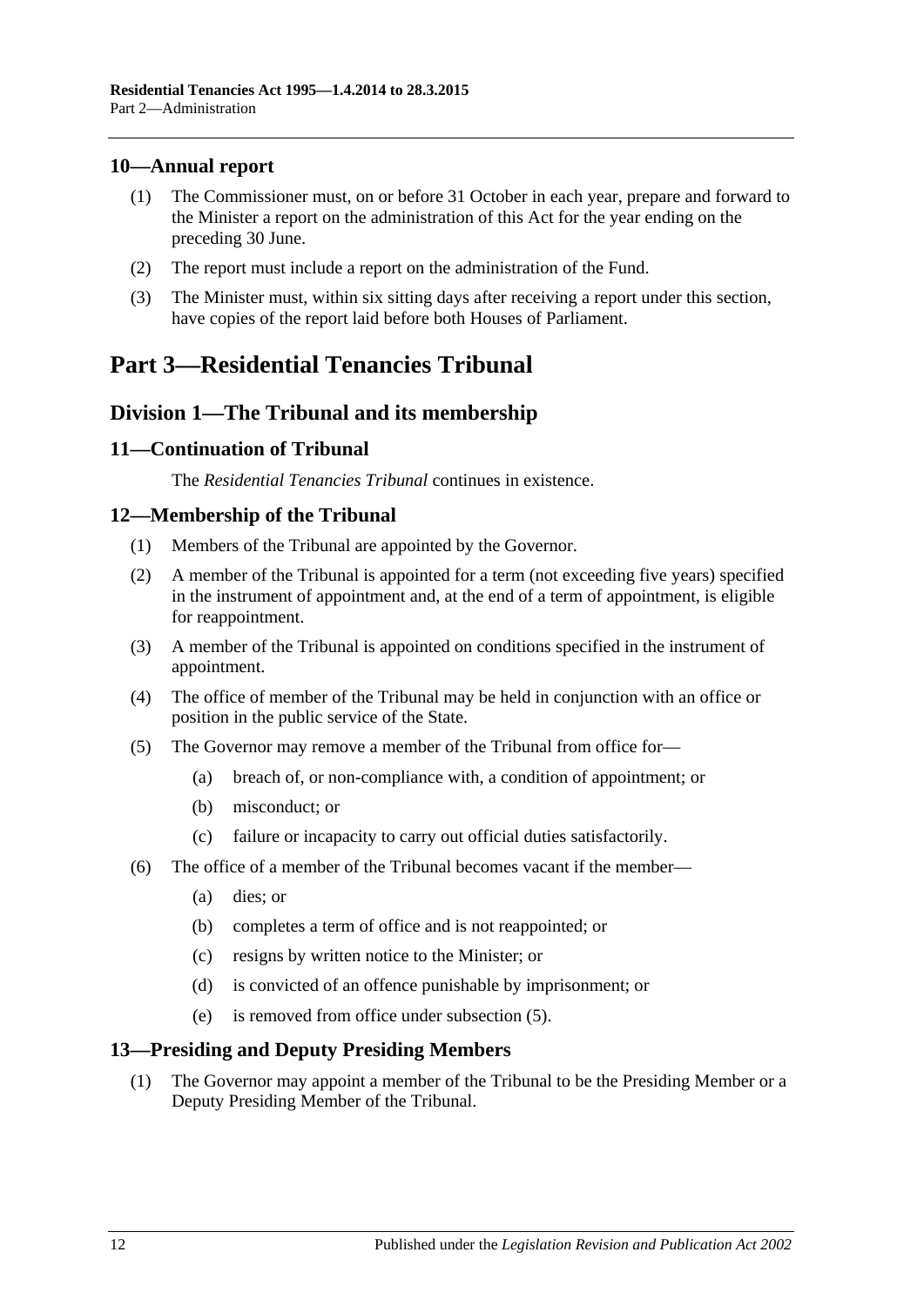## 10—Annual report

(1) The Commissioner must, on or before 31 October in each year, prepare and forward to the Minister a report on the administration of this Act for the year ending on the preceding 30 June.

(2) The report must include a report on the administration of the Fund.

(3) The Minister must, within six sitting days after receiving a report under this section, have copies of the report laid before both Houses of Parliament.

# Part 3—Residential Tenancies Tribunal

## Division 1—The Tribunal and its membership

### 11—Continuation of Tribunal

The *Residential Tenancies Tribunal* continues in existence.

### 12—Membership of the Tribunal

(1) Members of the Tribunal are appointed by the Governor.

(2) A member of the Tribunal is appointed for a term (not exceeding five years) specified in the instrument of appointment and, at the end of a term of appointment, is eligible for reappointment.

(3) A member of the Tribunal is appointed on conditions specified in the instrument of appointment.

(4) The office of member of the Tribunal may be held in conjunction with an office or position in the public service of the State.

(5) The Governor may remove a member of the Tribunal from office for—

- (a) breach of, or non-compliance with, a condition of appointment; or
- (b) misconduct; or
- (c) failure or incapacity to carry out official duties satisfactorily.

(6) The office of a member of the Tribunal becomes vacant if the member—

- (a) dies; or
- (b) completes a term of office and is not reappointed; or
- (c) resigns by written notice to the Minister; or
- (d) is convicted of an offence punishable by imprisonment; or
- (e) is removed from office under subsection (5).

### 13—Presiding and Deputy Presiding Members

(1) The Governor may appoint a member of the Tribunal to be the Presiding Member or a Deputy Presiding Member of the Tribunal.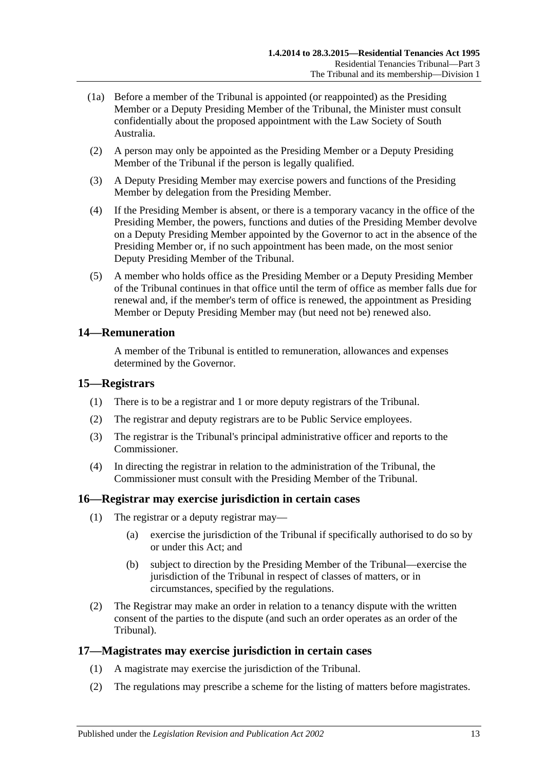(1a) Before a member of the Tribunal is appointed (or reappointed) as the Presiding Member or a Deputy Presiding Member of the Tribunal, the Minister must consult confidentially about the proposed appointment with the Law Society of South Australia.

(2) A person may only be appointed as the Presiding Member or a Deputy Presiding Member of the Tribunal if the person is legally qualified.

(3) A Deputy Presiding Member may exercise powers and functions of the Presiding Member by delegation from the Presiding Member.

(4) If the Presiding Member is absent, or there is a temporary vacancy in the office of the Presiding Member, the powers, functions and duties of the Presiding Member devolve on a Deputy Presiding Member appointed by the Governor to act in the absence of the Presiding Member or, if no such appointment has been made, on the most senior Deputy Presiding Member of the Tribunal.

(5) A member who holds office as the Presiding Member or a Deputy Presiding Member of the Tribunal continues in that office until the term of office as member falls due for renewal and, if the member's term of office is renewed, the appointment as Presiding Member or Deputy Presiding Member may (but need not be) renewed also.

## 14—Remuneration

A member of the Tribunal is entitled to remuneration, allowances and expenses determined by the Governor.

## 15—Registrars

(1) There is to be a registrar and 1 or more deputy registrars of the Tribunal.

(2) The registrar and deputy registrars are to be Public Service employees.

(3) The registrar is the Tribunal's principal administrative officer and reports to the Commissioner.

(4) In directing the registrar in relation to the administration of the Tribunal, the Commissioner must consult with the Presiding Member of the Tribunal.

## 16—Registrar may exercise jurisdiction in certain cases

(1) The registrar or a deputy registrar may—

(a) exercise the jurisdiction of the Tribunal if specifically authorised to do so by or under this Act; and

(b) subject to direction by the Presiding Member of the Tribunal—exercise the jurisdiction of the Tribunal in respect of classes of matters, or in circumstances, specified by the regulations.

(2) The Registrar may make an order in relation to a tenancy dispute with the written consent of the parties to the dispute (and such an order operates as an order of the Tribunal).

## 17—Magistrates may exercise jurisdiction in certain cases

(1) A magistrate may exercise the jurisdiction of the Tribunal.

(2) The regulations may prescribe a scheme for the listing of matters before magistrates.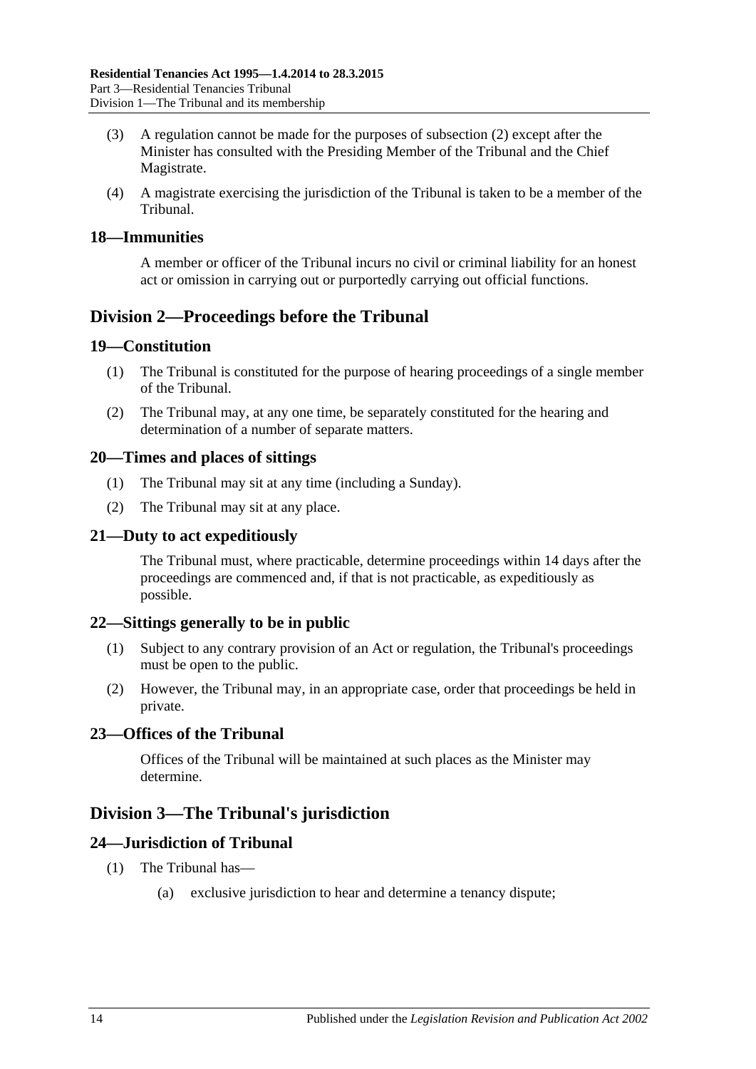(3) A regulation cannot be made for the purposes of subsection (2) except after the Minister has consulted with the Presiding Member of the Tribunal and the Chief Magistrate.

(4) A magistrate exercising the jurisdiction of the Tribunal is taken to be a member of the Tribunal.

### 18—Immunities

A member or officer of the Tribunal incurs no civil or criminal liability for an honest act or omission in carrying out or purportedly carrying out official functions.

## Division 2—Proceedings before the Tribunal

### 19—Constitution

(1) The Tribunal is constituted for the purpose of hearing proceedings of a single member of the Tribunal.

(2) The Tribunal may, at any one time, be separately constituted for the hearing and determination of a number of separate matters.

### 20—Times and places of sittings

(1) The Tribunal may sit at any time (including a Sunday).

(2) The Tribunal may sit at any place.

### 21—Duty to act expeditiously

The Tribunal must, where practicable, determine proceedings within 14 days after the proceedings are commenced and, if that is not practicable, as expeditiously as possible.

### 22—Sittings generally to be in public

(1) Subject to any contrary provision of an Act or regulation, the Tribunal's proceedings must be open to the public.

(2) However, the Tribunal may, in an appropriate case, order that proceedings be held in private.

### 23—Offices of the Tribunal

Offices of the Tribunal will be maintained at such places as the Minister may determine.

## Division 3—The Tribunal's jurisdiction

### 24—Jurisdiction of Tribunal

(1) The Tribunal has—

(a) exclusive jurisdiction to hear and determine a tenancy dispute;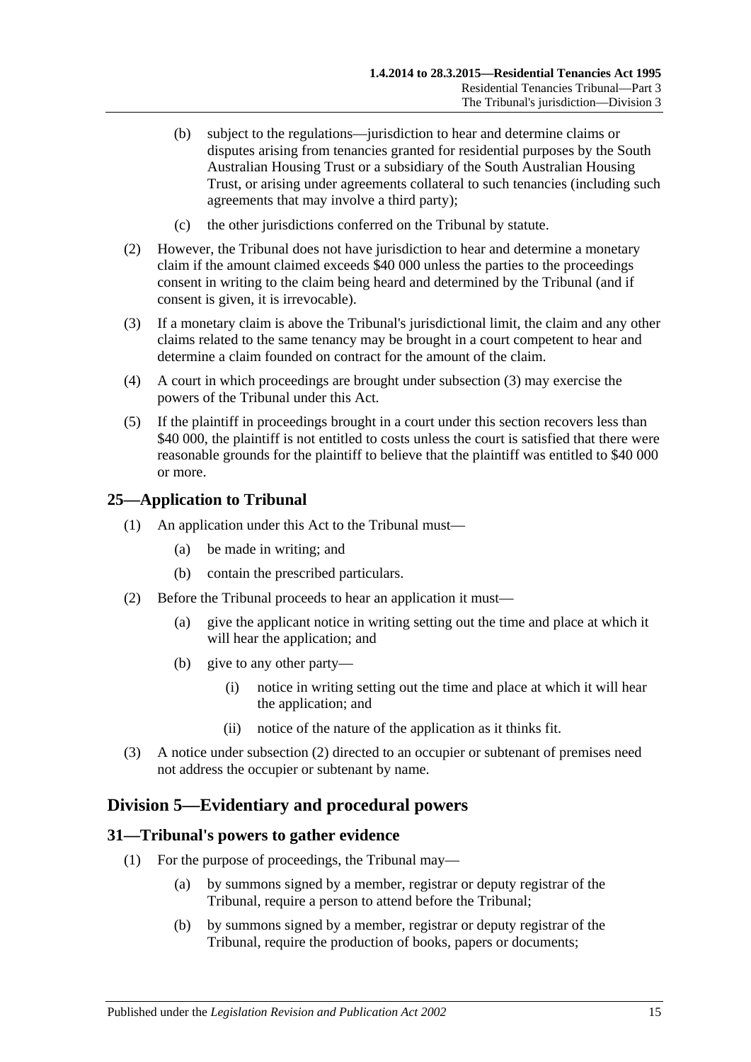(b) subject to the regulations—jurisdiction to hear and determine claims or disputes arising from tenancies granted for residential purposes by the South Australian Housing Trust or a subsidiary of the South Australian Housing Trust, or arising under agreements collateral to such tenancies (including such agreements that may involve a third party);

(c) the other jurisdictions conferred on the Tribunal by statute.

(2) However, the Tribunal does not have jurisdiction to hear and determine a monetary claim if the amount claimed exceeds $40 000 unless the parties to the proceedings consent in writing to the claim being heard and determined by the Tribunal (and if consent is given, it is irrevocable).

(3) If a monetary claim is above the Tribunal's jurisdictional limit, the claim and any other claims related to the same tenancy may be brought in a court competent to hear and determine a claim founded on contract for the amount of the claim.

(4) A court in which proceedings are brought under subsection (3) may exercise the powers of the Tribunal under this Act.

(5) If the plaintiff in proceedings brought in a court under this section recovers less than $40 000, the plaintiff is not entitled to costs unless the court is satisfied that there were reasonable grounds for the plaintiff to believe that the plaintiff was entitled to $40 000 or more.

## 25—Application to Tribunal

(1) An application under this Act to the Tribunal must—

(a) be made in writing; and

(b) contain the prescribed particulars.

(2) Before the Tribunal proceeds to hear an application it must—

(a) give the applicant notice in writing setting out the time and place at which it will hear the application; and

(b) give to any other party—

(i) notice in writing setting out the time and place at which it will hear the application; and

(ii) notice of the nature of the application as it thinks fit.

(3) A notice under subsection (2) directed to an occupier or subtenant of premises need not address the occupier or subtenant by name.

# Division 5—Evidentiary and procedural powers

## 31—Tribunal's powers to gather evidence

(1) For the purpose of proceedings, the Tribunal may—

(a) by summons signed by a member, registrar or deputy registrar of the Tribunal, require a person to attend before the Tribunal;

(b) by summons signed by a member, registrar or deputy registrar of the Tribunal, require the production of books, papers or documents;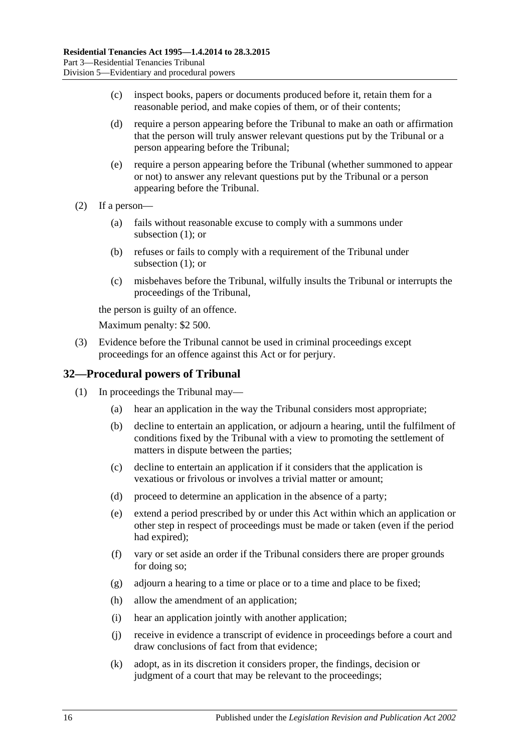(c) inspect books, papers or documents produced before it, retain them for a reasonable period, and make copies of them, or of their contents;

(d) require a person appearing before the Tribunal to make an oath or affirmation that the person will truly answer relevant questions put by the Tribunal or a person appearing before the Tribunal;

(e) require a person appearing before the Tribunal (whether summoned to appear or not) to answer any relevant questions put by the Tribunal or a person appearing before the Tribunal.

(2) If a person—

(a) fails without reasonable excuse to comply with a summons under subsection (1); or

(b) refuses or fails to comply with a requirement of the Tribunal under subsection (1); or

(c) misbehaves before the Tribunal, wilfully insults the Tribunal or interrupts the proceedings of the Tribunal,

the person is guilty of an offence.

Maximum penalty: $2 500.

(3) Evidence before the Tribunal cannot be used in criminal proceedings except proceedings for an offence against this Act or for perjury.

## 32—Procedural powers of Tribunal

(1) In proceedings the Tribunal may—

(a) hear an application in the way the Tribunal considers most appropriate;

(b) decline to entertain an application, or adjourn a hearing, until the fulfilment of conditions fixed by the Tribunal with a view to promoting the settlement of matters in dispute between the parties;

(c) decline to entertain an application if it considers that the application is vexatious or frivolous or involves a trivial matter or amount;

(d) proceed to determine an application in the absence of a party;

(e) extend a period prescribed by or under this Act within which an application or other step in respect of proceedings must be made or taken (even if the period had expired);

(f) vary or set aside an order if the Tribunal considers there are proper grounds for doing so;

(g) adjourn a hearing to a time or place or to a time and place to be fixed;

(h) allow the amendment of an application;

(i) hear an application jointly with another application;

(j) receive in evidence a transcript of evidence in proceedings before a court and draw conclusions of fact from that evidence;

(k) adopt, as in its discretion it considers proper, the findings, decision or judgment of a court that may be relevant to the proceedings;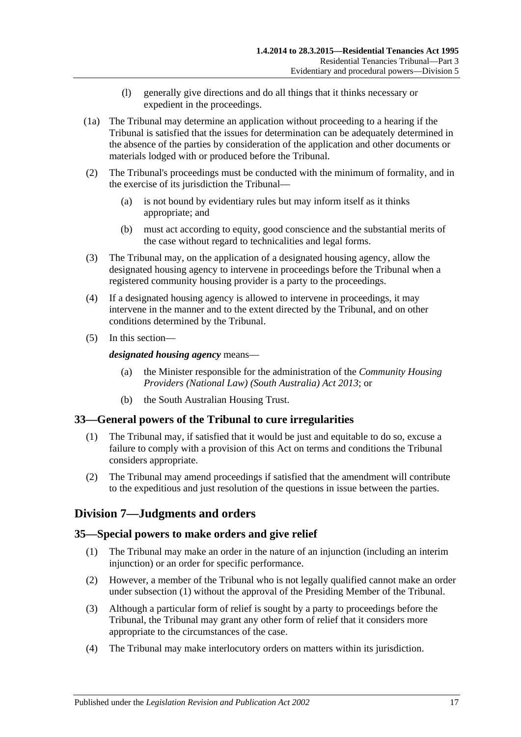(l) generally give directions and do all things that it thinks necessary or expedient in the proceedings.

(1a) The Tribunal may determine an application without proceeding to a hearing if the Tribunal is satisfied that the issues for determination can be adequately determined in the absence of the parties by consideration of the application and other documents or materials lodged with or produced before the Tribunal.

(2) The Tribunal's proceedings must be conducted with the minimum of formality, and in the exercise of its jurisdiction the Tribunal—

(a) is not bound by evidentiary rules but may inform itself as it thinks appropriate; and

(b) must act according to equity, good conscience and the substantial merits of the case without regard to technicalities and legal forms.

(3) The Tribunal may, on the application of a designated housing agency, allow the designated housing agency to intervene in proceedings before the Tribunal when a registered community housing provider is a party to the proceedings.

(4) If a designated housing agency is allowed to intervene in proceedings, it may intervene in the manner and to the extent directed by the Tribunal, and on other conditions determined by the Tribunal.

(5) In this section—

***designated housing agency*** means—

(a) the Minister responsible for the administration of the *Community Housing Providers (National Law) (South Australia) Act 2013*; or

(b) the South Australian Housing Trust.

## 33—General powers of the Tribunal to cure irregularities

(1) The Tribunal may, if satisfied that it would be just and equitable to do so, excuse a failure to comply with a provision of this Act on terms and conditions the Tribunal considers appropriate.

(2) The Tribunal may amend proceedings if satisfied that the amendment will contribute to the expeditious and just resolution of the questions in issue between the parties.

# Division 7—Judgments and orders

## 35—Special powers to make orders and give relief

(1) The Tribunal may make an order in the nature of an injunction (including an interim injunction) or an order for specific performance.

(2) However, a member of the Tribunal who is not legally qualified cannot make an order under subsection (1) without the approval of the Presiding Member of the Tribunal.

(3) Although a particular form of relief is sought by a party to proceedings before the Tribunal, the Tribunal may grant any other form of relief that it considers more appropriate to the circumstances of the case.

(4) The Tribunal may make interlocutory orders on matters within its jurisdiction.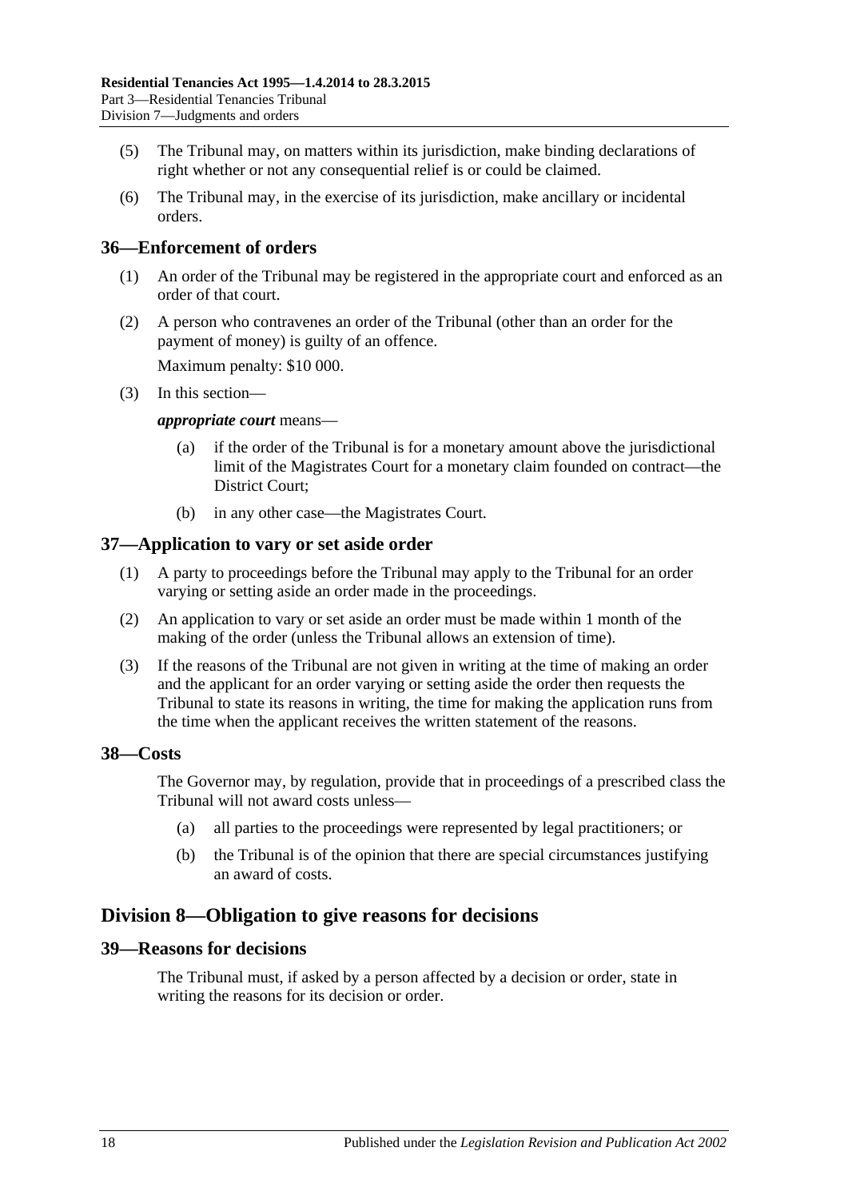(5) The Tribunal may, on matters within its jurisdiction, make binding declarations of right whether or not any consequential relief is or could be claimed.

(6) The Tribunal may, in the exercise of its jurisdiction, make ancillary or incidental orders.

## 36—Enforcement of orders

(1) An order of the Tribunal may be registered in the appropriate court and enforced as an order of that court.

(2) A person who contravenes an order of the Tribunal (other than an order for the payment of money) is guilty of an offence.

Maximum penalty: $10 000.

(3) In this section—

***appropriate court*** means—

(a) if the order of the Tribunal is for a monetary amount above the jurisdictional limit of the Magistrates Court for a monetary claim founded on contract—the District Court;

(b) in any other case—the Magistrates Court.

## 37—Application to vary or set aside order

(1) A party to proceedings before the Tribunal may apply to the Tribunal for an order varying or setting aside an order made in the proceedings.

(2) An application to vary or set aside an order must be made within 1 month of the making of the order (unless the Tribunal allows an extension of time).

(3) If the reasons of the Tribunal are not given in writing at the time of making an order and the applicant for an order varying or setting aside the order then requests the Tribunal to state its reasons in writing, the time for making the application runs from the time when the applicant receives the written statement of the reasons.

## 38—Costs

The Governor may, by regulation, provide that in proceedings of a prescribed class the Tribunal will not award costs unless—

(a) all parties to the proceedings were represented by legal practitioners; or

(b) the Tribunal is of the opinion that there are special circumstances justifying an award of costs.

# Division 8—Obligation to give reasons for decisions

## 39—Reasons for decisions

The Tribunal must, if asked by a person affected by a decision or order, state in writing the reasons for its decision or order.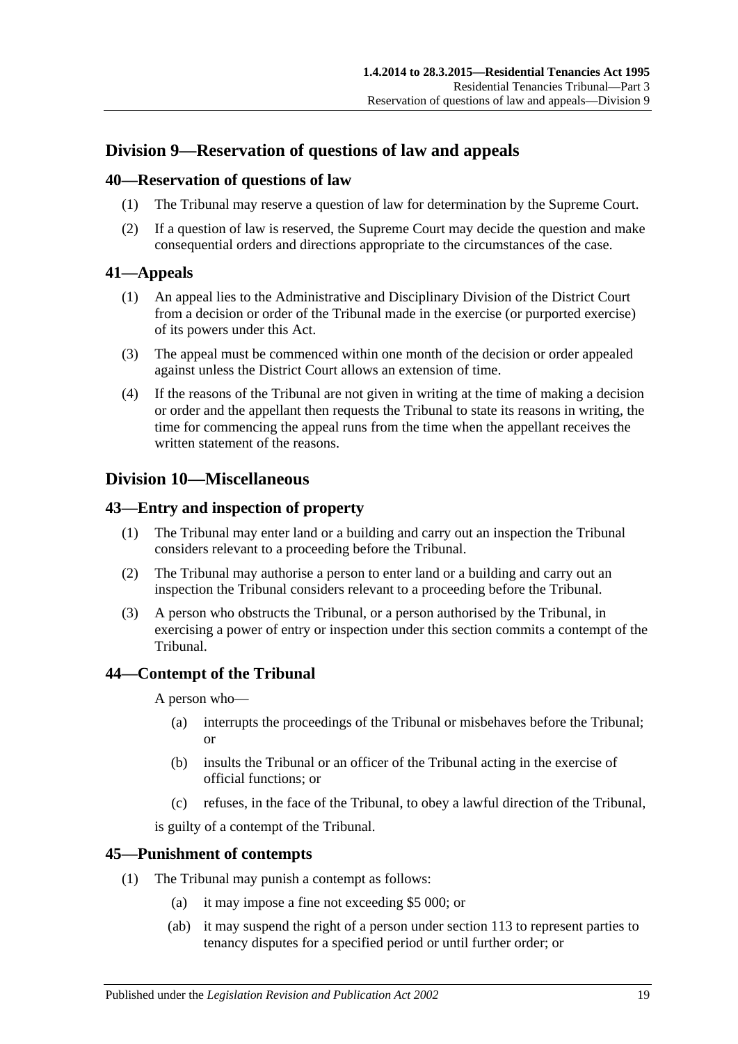## Division 9—Reservation of questions of law and appeals

### 40—Reservation of questions of law

(1) The Tribunal may reserve a question of law for determination by the Supreme Court.

(2) If a question of law is reserved, the Supreme Court may decide the question and make consequential orders and directions appropriate to the circumstances of the case.

### 41—Appeals

(1) An appeal lies to the Administrative and Disciplinary Division of the District Court from a decision or order of the Tribunal made in the exercise (or purported exercise) of its powers under this Act.

(3) The appeal must be commenced within one month of the decision or order appealed against unless the District Court allows an extension of time.

(4) If the reasons of the Tribunal are not given in writing at the time of making a decision or order and the appellant then requests the Tribunal to state its reasons in writing, the time for commencing the appeal runs from the time when the appellant receives the written statement of the reasons.

## Division 10—Miscellaneous

### 43—Entry and inspection of property

(1) The Tribunal may enter land or a building and carry out an inspection the Tribunal considers relevant to a proceeding before the Tribunal.

(2) The Tribunal may authorise a person to enter land or a building and carry out an inspection the Tribunal considers relevant to a proceeding before the Tribunal.

(3) A person who obstructs the Tribunal, or a person authorised by the Tribunal, in exercising a power of entry or inspection under this section commits a contempt of the Tribunal.

### 44—Contempt of the Tribunal

A person who—

(a) interrupts the proceedings of the Tribunal or misbehaves before the Tribunal; or

(b) insults the Tribunal or an officer of the Tribunal acting in the exercise of official functions; or

(c) refuses, in the face of the Tribunal, to obey a lawful direction of the Tribunal,

is guilty of a contempt of the Tribunal.

### 45—Punishment of contempts

(1) The Tribunal may punish a contempt as follows:

(a) it may impose a fine not exceeding $5 000; or

(ab) it may suspend the right of a person under section 113 to represent parties to tenancy disputes for a specified period or until further order; or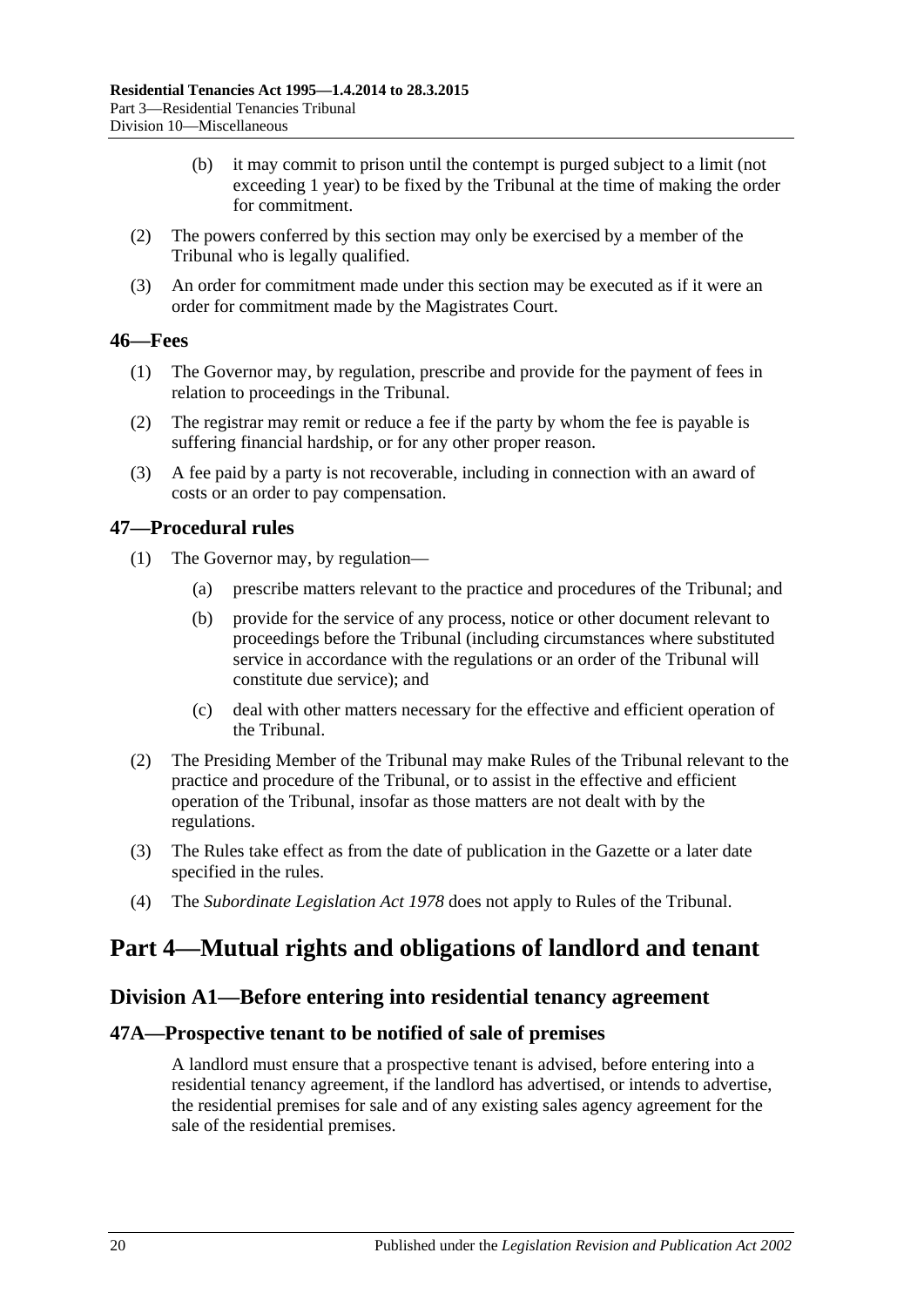(b) it may commit to prison until the contempt is purged subject to a limit (not exceeding 1 year) to be fixed by the Tribunal at the time of making the order for commitment.

(2) The powers conferred by this section may only be exercised by a member of the Tribunal who is legally qualified.

(3) An order for commitment made under this section may be executed as if it were an order for commitment made by the Magistrates Court.

### 46—Fees

(1) The Governor may, by regulation, prescribe and provide for the payment of fees in relation to proceedings in the Tribunal.

(2) The registrar may remit or reduce a fee if the party by whom the fee is payable is suffering financial hardship, or for any other proper reason.

(3) A fee paid by a party is not recoverable, including in connection with an award of costs or an order to pay compensation.

### 47—Procedural rules

(1) The Governor may, by regulation—

(a) prescribe matters relevant to the practice and procedures of the Tribunal; and

(b) provide for the service of any process, notice or other document relevant to proceedings before the Tribunal (including circumstances where substituted service in accordance with the regulations or an order of the Tribunal will constitute due service); and

(c) deal with other matters necessary for the effective and efficient operation of the Tribunal.

(2) The Presiding Member of the Tribunal may make Rules of the Tribunal relevant to the practice and procedure of the Tribunal, or to assist in the effective and efficient operation of the Tribunal, insofar as those matters are not dealt with by the regulations.

(3) The Rules take effect as from the date of publication in the Gazette or a later date specified in the rules.

(4) The *Subordinate Legislation Act 1978* does not apply to Rules of the Tribunal.

# Part 4—Mutual rights and obligations of landlord and tenant

## Division A1—Before entering into residential tenancy agreement

### 47A—Prospective tenant to be notified of sale of premises

A landlord must ensure that a prospective tenant is advised, before entering into a residential tenancy agreement, if the landlord has advertised, or intends to advertise, the residential premises for sale and of any existing sales agency agreement for the sale of the residential premises.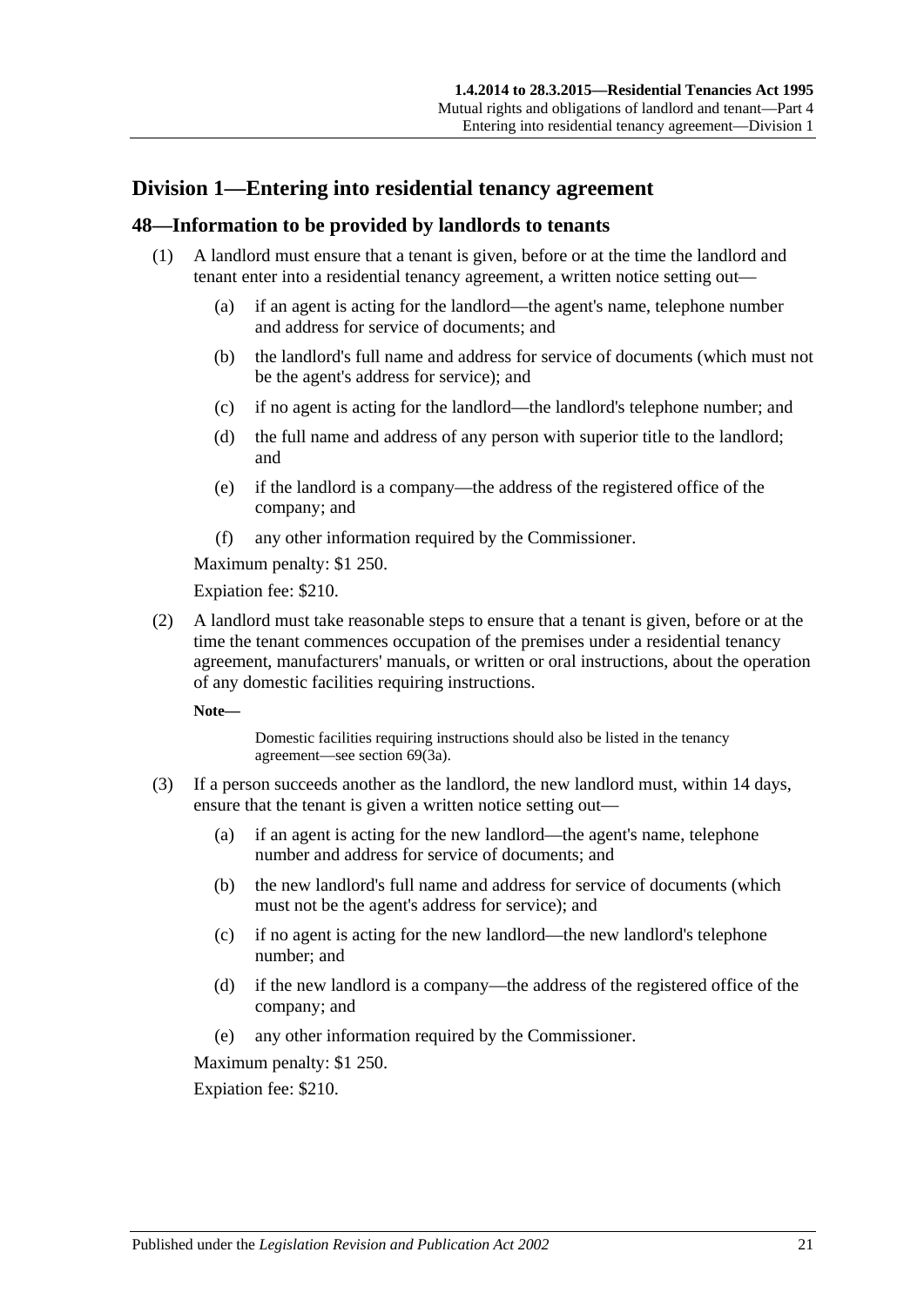## Division 1—Entering into residential tenancy agreement

### 48—Information to be provided by landlords to tenants

(1) A landlord must ensure that a tenant is given, before or at the time the landlord and tenant enter into a residential tenancy agreement, a written notice setting out—

(a) if an agent is acting for the landlord—the agent's name, telephone number and address for service of documents; and

(b) the landlord's full name and address for service of documents (which must not be the agent's address for service); and

(c) if no agent is acting for the landlord—the landlord's telephone number; and

(d) the full name and address of any person with superior title to the landlord; and

(e) if the landlord is a company—the address of the registered office of the company; and

(f) any other information required by the Commissioner.

Maximum penalty: $1 250.

Expiation fee: $210.

(2) A landlord must take reasonable steps to ensure that a tenant is given, before or at the time the tenant commences occupation of the premises under a residential tenancy agreement, manufacturers' manuals, or written or oral instructions, about the operation of any domestic facilities requiring instructions.

**Note—**

Domestic facilities requiring instructions should also be listed in the tenancy agreement—see section 69(3a).

(3) If a person succeeds another as the landlord, the new landlord must, within 14 days, ensure that the tenant is given a written notice setting out—

(a) if an agent is acting for the new landlord—the agent's name, telephone number and address for service of documents; and

(b) the new landlord's full name and address for service of documents (which must not be the agent's address for service); and

(c) if no agent is acting for the new landlord—the new landlord's telephone number; and

(d) if the new landlord is a company—the address of the registered office of the company; and

(e) any other information required by the Commissioner.

Maximum penalty: $1 250.

Expiation fee: $210.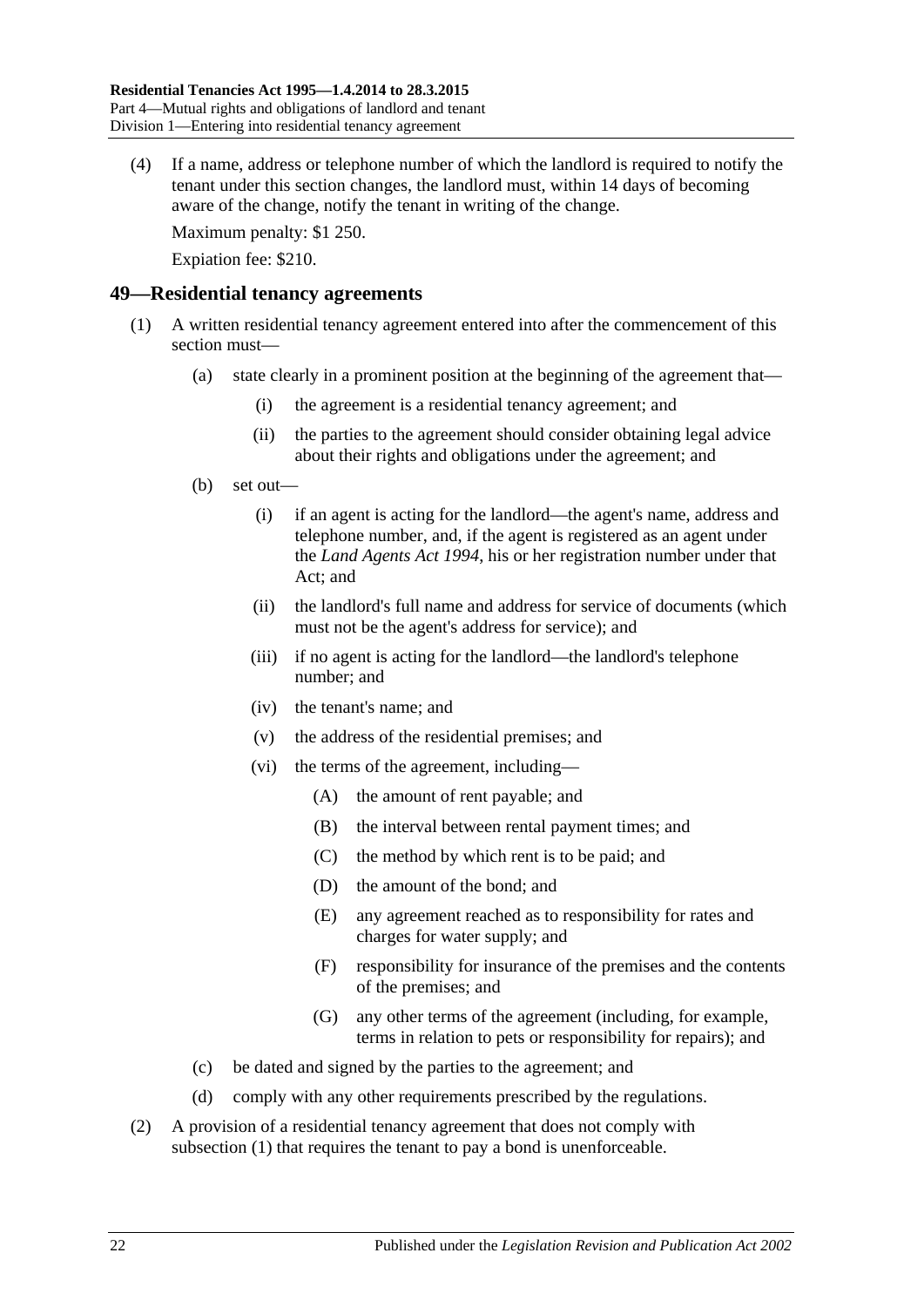(4) If a name, address or telephone number of which the landlord is required to notify the tenant under this section changes, the landlord must, within 14 days of becoming aware of the change, notify the tenant in writing of the change.

Maximum penalty: $1 250.

Expiation fee: $210.

## 49—Residential tenancy agreements

(1) A written residential tenancy agreement entered into after the commencement of this section must—

(a) state clearly in a prominent position at the beginning of the agreement that—

(i) the agreement is a residential tenancy agreement; and

(ii) the parties to the agreement should consider obtaining legal advice about their rights and obligations under the agreement; and

(b) set out—

(i) if an agent is acting for the landlord—the agent's name, address and telephone number, and, if the agent is registered as an agent under the *Land Agents Act 1994*, his or her registration number under that Act; and

(ii) the landlord's full name and address for service of documents (which must not be the agent's address for service); and

(iii) if no agent is acting for the landlord—the landlord's telephone number; and

(iv) the tenant's name; and

(v) the address of the residential premises; and

(vi) the terms of the agreement, including—

(A) the amount of rent payable; and

(B) the interval between rental payment times; and

(C) the method by which rent is to be paid; and

(D) the amount of the bond; and

(E) any agreement reached as to responsibility for rates and charges for water supply; and

(F) responsibility for insurance of the premises and the contents of the premises; and

(G) any other terms of the agreement (including, for example, terms in relation to pets or responsibility for repairs); and

(c) be dated and signed by the parties to the agreement; and

(d) comply with any other requirements prescribed by the regulations.

(2) A provision of a residential tenancy agreement that does not comply with subsection (1) that requires the tenant to pay a bond is unenforceable.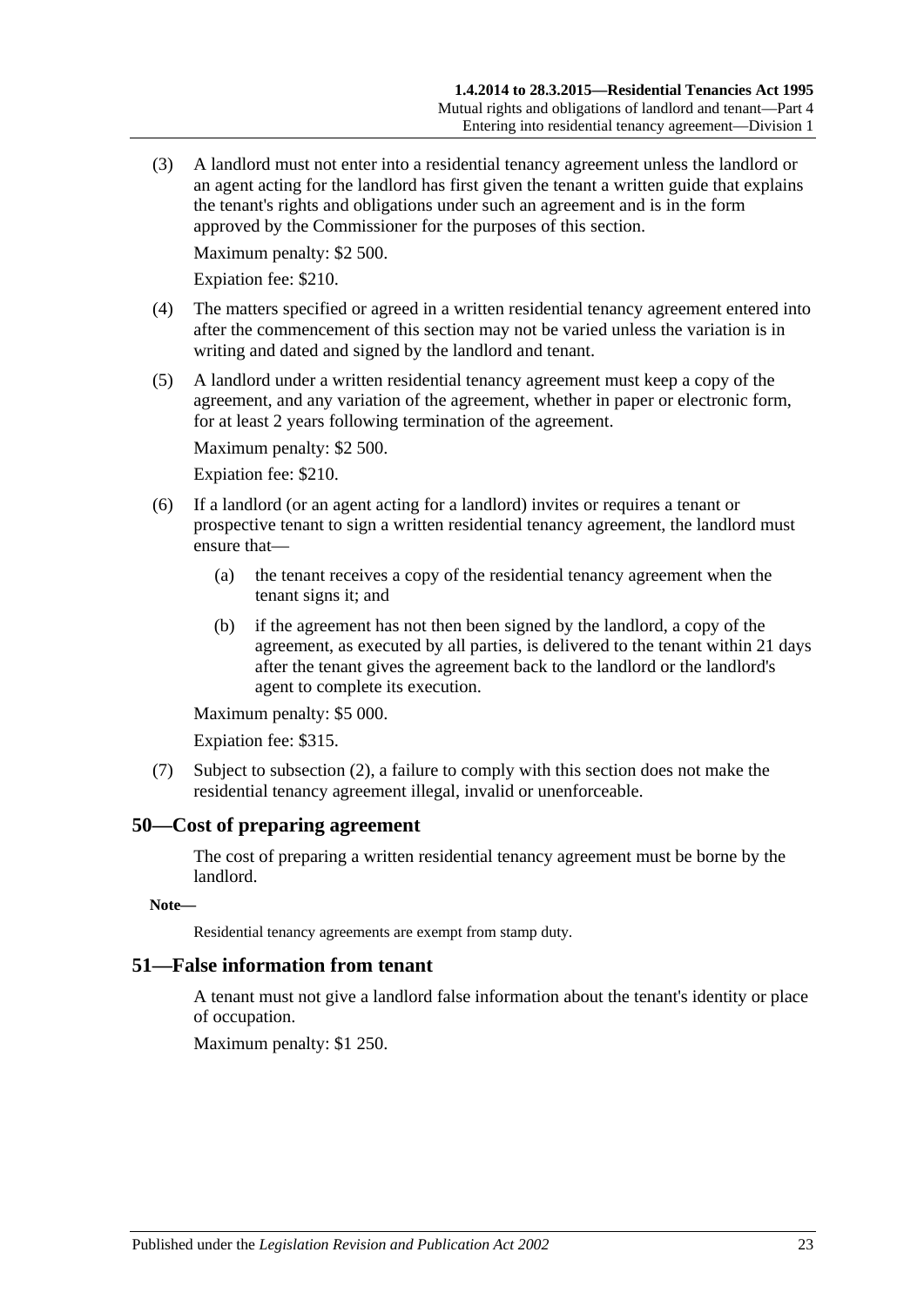(3) A landlord must not enter into a residential tenancy agreement unless the landlord or an agent acting for the landlord has first given the tenant a written guide that explains the tenant's rights and obligations under such an agreement and is in the form approved by the Commissioner for the purposes of this section.

Maximum penalty: $2 500.

Expiation fee: $210.

(4) The matters specified or agreed in a written residential tenancy agreement entered into after the commencement of this section may not be varied unless the variation is in writing and dated and signed by the landlord and tenant.

(5) A landlord under a written residential tenancy agreement must keep a copy of the agreement, and any variation of the agreement, whether in paper or electronic form, for at least 2 years following termination of the agreement.

Maximum penalty: $2 500.

Expiation fee: $210.

(6) If a landlord (or an agent acting for a landlord) invites or requires a tenant or prospective tenant to sign a written residential tenancy agreement, the landlord must ensure that—

(a) the tenant receives a copy of the residential tenancy agreement when the tenant signs it; and

(b) if the agreement has not then been signed by the landlord, a copy of the agreement, as executed by all parties, is delivered to the tenant within 21 days after the tenant gives the agreement back to the landlord or the landlord's agent to complete its execution.

Maximum penalty: $5 000.

Expiation fee: $315.

(7) Subject to subsection (2), a failure to comply with this section does not make the residential tenancy agreement illegal, invalid or unenforceable.

## 50—Cost of preparing agreement

The cost of preparing a written residential tenancy agreement must be borne by the landlord.

**Note—**

Residential tenancy agreements are exempt from stamp duty.

## 51—False information from tenant

A tenant must not give a landlord false information about the tenant's identity or place of occupation.

Maximum penalty: $1 250.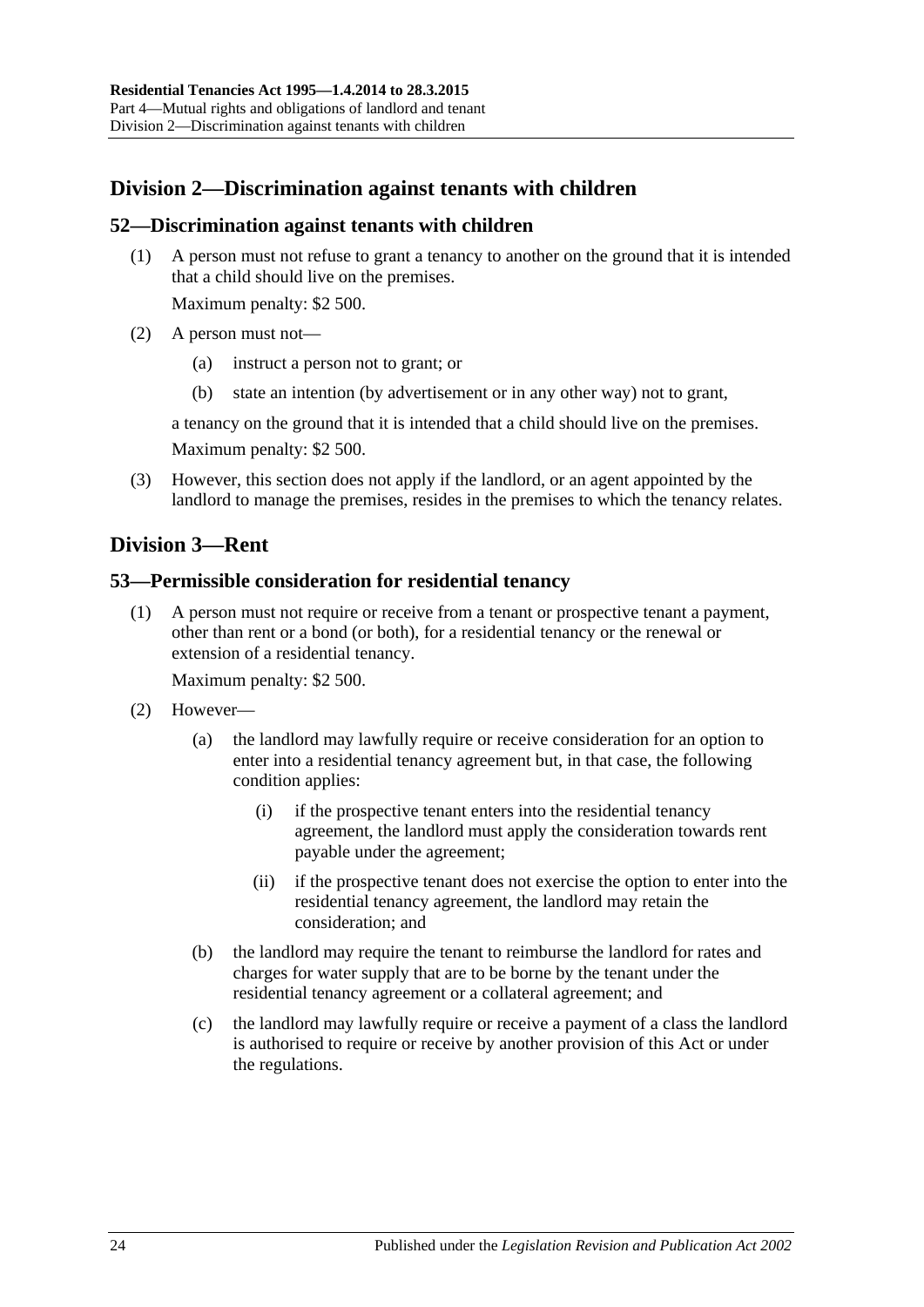## Division 2—Discrimination against tenants with children

### 52—Discrimination against tenants with children

(1) A person must not refuse to grant a tenancy to another on the ground that it is intended that a child should live on the premises.

Maximum penalty: $2 500.

(2) A person must not—

(a) instruct a person not to grant; or

(b) state an intention (by advertisement or in any other way) not to grant,

a tenancy on the ground that it is intended that a child should live on the premises.

Maximum penalty: $2 500.

(3) However, this section does not apply if the landlord, or an agent appointed by the landlord to manage the premises, resides in the premises to which the tenancy relates.

## Division 3—Rent

### 53—Permissible consideration for residential tenancy

(1) A person must not require or receive from a tenant or prospective tenant a payment, other than rent or a bond (or both), for a residential tenancy or the renewal or extension of a residential tenancy.

Maximum penalty: $2 500.

(2) However—

(a) the landlord may lawfully require or receive consideration for an option to enter into a residential tenancy agreement but, in that case, the following condition applies:

(i) if the prospective tenant enters into the residential tenancy agreement, the landlord must apply the consideration towards rent payable under the agreement;

(ii) if the prospective tenant does not exercise the option to enter into the residential tenancy agreement, the landlord may retain the consideration; and

(b) the landlord may require the tenant to reimburse the landlord for rates and charges for water supply that are to be borne by the tenant under the residential tenancy agreement or a collateral agreement; and

(c) the landlord may lawfully require or receive a payment of a class the landlord is authorised to require or receive by another provision of this Act or under the regulations.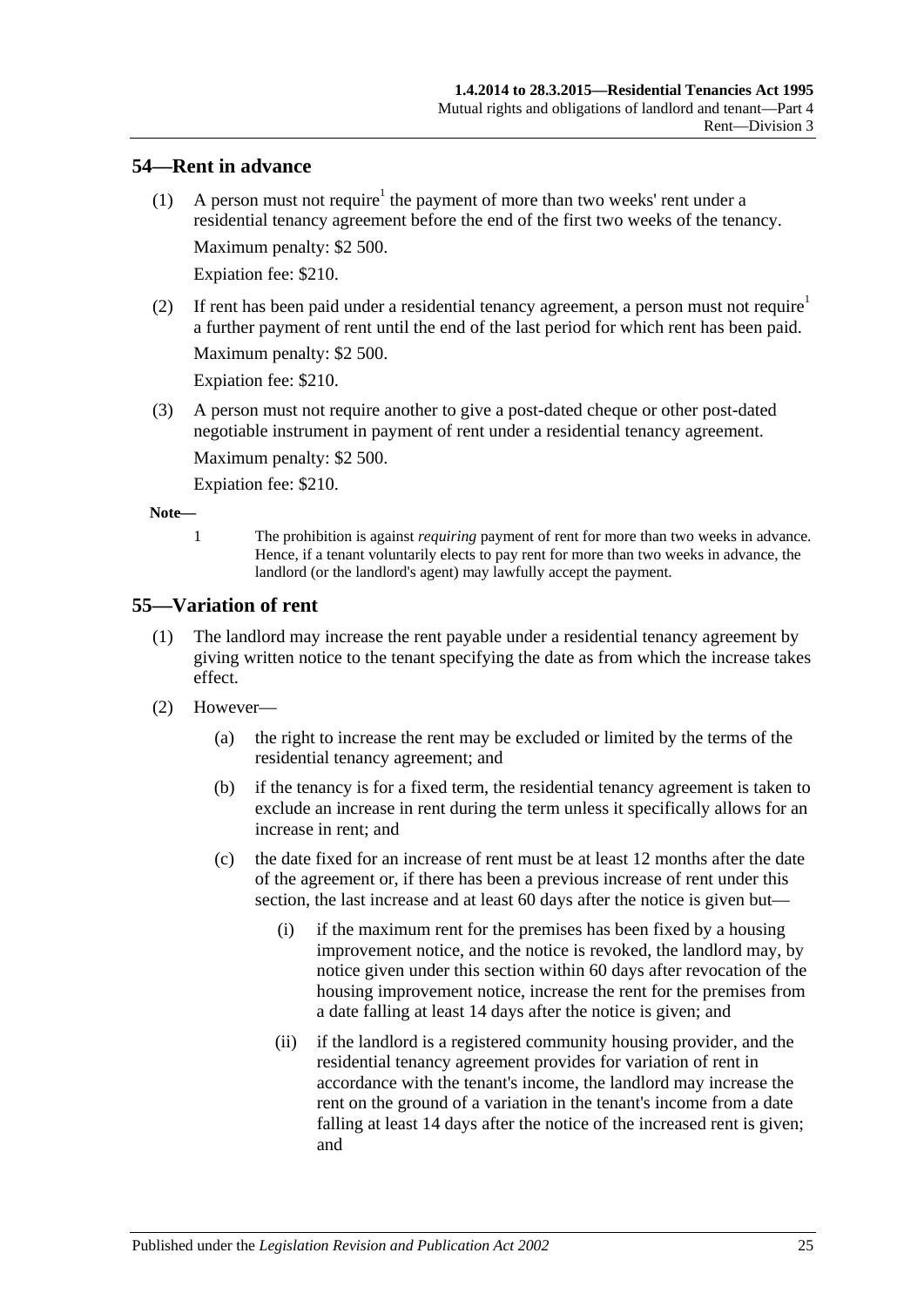## 54—Rent in advance

(1) A person must not require[1] the payment of more than two weeks' rent under a residential tenancy agreement before the end of the first two weeks of the tenancy.

Maximum penalty: $2 500.

Expiation fee: $210.

(2) If rent has been paid under a residential tenancy agreement, a person must not require[1] a further payment of rent until the end of the last period for which rent has been paid.

Maximum penalty: $2 500.

Expiation fee: $210.

(3) A person must not require another to give a post-dated cheque or other post-dated negotiable instrument in payment of rent under a residential tenancy agreement.

Maximum penalty: $2 500.

Expiation fee: $210.

**Note—**

1 The prohibition is against *requiring* payment of rent for more than two weeks in advance. Hence, if a tenant voluntarily elects to pay rent for more than two weeks in advance, the landlord (or the landlord's agent) may lawfully accept the payment.

## 55—Variation of rent

(1) The landlord may increase the rent payable under a residential tenancy agreement by giving written notice to the tenant specifying the date as from which the increase takes effect.

(2) However—

(a) the right to increase the rent may be excluded or limited by the terms of the residential tenancy agreement; and

(b) if the tenancy is for a fixed term, the residential tenancy agreement is taken to exclude an increase in rent during the term unless it specifically allows for an increase in rent; and

(c) the date fixed for an increase of rent must be at least 12 months after the date of the agreement or, if there has been a previous increase of rent under this section, the last increase and at least 60 days after the notice is given but—

(i) if the maximum rent for the premises has been fixed by a housing improvement notice, and the notice is revoked, the landlord may, by notice given under this section within 60 days after revocation of the housing improvement notice, increase the rent for the premises from a date falling at least 14 days after the notice is given; and

(ii) if the landlord is a registered community housing provider, and the residential tenancy agreement provides for variation of rent in accordance with the tenant's income, the landlord may increase the rent on the ground of a variation in the tenant's income from a date falling at least 14 days after the notice of the increased rent is given; and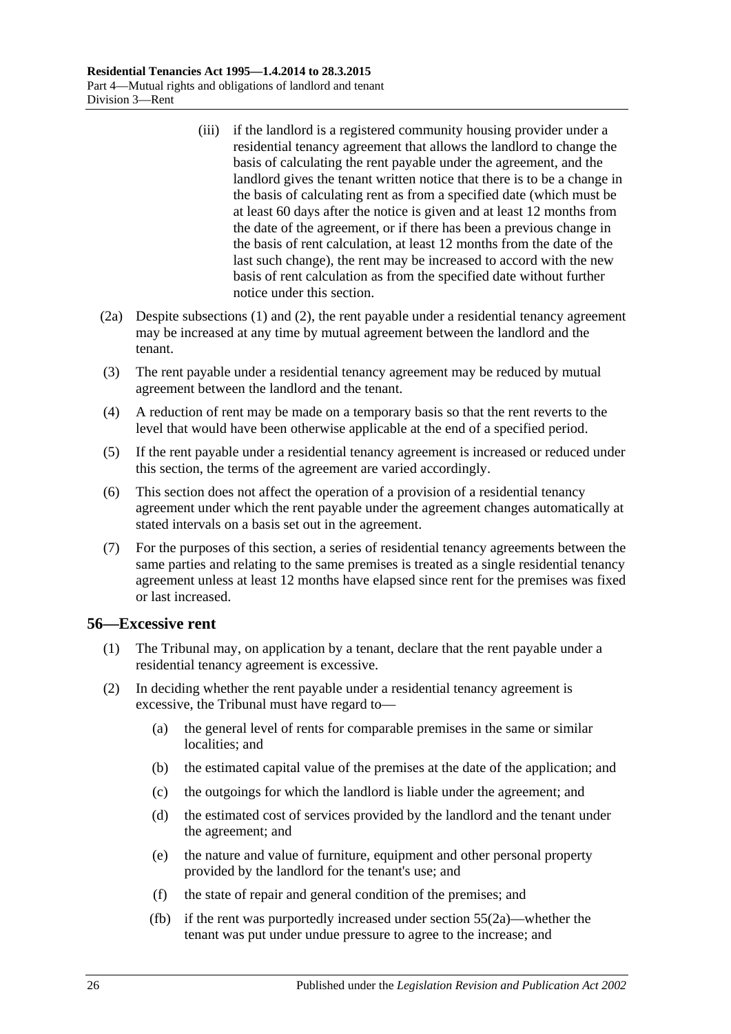(iii) if the landlord is a registered community housing provider under a residential tenancy agreement that allows the landlord to change the basis of calculating the rent payable under the agreement, and the landlord gives the tenant written notice that there is to be a change in the basis of calculating rent as from a specified date (which must be at least 60 days after the notice is given and at least 12 months from the date of the agreement, or if there has been a previous change in the basis of rent calculation, at least 12 months from the date of the last such change), the rent may be increased to accord with the new basis of rent calculation as from the specified date without further notice under this section.

(2a) Despite subsections (1) and (2), the rent payable under a residential tenancy agreement may be increased at any time by mutual agreement between the landlord and the tenant.

(3) The rent payable under a residential tenancy agreement may be reduced by mutual agreement between the landlord and the tenant.

(4) A reduction of rent may be made on a temporary basis so that the rent reverts to the level that would have been otherwise applicable at the end of a specified period.

(5) If the rent payable under a residential tenancy agreement is increased or reduced under this section, the terms of the agreement are varied accordingly.

(6) This section does not affect the operation of a provision of a residential tenancy agreement under which the rent payable under the agreement changes automatically at stated intervals on a basis set out in the agreement.

(7) For the purposes of this section, a series of residential tenancy agreements between the same parties and relating to the same premises is treated as a single residential tenancy agreement unless at least 12 months have elapsed since rent for the premises was fixed or last increased.

## 56—Excessive rent

(1) The Tribunal may, on application by a tenant, declare that the rent payable under a residential tenancy agreement is excessive.

(2) In deciding whether the rent payable under a residential tenancy agreement is excessive, the Tribunal must have regard to—

(a) the general level of rents for comparable premises in the same or similar localities; and

(b) the estimated capital value of the premises at the date of the application; and

(c) the outgoings for which the landlord is liable under the agreement; and

(d) the estimated cost of services provided by the landlord and the tenant under the agreement; and

(e) the nature and value of furniture, equipment and other personal property provided by the landlord for the tenant's use; and

(f) the state of repair and general condition of the premises; and

(fb) if the rent was purportedly increased under section 55(2a)—whether the tenant was put under undue pressure to agree to the increase; and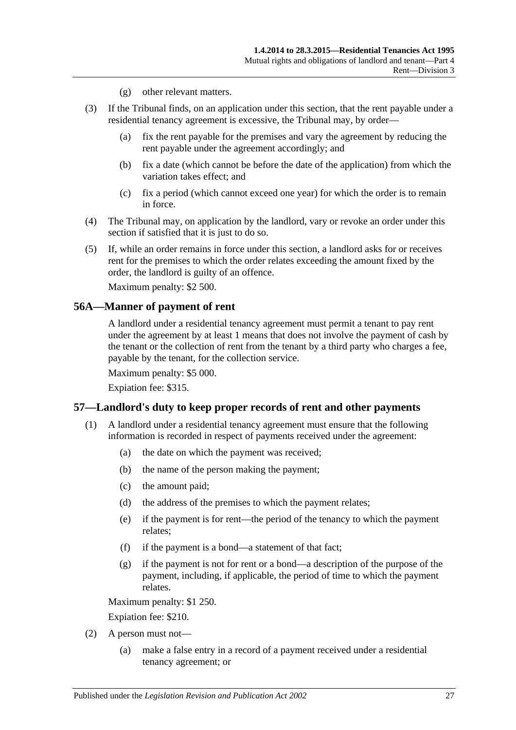(g) other relevant matters.

(3) If the Tribunal finds, on an application under this section, that the rent payable under a residential tenancy agreement is excessive, the Tribunal may, by order—

(a) fix the rent payable for the premises and vary the agreement by reducing the rent payable under the agreement accordingly; and

(b) fix a date (which cannot be before the date of the application) from which the variation takes effect; and

(c) fix a period (which cannot exceed one year) for which the order is to remain in force.

(4) The Tribunal may, on application by the landlord, vary or revoke an order under this section if satisfied that it is just to do so.

(5) If, while an order remains in force under this section, a landlord asks for or receives rent for the premises to which the order relates exceeding the amount fixed by the order, the landlord is guilty of an offence.

Maximum penalty: $2 500.

## 56A—Manner of payment of rent

A landlord under a residential tenancy agreement must permit a tenant to pay rent under the agreement by at least 1 means that does not involve the payment of cash by the tenant or the collection of rent from the tenant by a third party who charges a fee, payable by the tenant, for the collection service.

Maximum penalty: $5 000.

Expiation fee: $315.

## 57—Landlord's duty to keep proper records of rent and other payments

(1) A landlord under a residential tenancy agreement must ensure that the following information is recorded in respect of payments received under the agreement:

(a) the date on which the payment was received;

(b) the name of the person making the payment;

(c) the amount paid;

(d) the address of the premises to which the payment relates;

(e) if the payment is for rent—the period of the tenancy to which the payment relates;

(f) if the payment is a bond—a statement of that fact;

(g) if the payment is not for rent or a bond—a description of the purpose of the payment, including, if applicable, the period of time to which the payment relates.

Maximum penalty: $1 250.

Expiation fee: $210.

(2) A person must not—

(a) make a false entry in a record of a payment received under a residential tenancy agreement; or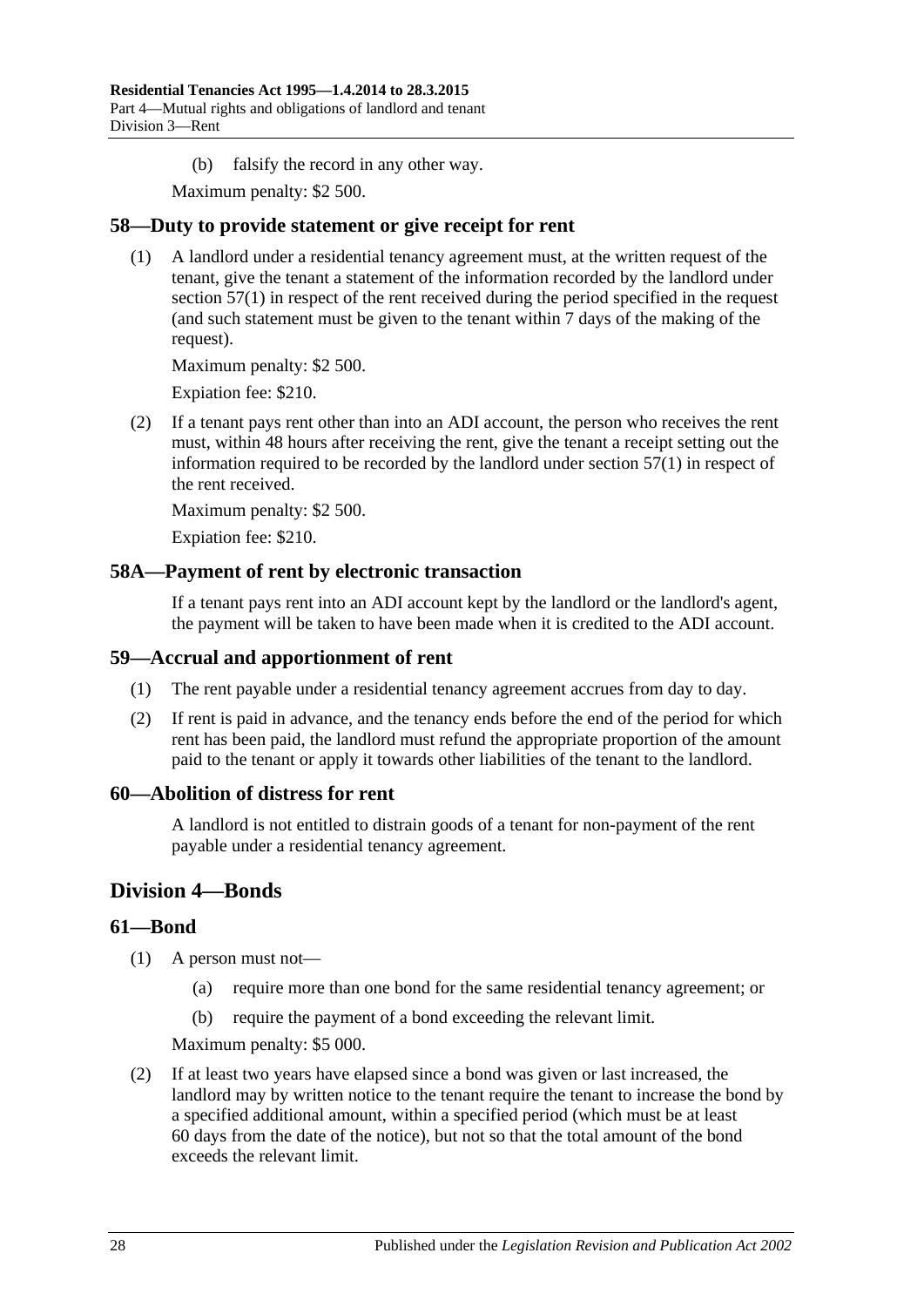(b) falsify the record in any other way.

Maximum penalty: $2 500.

## 58—Duty to provide statement or give receipt for rent

(1) A landlord under a residential tenancy agreement must, at the written request of the tenant, give the tenant a statement of the information recorded by the landlord under section 57(1) in respect of the rent received during the period specified in the request (and such statement must be given to the tenant within 7 days of the making of the request).

Maximum penalty: $2 500.

Expiation fee: $210.

(2) If a tenant pays rent other than into an ADI account, the person who receives the rent must, within 48 hours after receiving the rent, give the tenant a receipt setting out the information required to be recorded by the landlord under section 57(1) in respect of the rent received.

Maximum penalty: $2 500.

Expiation fee: $210.

## 58A—Payment of rent by electronic transaction

If a tenant pays rent into an ADI account kept by the landlord or the landlord's agent, the payment will be taken to have been made when it is credited to the ADI account.

## 59—Accrual and apportionment of rent

(1) The rent payable under a residential tenancy agreement accrues from day to day.

(2) If rent is paid in advance, and the tenancy ends before the end of the period for which rent has been paid, the landlord must refund the appropriate proportion of the amount paid to the tenant or apply it towards other liabilities of the tenant to the landlord.

## 60—Abolition of distress for rent

A landlord is not entitled to distrain goods of a tenant for non-payment of the rent payable under a residential tenancy agreement.

# Division 4—Bonds

## 61—Bond

(1) A person must not—

(a) require more than one bond for the same residential tenancy agreement; or

(b) require the payment of a bond exceeding the relevant limit.

Maximum penalty: $5 000.

(2) If at least two years have elapsed since a bond was given or last increased, the landlord may by written notice to the tenant require the tenant to increase the bond by a specified additional amount, within a specified period (which must be at least 60 days from the date of the notice), but not so that the total amount of the bond exceeds the relevant limit.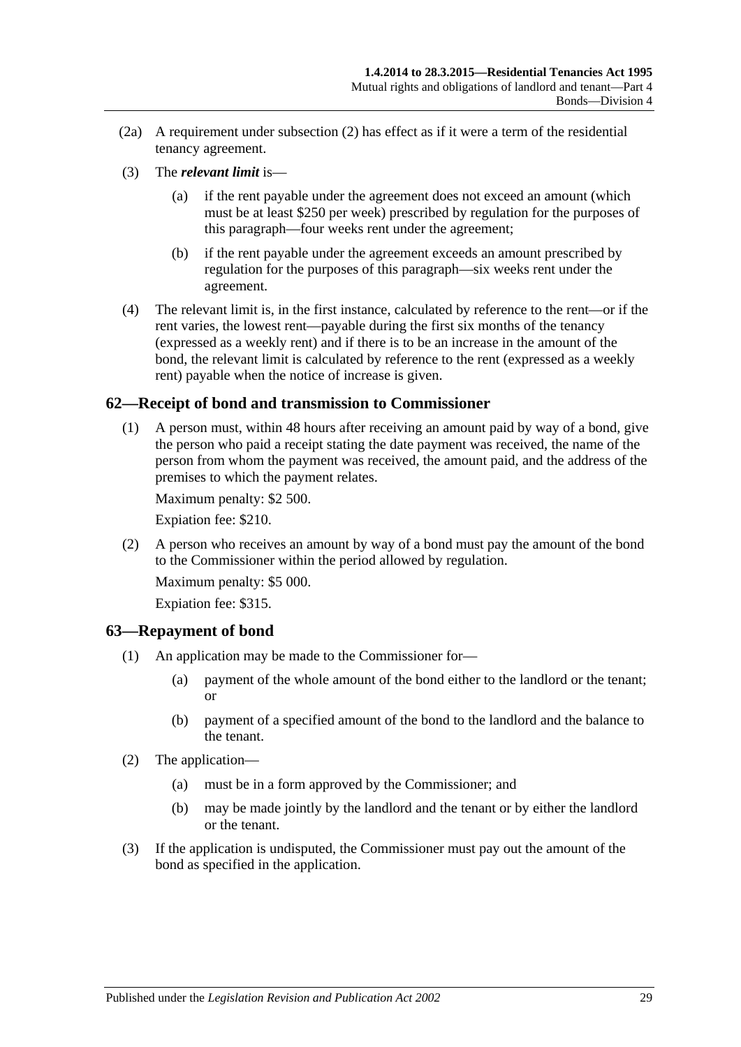(2a) A requirement under subsection (2) has effect as if it were a term of the residential tenancy agreement.

(3) The ***relevant limit*** is—

(a) if the rent payable under the agreement does not exceed an amount (which must be at least $250 per week) prescribed by regulation for the purposes of this paragraph—four weeks rent under the agreement;

(b) if the rent payable under the agreement exceeds an amount prescribed by regulation for the purposes of this paragraph—six weeks rent under the agreement.

(4) The relevant limit is, in the first instance, calculated by reference to the rent—or if the rent varies, the lowest rent—payable during the first six months of the tenancy (expressed as a weekly rent) and if there is to be an increase in the amount of the bond, the relevant limit is calculated by reference to the rent (expressed as a weekly rent) payable when the notice of increase is given.

## 62—Receipt of bond and transmission to Commissioner

(1) A person must, within 48 hours after receiving an amount paid by way of a bond, give the person who paid a receipt stating the date payment was received, the name of the person from whom the payment was received, the amount paid, and the address of the premises to which the payment relates.

Maximum penalty: $2 500.

Expiation fee: $210.

(2) A person who receives an amount by way of a bond must pay the amount of the bond to the Commissioner within the period allowed by regulation.

Maximum penalty: $5 000.

Expiation fee: $315.

## 63—Repayment of bond

(1) An application may be made to the Commissioner for—

(a) payment of the whole amount of the bond either to the landlord or the tenant; or

(b) payment of a specified amount of the bond to the landlord and the balance to the tenant.

(2) The application—

(a) must be in a form approved by the Commissioner; and

(b) may be made jointly by the landlord and the tenant or by either the landlord or the tenant.

(3) If the application is undisputed, the Commissioner must pay out the amount of the bond as specified in the application.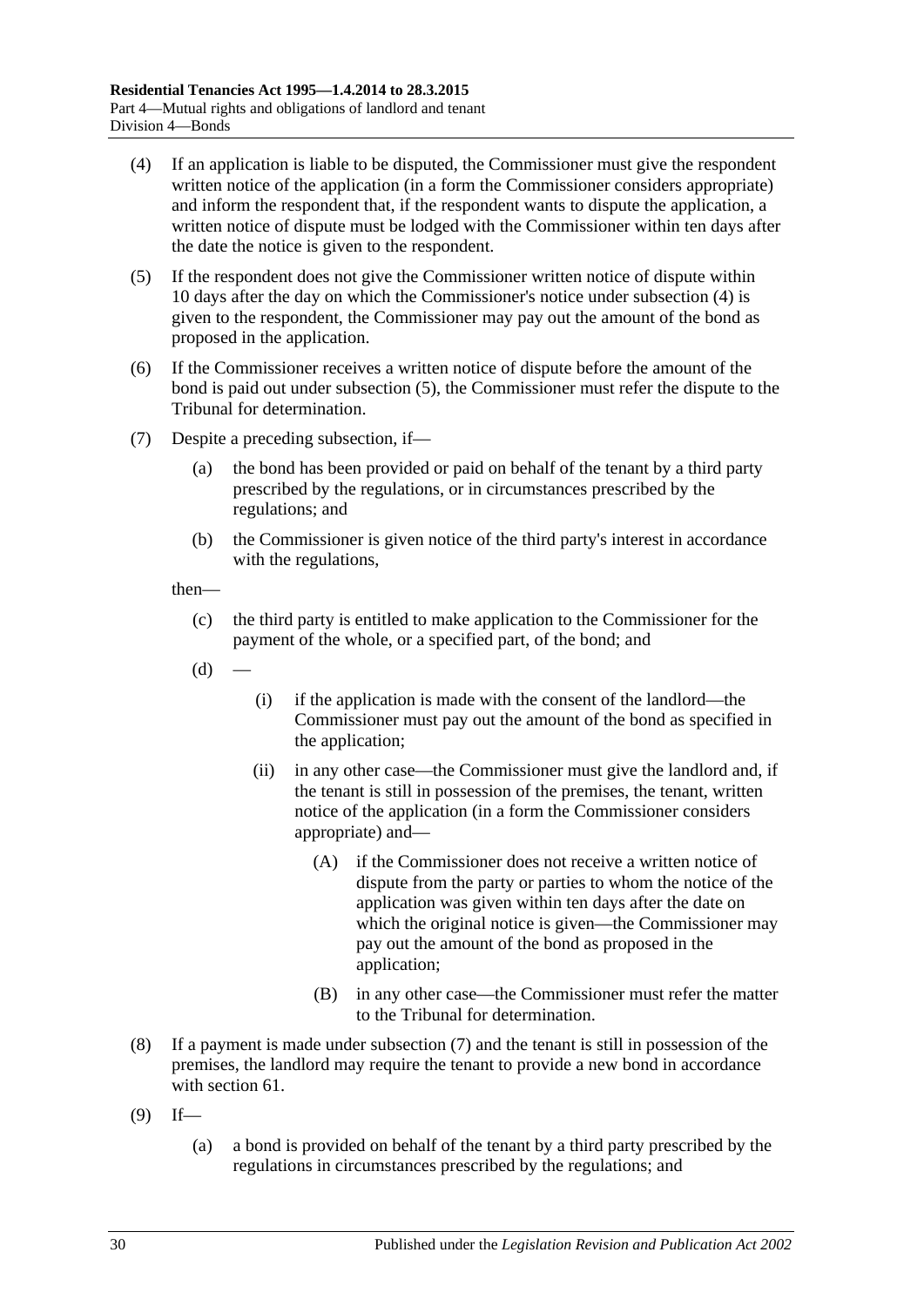(4) If an application is liable to be disputed, the Commissioner must give the respondent written notice of the application (in a form the Commissioner considers appropriate) and inform the respondent that, if the respondent wants to dispute the application, a written notice of dispute must be lodged with the Commissioner within ten days after the date the notice is given to the respondent.

(5) If the respondent does not give the Commissioner written notice of dispute within 10 days after the day on which the Commissioner's notice under subsection (4) is given to the respondent, the Commissioner may pay out the amount of the bond as proposed in the application.

(6) If the Commissioner receives a written notice of dispute before the amount of the bond is paid out under subsection (5), the Commissioner must refer the dispute to the Tribunal for determination.

(7) Despite a preceding subsection, if—

  (a) the bond has been provided or paid on behalf of the tenant by a third party prescribed by the regulations, or in circumstances prescribed by the regulations; and

  (b) the Commissioner is given notice of the third party's interest in accordance with the regulations,

  then—

  (c) the third party is entitled to make application to the Commissioner for the payment of the whole, or a specified part, of the bond; and

  (d) —

    (i) if the application is made with the consent of the landlord—the Commissioner must pay out the amount of the bond as specified in the application;

    (ii) in any other case—the Commissioner must give the landlord and, if the tenant is still in possession of the premises, the tenant, written notice of the application (in a form the Commissioner considers appropriate) and—

      (A) if the Commissioner does not receive a written notice of dispute from the party or parties to whom the notice of the application was given within ten days after the date on which the original notice is given—the Commissioner may pay out the amount of the bond as proposed in the application;

      (B) in any other case—the Commissioner must refer the matter to the Tribunal for determination.

(8) If a payment is made under subsection (7) and the tenant is still in possession of the premises, the landlord may require the tenant to provide a new bond in accordance with section 61.

(9) If—

  (a) a bond is provided on behalf of the tenant by a third party prescribed by the regulations in circumstances prescribed by the regulations; and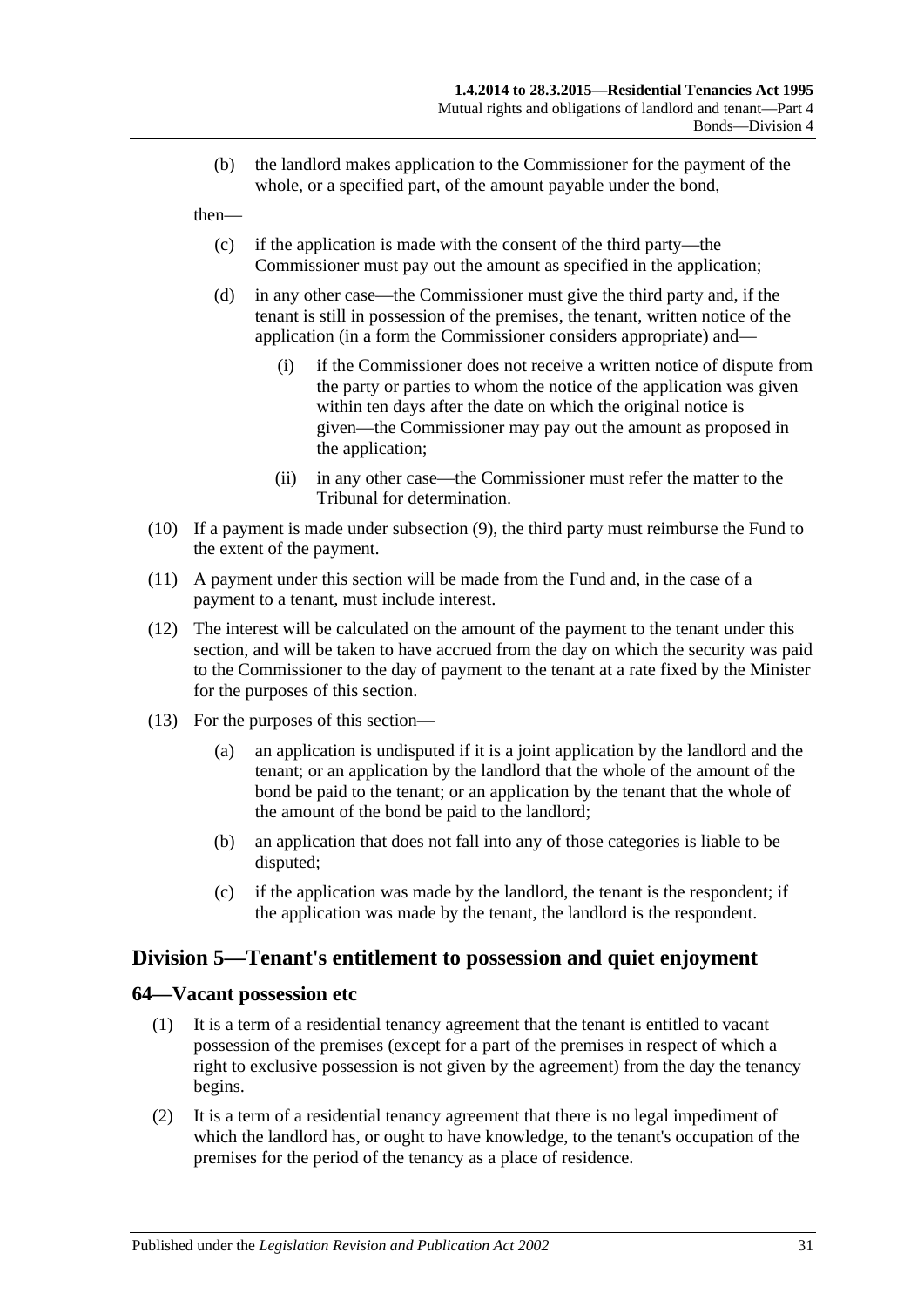(b) the landlord makes application to the Commissioner for the payment of the whole, or a specified part, of the amount payable under the bond,

then—

(c) if the application is made with the consent of the third party—the Commissioner must pay out the amount as specified in the application;

(d) in any other case—the Commissioner must give the third party and, if the tenant is still in possession of the premises, the tenant, written notice of the application (in a form the Commissioner considers appropriate) and—

(i) if the Commissioner does not receive a written notice of dispute from the party or parties to whom the notice of the application was given within ten days after the date on which the original notice is given—the Commissioner may pay out the amount as proposed in the application;

(ii) in any other case—the Commissioner must refer the matter to the Tribunal for determination.

(10) If a payment is made under subsection (9), the third party must reimburse the Fund to the extent of the payment.

(11) A payment under this section will be made from the Fund and, in the case of a payment to a tenant, must include interest.

(12) The interest will be calculated on the amount of the payment to the tenant under this section, and will be taken to have accrued from the day on which the security was paid to the Commissioner to the day of payment to the tenant at a rate fixed by the Minister for the purposes of this section.

(13) For the purposes of this section—

(a) an application is undisputed if it is a joint application by the landlord and the tenant; or an application by the landlord that the whole of the amount of the bond be paid to the tenant; or an application by the tenant that the whole of the amount of the bond be paid to the landlord;

(b) an application that does not fall into any of those categories is liable to be disputed;

(c) if the application was made by the landlord, the tenant is the respondent; if the application was made by the tenant, the landlord is the respondent.

## Division 5—Tenant's entitlement to possession and quiet enjoyment

### 64—Vacant possession etc

(1) It is a term of a residential tenancy agreement that the tenant is entitled to vacant possession of the premises (except for a part of the premises in respect of which a right to exclusive possession is not given by the agreement) from the day the tenancy begins.

(2) It is a term of a residential tenancy agreement that there is no legal impediment of which the landlord has, or ought to have knowledge, to the tenant's occupation of the premises for the period of the tenancy as a place of residence.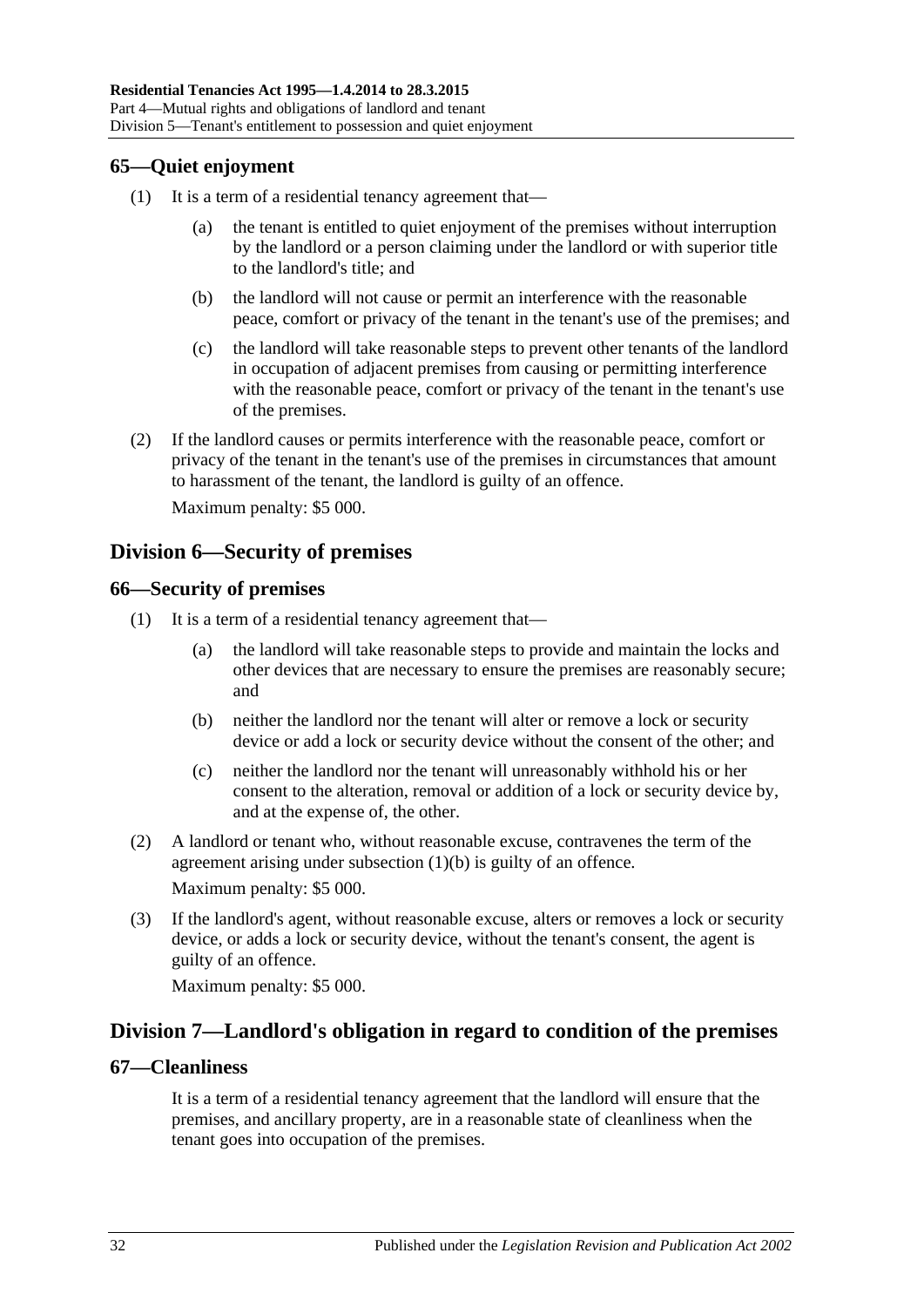## 65—Quiet enjoyment

(1) It is a term of a residential tenancy agreement that—

(a) the tenant is entitled to quiet enjoyment of the premises without interruption by the landlord or a person claiming under the landlord or with superior title to the landlord's title; and

(b) the landlord will not cause or permit an interference with the reasonable peace, comfort or privacy of the tenant in the tenant's use of the premises; and

(c) the landlord will take reasonable steps to prevent other tenants of the landlord in occupation of adjacent premises from causing or permitting interference with the reasonable peace, comfort or privacy of the tenant in the tenant's use of the premises.

(2) If the landlord causes or permits interference with the reasonable peace, comfort or privacy of the tenant in the tenant's use of the premises in circumstances that amount to harassment of the tenant, the landlord is guilty of an offence.

Maximum penalty: $5 000.

# Division 6—Security of premises

## 66—Security of premises

(1) It is a term of a residential tenancy agreement that—

(a) the landlord will take reasonable steps to provide and maintain the locks and other devices that are necessary to ensure the premises are reasonably secure; and

(b) neither the landlord nor the tenant will alter or remove a lock or security device or add a lock or security device without the consent of the other; and

(c) neither the landlord nor the tenant will unreasonably withhold his or her consent to the alteration, removal or addition of a lock or security device by, and at the expense of, the other.

(2) A landlord or tenant who, without reasonable excuse, contravenes the term of the agreement arising under subsection (1)(b) is guilty of an offence.

Maximum penalty: $5 000.

(3) If the landlord's agent, without reasonable excuse, alters or removes a lock or security device, or adds a lock or security device, without the tenant's consent, the agent is guilty of an offence.

Maximum penalty: $5 000.

# Division 7—Landlord's obligation in regard to condition of the premises

## 67—Cleanliness

It is a term of a residential tenancy agreement that the landlord will ensure that the premises, and ancillary property, are in a reasonable state of cleanliness when the tenant goes into occupation of the premises.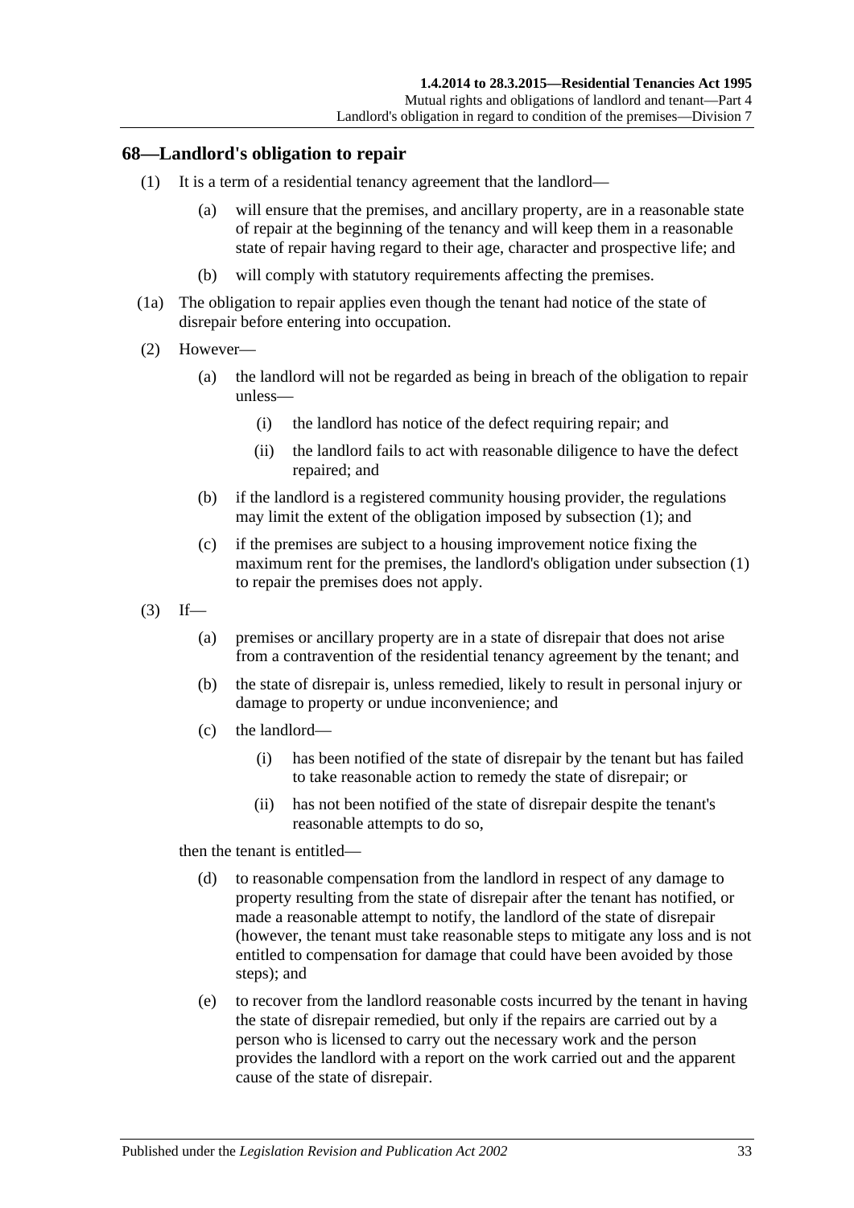## 68—Landlord's obligation to repair

(1) It is a term of a residential tenancy agreement that the landlord—

(a) will ensure that the premises, and ancillary property, are in a reasonable state of repair at the beginning of the tenancy and will keep them in a reasonable state of repair having regard to their age, character and prospective life; and

(b) will comply with statutory requirements affecting the premises.

(1a) The obligation to repair applies even though the tenant had notice of the state of disrepair before entering into occupation.

(2) However—

(a) the landlord will not be regarded as being in breach of the obligation to repair unless—

(i) the landlord has notice of the defect requiring repair; and

(ii) the landlord fails to act with reasonable diligence to have the defect repaired; and

(b) if the landlord is a registered community housing provider, the regulations may limit the extent of the obligation imposed by subsection (1); and

(c) if the premises are subject to a housing improvement notice fixing the maximum rent for the premises, the landlord's obligation under subsection (1) to repair the premises does not apply.

(3) If—

(a) premises or ancillary property are in a state of disrepair that does not arise from a contravention of the residential tenancy agreement by the tenant; and

(b) the state of disrepair is, unless remedied, likely to result in personal injury or damage to property or undue inconvenience; and

(c) the landlord—

(i) has been notified of the state of disrepair by the tenant but has failed to take reasonable action to remedy the state of disrepair; or

(ii) has not been notified of the state of disrepair despite the tenant's reasonable attempts to do so,

then the tenant is entitled—

(d) to reasonable compensation from the landlord in respect of any damage to property resulting from the state of disrepair after the tenant has notified, or made a reasonable attempt to notify, the landlord of the state of disrepair (however, the tenant must take reasonable steps to mitigate any loss and is not entitled to compensation for damage that could have been avoided by those steps); and

(e) to recover from the landlord reasonable costs incurred by the tenant in having the state of disrepair remedied, but only if the repairs are carried out by a person who is licensed to carry out the necessary work and the person provides the landlord with a report on the work carried out and the apparent cause of the state of disrepair.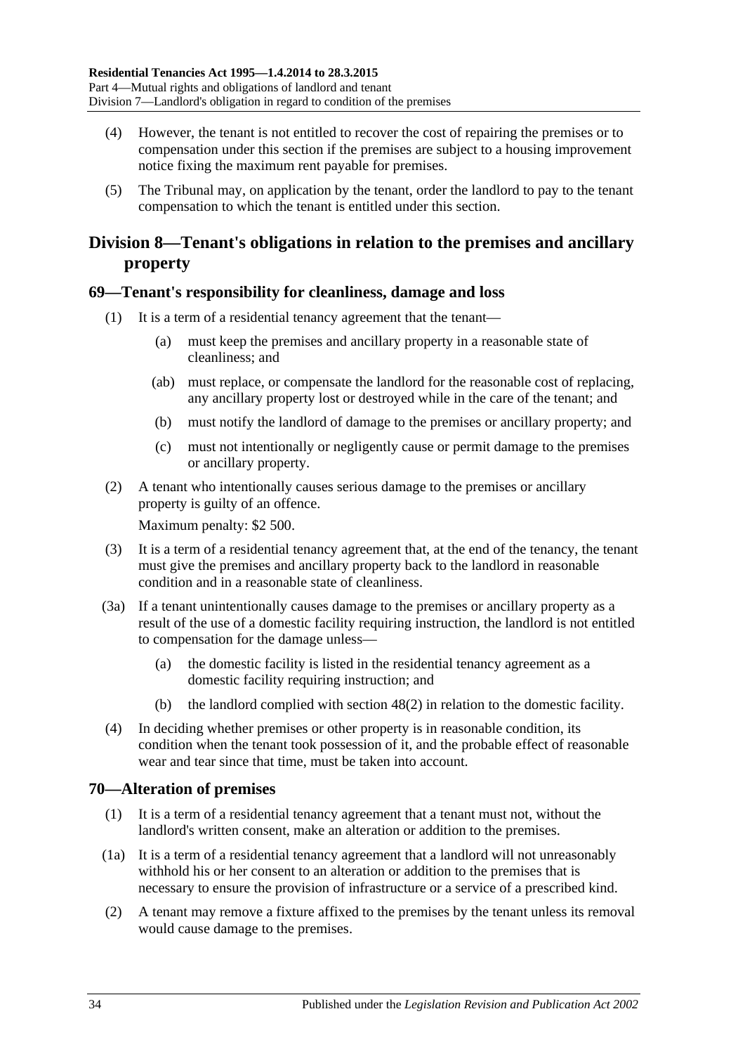(4) However, the tenant is not entitled to recover the cost of repairing the premises or to compensation under this section if the premises are subject to a housing improvement notice fixing the maximum rent payable for premises.

(5) The Tribunal may, on application by the tenant, order the landlord to pay to the tenant compensation to which the tenant is entitled under this section.

## Division 8—Tenant's obligations in relation to the premises and ancillary property

### 69—Tenant's responsibility for cleanliness, damage and loss

(1) It is a term of a residential tenancy agreement that the tenant—

(a) must keep the premises and ancillary property in a reasonable state of cleanliness; and

(ab) must replace, or compensate the landlord for the reasonable cost of replacing, any ancillary property lost or destroyed while in the care of the tenant; and

(b) must notify the landlord of damage to the premises or ancillary property; and

(c) must not intentionally or negligently cause or permit damage to the premises or ancillary property.

(2) A tenant who intentionally causes serious damage to the premises or ancillary property is guilty of an offence.

Maximum penalty: $2 500.

(3) It is a term of a residential tenancy agreement that, at the end of the tenancy, the tenant must give the premises and ancillary property back to the landlord in reasonable condition and in a reasonable state of cleanliness.

(3a) If a tenant unintentionally causes damage to the premises or ancillary property as a result of the use of a domestic facility requiring instruction, the landlord is not entitled to compensation for the damage unless—

(a) the domestic facility is listed in the residential tenancy agreement as a domestic facility requiring instruction; and

(b) the landlord complied with section 48(2) in relation to the domestic facility.

(4) In deciding whether premises or other property is in reasonable condition, its condition when the tenant took possession of it, and the probable effect of reasonable wear and tear since that time, must be taken into account.

### 70—Alteration of premises

(1) It is a term of a residential tenancy agreement that a tenant must not, without the landlord's written consent, make an alteration or addition to the premises.

(1a) It is a term of a residential tenancy agreement that a landlord will not unreasonably withhold his or her consent to an alteration or addition to the premises that is necessary to ensure the provision of infrastructure or a service of a prescribed kind.

(2) A tenant may remove a fixture affixed to the premises by the tenant unless its removal would cause damage to the premises.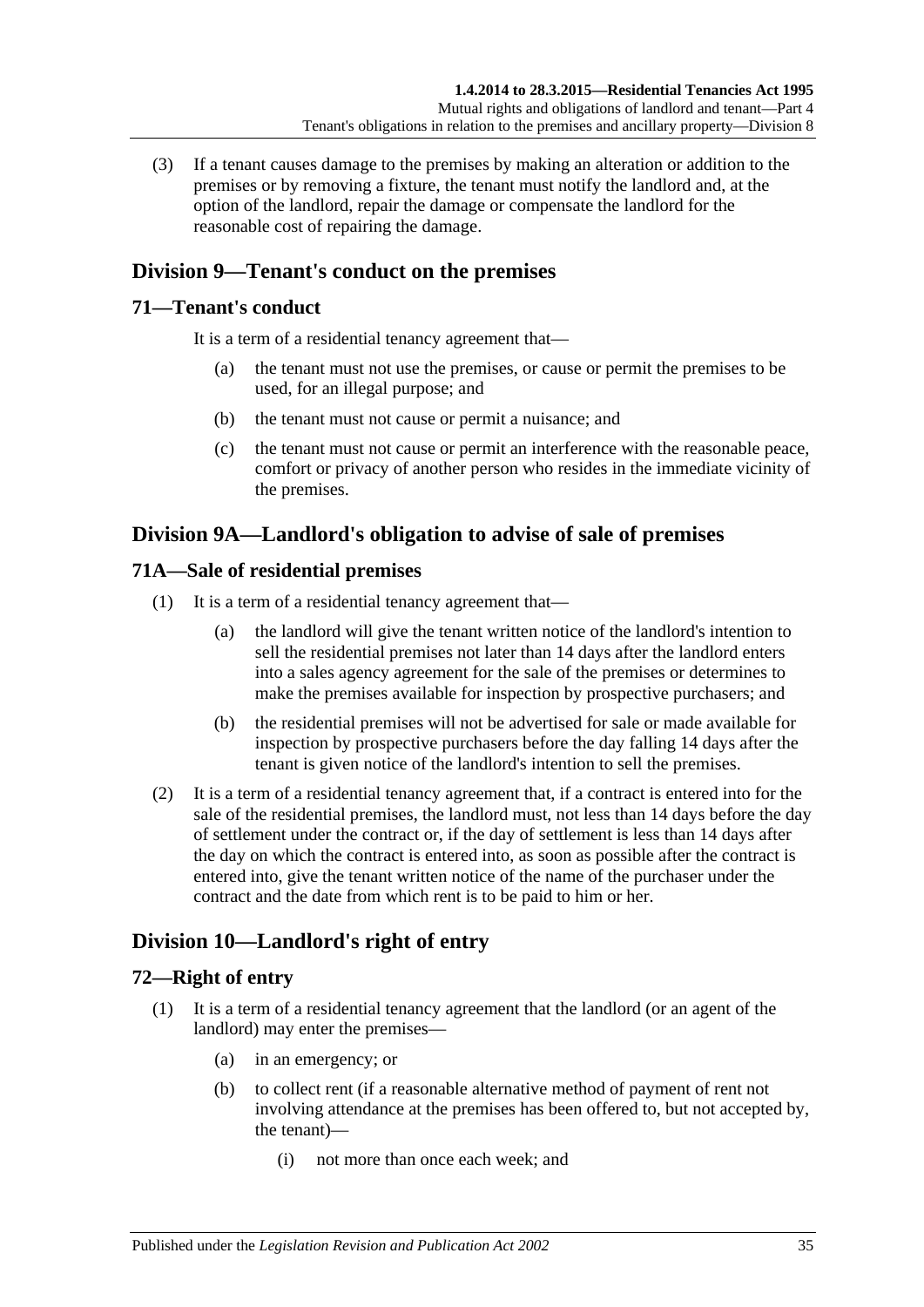(3) If a tenant causes damage to the premises by making an alteration or addition to the premises or by removing a fixture, the tenant must notify the landlord and, at the option of the landlord, repair the damage or compensate the landlord for the reasonable cost of repairing the damage.

## Division 9—Tenant's conduct on the premises

### 71—Tenant's conduct

It is a term of a residential tenancy agreement that—

(a) the tenant must not use the premises, or cause or permit the premises to be used, for an illegal purpose; and

(b) the tenant must not cause or permit a nuisance; and

(c) the tenant must not cause or permit an interference with the reasonable peace, comfort or privacy of another person who resides in the immediate vicinity of the premises.

## Division 9A—Landlord's obligation to advise of sale of premises

### 71A—Sale of residential premises

(1) It is a term of a residential tenancy agreement that—

(a) the landlord will give the tenant written notice of the landlord's intention to sell the residential premises not later than 14 days after the landlord enters into a sales agency agreement for the sale of the premises or determines to make the premises available for inspection by prospective purchasers; and

(b) the residential premises will not be advertised for sale or made available for inspection by prospective purchasers before the day falling 14 days after the tenant is given notice of the landlord's intention to sell the premises.

(2) It is a term of a residential tenancy agreement that, if a contract is entered into for the sale of the residential premises, the landlord must, not less than 14 days before the day of settlement under the contract or, if the day of settlement is less than 14 days after the day on which the contract is entered into, as soon as possible after the contract is entered into, give the tenant written notice of the name of the purchaser under the contract and the date from which rent is to be paid to him or her.

## Division 10—Landlord's right of entry

### 72—Right of entry

(1) It is a term of a residential tenancy agreement that the landlord (or an agent of the landlord) may enter the premises—

(a) in an emergency; or

(b) to collect rent (if a reasonable alternative method of payment of rent not involving attendance at the premises has been offered to, but not accepted by, the tenant)—

(i) not more than once each week; and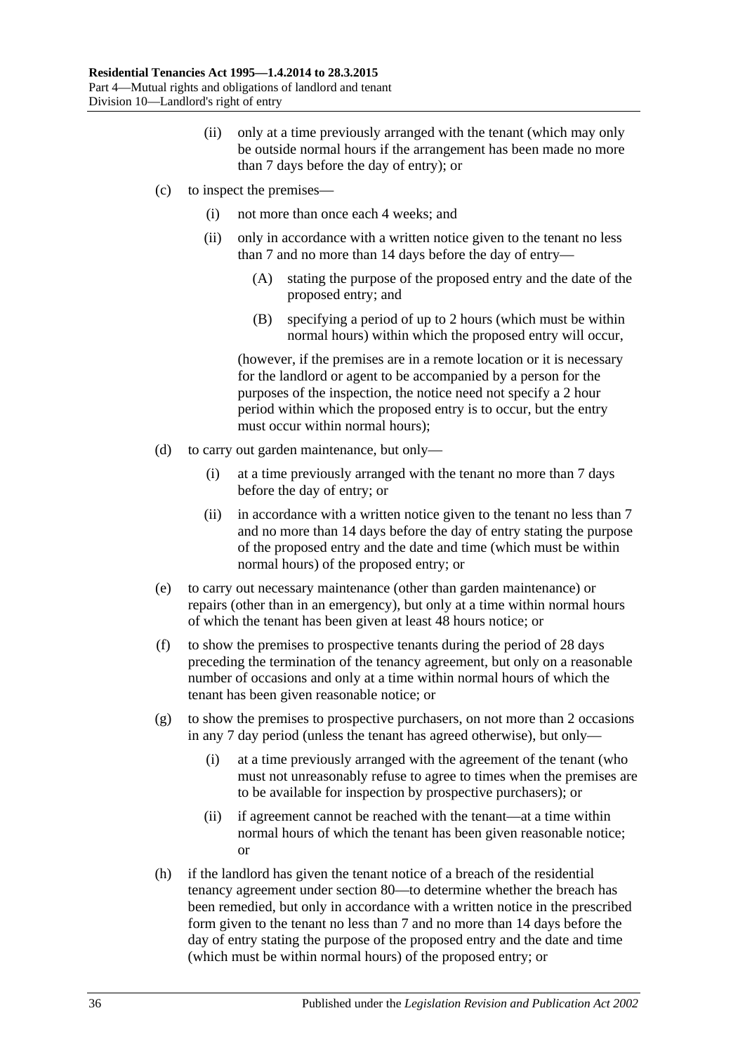(ii) only at a time previously arranged with the tenant (which may only be outside normal hours if the arrangement has been made no more than 7 days before the day of entry); or

(c) to inspect the premises—

(i) not more than once each 4 weeks; and

(ii) only in accordance with a written notice given to the tenant no less than 7 and no more than 14 days before the day of entry—

(A) stating the purpose of the proposed entry and the date of the proposed entry; and

(B) specifying a period of up to 2 hours (which must be within normal hours) within which the proposed entry will occur,

(however, if the premises are in a remote location or it is necessary for the landlord or agent to be accompanied by a person for the purposes of the inspection, the notice need not specify a 2 hour period within which the proposed entry is to occur, but the entry must occur within normal hours);

(d) to carry out garden maintenance, but only—

(i) at a time previously arranged with the tenant no more than 7 days before the day of entry; or

(ii) in accordance with a written notice given to the tenant no less than 7 and no more than 14 days before the day of entry stating the purpose of the proposed entry and the date and time (which must be within normal hours) of the proposed entry; or

(e) to carry out necessary maintenance (other than garden maintenance) or repairs (other than in an emergency), but only at a time within normal hours of which the tenant has been given at least 48 hours notice; or

(f) to show the premises to prospective tenants during the period of 28 days preceding the termination of the tenancy agreement, but only on a reasonable number of occasions and only at a time within normal hours of which the tenant has been given reasonable notice; or

(g) to show the premises to prospective purchasers, on not more than 2 occasions in any 7 day period (unless the tenant has agreed otherwise), but only—

(i) at a time previously arranged with the agreement of the tenant (who must not unreasonably refuse to agree to times when the premises are to be available for inspection by prospective purchasers); or

(ii) if agreement cannot be reached with the tenant—at a time within normal hours of which the tenant has been given reasonable notice; or

(h) if the landlord has given the tenant notice of a breach of the residential tenancy agreement under section 80—to determine whether the breach has been remedied, but only in accordance with a written notice in the prescribed form given to the tenant no less than 7 and no more than 14 days before the day of entry stating the purpose of the proposed entry and the date and time (which must be within normal hours) of the proposed entry; or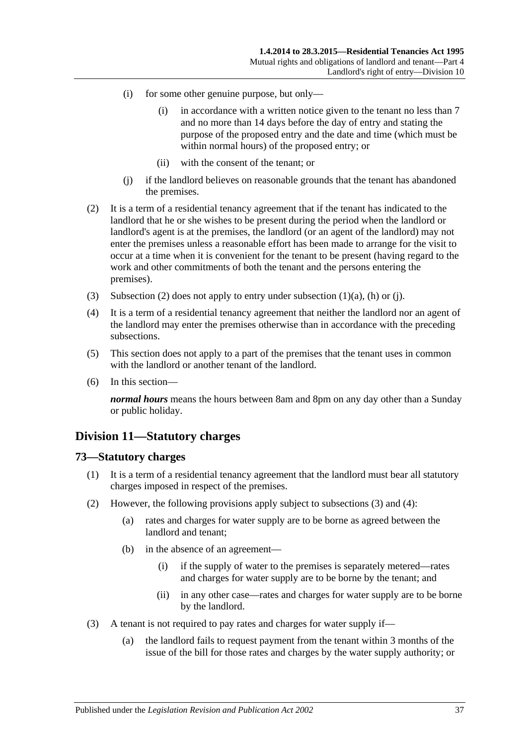(i) for some other genuine purpose, but only—

(i) in accordance with a written notice given to the tenant no less than 7 and no more than 14 days before the day of entry and stating the purpose of the proposed entry and the date and time (which must be within normal hours) of the proposed entry; or

(ii) with the consent of the tenant; or

(j) if the landlord believes on reasonable grounds that the tenant has abandoned the premises.

(2) It is a term of a residential tenancy agreement that if the tenant has indicated to the landlord that he or she wishes to be present during the period when the landlord or landlord's agent is at the premises, the landlord (or an agent of the landlord) may not enter the premises unless a reasonable effort has been made to arrange for the visit to occur at a time when it is convenient for the tenant to be present (having regard to the work and other commitments of both the tenant and the persons entering the premises).

(3) Subsection (2) does not apply to entry under subsection (1)(a), (h) or (j).

(4) It is a term of a residential tenancy agreement that neither the landlord nor an agent of the landlord may enter the premises otherwise than in accordance with the preceding subsections.

(5) This section does not apply to a part of the premises that the tenant uses in common with the landlord or another tenant of the landlord.

(6) In this section—

***normal hours*** means the hours between 8am and 8pm on any day other than a Sunday or public holiday.

## Division 11—Statutory charges

### 73—Statutory charges

(1) It is a term of a residential tenancy agreement that the landlord must bear all statutory charges imposed in respect of the premises.

(2) However, the following provisions apply subject to subsections (3) and (4):

(a) rates and charges for water supply are to be borne as agreed between the landlord and tenant;

(b) in the absence of an agreement—

(i) if the supply of water to the premises is separately metered—rates and charges for water supply are to be borne by the tenant; and

(ii) in any other case—rates and charges for water supply are to be borne by the landlord.

(3) A tenant is not required to pay rates and charges for water supply if—

(a) the landlord fails to request payment from the tenant within 3 months of the issue of the bill for those rates and charges by the water supply authority; or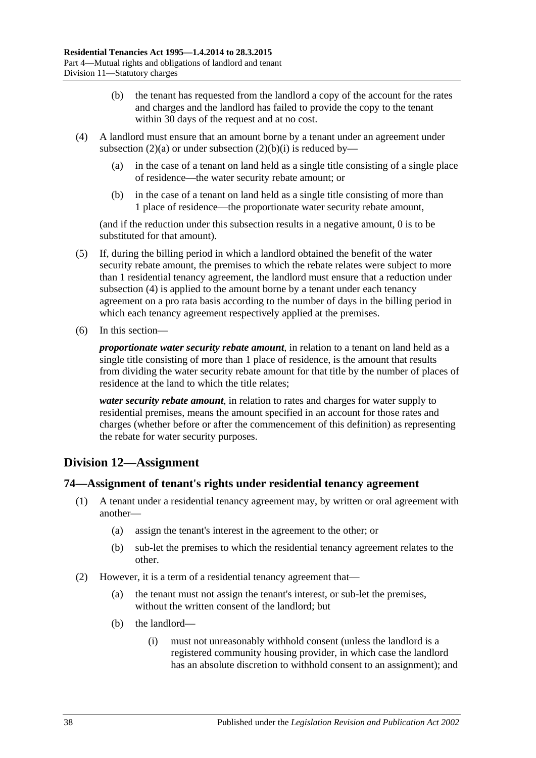(b) the tenant has requested from the landlord a copy of the account for the rates and charges and the landlord has failed to provide the copy to the tenant within 30 days of the request and at no cost.

(4) A landlord must ensure that an amount borne by a tenant under an agreement under subsection (2)(a) or under subsection (2)(b)(i) is reduced by—

(a) in the case of a tenant on land held as a single title consisting of a single place of residence—the water security rebate amount; or

(b) in the case of a tenant on land held as a single title consisting of more than 1 place of residence—the proportionate water security rebate amount,

(and if the reduction under this subsection results in a negative amount, 0 is to be substituted for that amount).

(5) If, during the billing period in which a landlord obtained the benefit of the water security rebate amount, the premises to which the rebate relates were subject to more than 1 residential tenancy agreement, the landlord must ensure that a reduction under subsection (4) is applied to the amount borne by a tenant under each tenancy agreement on a pro rata basis according to the number of days in the billing period in which each tenancy agreement respectively applied at the premises.

(6) In this section—

***proportionate water security rebate amount***, in relation to a tenant on land held as a single title consisting of more than 1 place of residence, is the amount that results from dividing the water security rebate amount for that title by the number of places of residence at the land to which the title relates;

***water security rebate amount***, in relation to rates and charges for water supply to residential premises, means the amount specified in an account for those rates and charges (whether before or after the commencement of this definition) as representing the rebate for water security purposes.

## Division 12—Assignment

### 74—Assignment of tenant's rights under residential tenancy agreement

(1) A tenant under a residential tenancy agreement may, by written or oral agreement with another—

(a) assign the tenant's interest in the agreement to the other; or

(b) sub-let the premises to which the residential tenancy agreement relates to the other.

(2) However, it is a term of a residential tenancy agreement that—

(a) the tenant must not assign the tenant's interest, or sub-let the premises, without the written consent of the landlord; but

(b) the landlord—

(i) must not unreasonably withhold consent (unless the landlord is a registered community housing provider, in which case the landlord has an absolute discretion to withhold consent to an assignment); and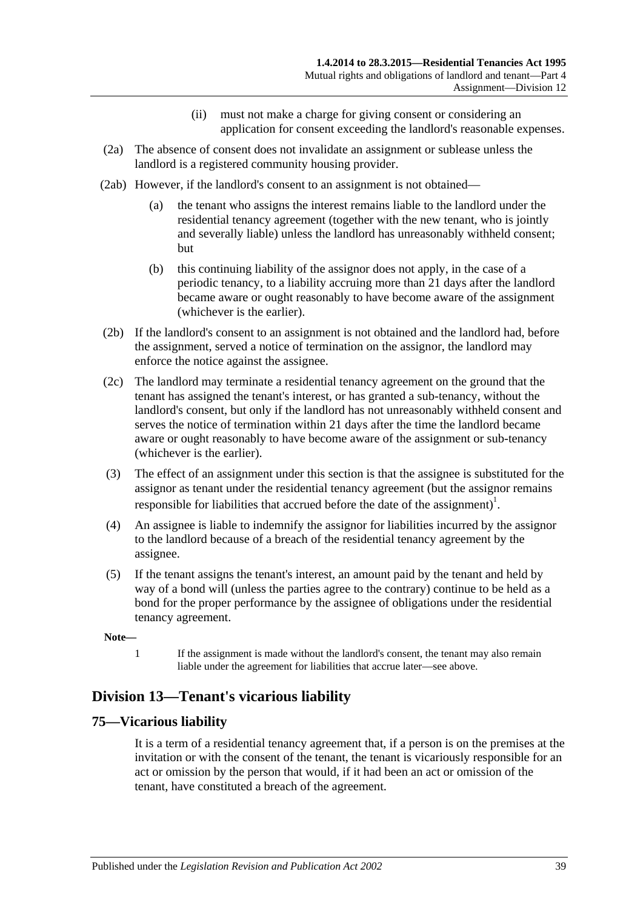(ii) must not make a charge for giving consent or considering an application for consent exceeding the landlord's reasonable expenses.

(2a) The absence of consent does not invalidate an assignment or sublease unless the landlord is a registered community housing provider.

(2ab) However, if the landlord's consent to an assignment is not obtained—

(a) the tenant who assigns the interest remains liable to the landlord under the residential tenancy agreement (together with the new tenant, who is jointly and severally liable) unless the landlord has unreasonably withheld consent; but

(b) this continuing liability of the assignor does not apply, in the case of a periodic tenancy, to a liability accruing more than 21 days after the landlord became aware or ought reasonably to have become aware of the assignment (whichever is the earlier).

(2b) If the landlord's consent to an assignment is not obtained and the landlord had, before the assignment, served a notice of termination on the assignor, the landlord may enforce the notice against the assignee.

(2c) The landlord may terminate a residential tenancy agreement on the ground that the tenant has assigned the tenant's interest, or has granted a sub-tenancy, without the landlord's consent, but only if the landlord has not unreasonably withheld consent and serves the notice of termination within 21 days after the time the landlord became aware or ought reasonably to have become aware of the assignment or sub-tenancy (whichever is the earlier).

(3) The effect of an assignment under this section is that the assignee is substituted for the assignor as tenant under the residential tenancy agreement (but the assignor remains responsible for liabilities that accrued before the date of the assignment)[1].

(4) An assignee is liable to indemnify the assignor for liabilities incurred by the assignor to the landlord because of a breach of the residential tenancy agreement by the assignee.

(5) If the tenant assigns the tenant's interest, an amount paid by the tenant and held by way of a bond will (unless the parties agree to the contrary) continue to be held as a bond for the proper performance by the assignee of obligations under the residential tenancy agreement.

**Note—**

1 If the assignment is made without the landlord's consent, the tenant may also remain liable under the agreement for liabilities that accrue later—see above.

## Division 13—Tenant's vicarious liability

### 75—Vicarious liability

It is a term of a residential tenancy agreement that, if a person is on the premises at the invitation or with the consent of the tenant, the tenant is vicariously responsible for an act or omission by the person that would, if it had been an act or omission of the tenant, have constituted a breach of the agreement.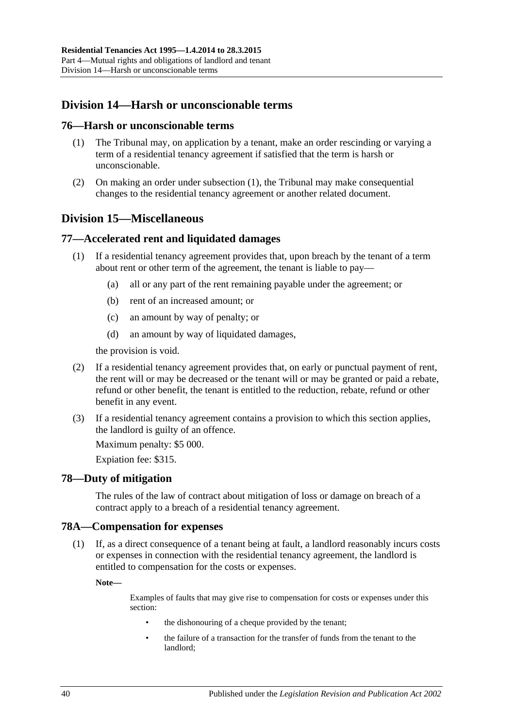## Division 14—Harsh or unconscionable terms

### 76—Harsh or unconscionable terms

(1) The Tribunal may, on application by a tenant, make an order rescinding or varying a term of a residential tenancy agreement if satisfied that the term is harsh or unconscionable.

(2) On making an order under subsection (1), the Tribunal may make consequential changes to the residential tenancy agreement or another related document.

## Division 15—Miscellaneous

### 77—Accelerated rent and liquidated damages

(1) If a residential tenancy agreement provides that, upon breach by the tenant of a term about rent or other term of the agreement, the tenant is liable to pay—

(a) all or any part of the rent remaining payable under the agreement; or

(b) rent of an increased amount; or

(c) an amount by way of penalty; or

(d) an amount by way of liquidated damages,

the provision is void.

(2) If a residential tenancy agreement provides that, on early or punctual payment of rent, the rent will or may be decreased or the tenant will or may be granted or paid a rebate, refund or other benefit, the tenant is entitled to the reduction, rebate, refund or other benefit in any event.

(3) If a residential tenancy agreement contains a provision to which this section applies, the landlord is guilty of an offence.

Maximum penalty: $5 000.

Expiation fee: $315.

### 78—Duty of mitigation

The rules of the law of contract about mitigation of loss or damage on breach of a contract apply to a breach of a residential tenancy agreement.

### 78A—Compensation for expenses

(1) If, as a direct consequence of a tenant being at fault, a landlord reasonably incurs costs or expenses in connection with the residential tenancy agreement, the landlord is entitled to compensation for the costs or expenses.

**Note—**

Examples of faults that may give rise to compensation for costs or expenses under this section:

- the dishonouring of a cheque provided by the tenant;
- the failure of a transaction for the transfer of funds from the tenant to the landlord;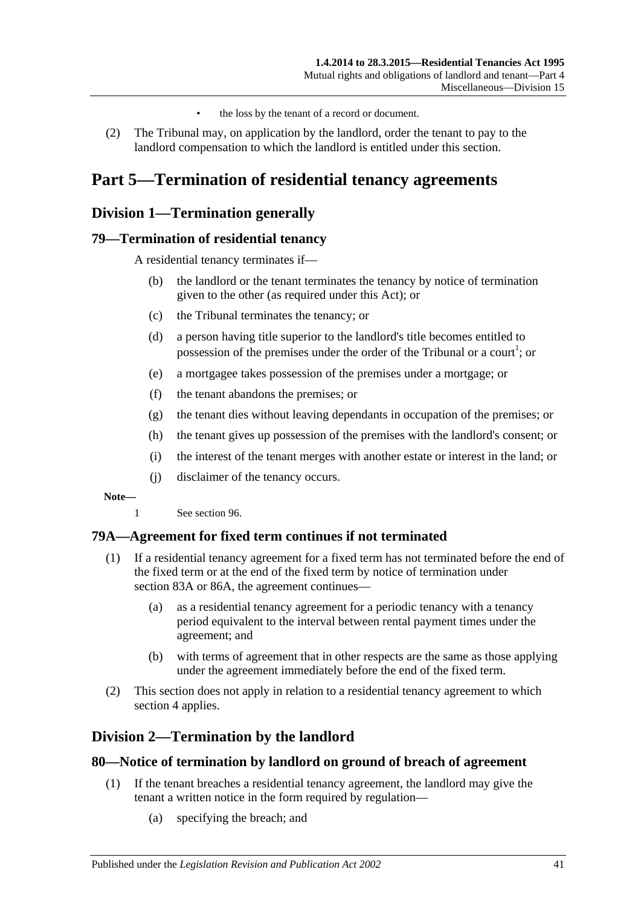- the loss by the tenant of a record or document.

(2) The Tribunal may, on application by the landlord, order the tenant to pay to the landlord compensation to which the landlord is entitled under this section.

# Part 5—Termination of residential tenancy agreements

## Division 1—Termination generally

### 79—Termination of residential tenancy

A residential tenancy terminates if—

(b) the landlord or the tenant terminates the tenancy by notice of termination given to the other (as required under this Act); or

(c) the Tribunal terminates the tenancy; or

(d) a person having title superior to the landlord's title becomes entitled to possession of the premises under the order of the Tribunal or a court[1]; or

(e) a mortgagee takes possession of the premises under a mortgage; or

(f) the tenant abandons the premises; or

(g) the tenant dies without leaving dependants in occupation of the premises; or

(h) the tenant gives up possession of the premises with the landlord's consent; or

(i) the interest of the tenant merges with another estate or interest in the land; or

(j) disclaimer of the tenancy occurs.

**Note—**

1 See section 96.

### 79A—Agreement for fixed term continues if not terminated

(1) If a residential tenancy agreement for a fixed term has not terminated before the end of the fixed term or at the end of the fixed term by notice of termination under section 83A or 86A, the agreement continues—

(a) as a residential tenancy agreement for a periodic tenancy with a tenancy period equivalent to the interval between rental payment times under the agreement; and

(b) with terms of agreement that in other respects are the same as those applying under the agreement immediately before the end of the fixed term.

(2) This section does not apply in relation to a residential tenancy agreement to which section 4 applies.

## Division 2—Termination by the landlord

### 80—Notice of termination by landlord on ground of breach of agreement

(1) If the tenant breaches a residential tenancy agreement, the landlord may give the tenant a written notice in the form required by regulation—

(a) specifying the breach; and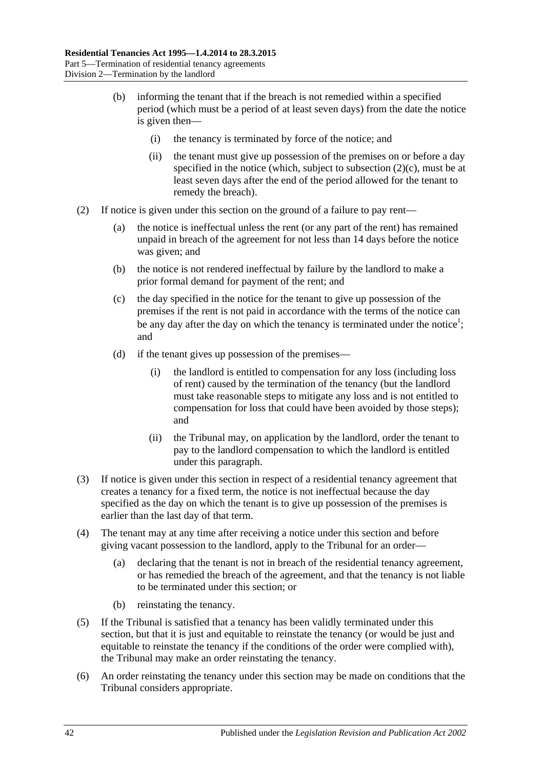(b) informing the tenant that if the breach is not remedied within a specified period (which must be a period of at least seven days) from the date the notice is given then—

(i) the tenancy is terminated by force of the notice; and

(ii) the tenant must give up possession of the premises on or before a day specified in the notice (which, subject to subsection (2)(c), must be at least seven days after the end of the period allowed for the tenant to remedy the breach).

(2) If notice is given under this section on the ground of a failure to pay rent—

(a) the notice is ineffectual unless the rent (or any part of the rent) has remained unpaid in breach of the agreement for not less than 14 days before the notice was given; and

(b) the notice is not rendered ineffectual by failure by the landlord to make a prior formal demand for payment of the rent; and

(c) the day specified in the notice for the tenant to give up possession of the premises if the rent is not paid in accordance with the terms of the notice can be any day after the day on which the tenancy is terminated under the notice[1]; and

(d) if the tenant gives up possession of the premises—

(i) the landlord is entitled to compensation for any loss (including loss of rent) caused by the termination of the tenancy (but the landlord must take reasonable steps to mitigate any loss and is not entitled to compensation for loss that could have been avoided by those steps); and

(ii) the Tribunal may, on application by the landlord, order the tenant to pay to the landlord compensation to which the landlord is entitled under this paragraph.

(3) If notice is given under this section in respect of a residential tenancy agreement that creates a tenancy for a fixed term, the notice is not ineffectual because the day specified as the day on which the tenant is to give up possession of the premises is earlier than the last day of that term.

(4) The tenant may at any time after receiving a notice under this section and before giving vacant possession to the landlord, apply to the Tribunal for an order—

(a) declaring that the tenant is not in breach of the residential tenancy agreement, or has remedied the breach of the agreement, and that the tenancy is not liable to be terminated under this section; or

(b) reinstating the tenancy.

(5) If the Tribunal is satisfied that a tenancy has been validly terminated under this section, but that it is just and equitable to reinstate the tenancy (or would be just and equitable to reinstate the tenancy if the conditions of the order were complied with), the Tribunal may make an order reinstating the tenancy.

(6) An order reinstating the tenancy under this section may be made on conditions that the Tribunal considers appropriate.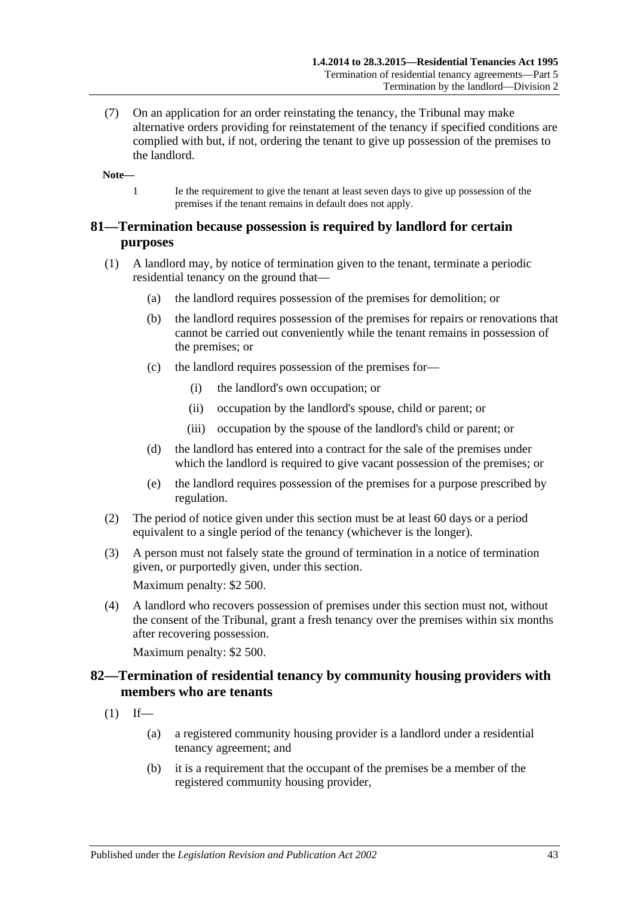(7) On an application for an order reinstating the tenancy, the Tribunal may make alternative orders providing for reinstatement of the tenancy if specified conditions are complied with but, if not, ordering the tenant to give up possession of the premises to the landlord.

**Note—**

1 Ie the requirement to give the tenant at least seven days to give up possession of the premises if the tenant remains in default does not apply.

## 81—Termination because possession is required by landlord for certain purposes

(1) A landlord may, by notice of termination given to the tenant, terminate a periodic residential tenancy on the ground that—

(a) the landlord requires possession of the premises for demolition; or

(b) the landlord requires possession of the premises for repairs or renovations that cannot be carried out conveniently while the tenant remains in possession of the premises; or

(c) the landlord requires possession of the premises for—

(i) the landlord's own occupation; or

(ii) occupation by the landlord's spouse, child or parent; or

(iii) occupation by the spouse of the landlord's child or parent; or

(d) the landlord has entered into a contract for the sale of the premises under which the landlord is required to give vacant possession of the premises; or

(e) the landlord requires possession of the premises for a purpose prescribed by regulation.

(2) The period of notice given under this section must be at least 60 days or a period equivalent to a single period of the tenancy (whichever is the longer).

(3) A person must not falsely state the ground of termination in a notice of termination given, or purportedly given, under this section.

Maximum penalty: $2 500.

(4) A landlord who recovers possession of premises under this section must not, without the consent of the Tribunal, grant a fresh tenancy over the premises within six months after recovering possession.

Maximum penalty: $2 500.

## 82—Termination of residential tenancy by community housing providers with members who are tenants

(1) If—

(a) a registered community housing provider is a landlord under a residential tenancy agreement; and

(b) it is a requirement that the occupant of the premises be a member of the registered community housing provider,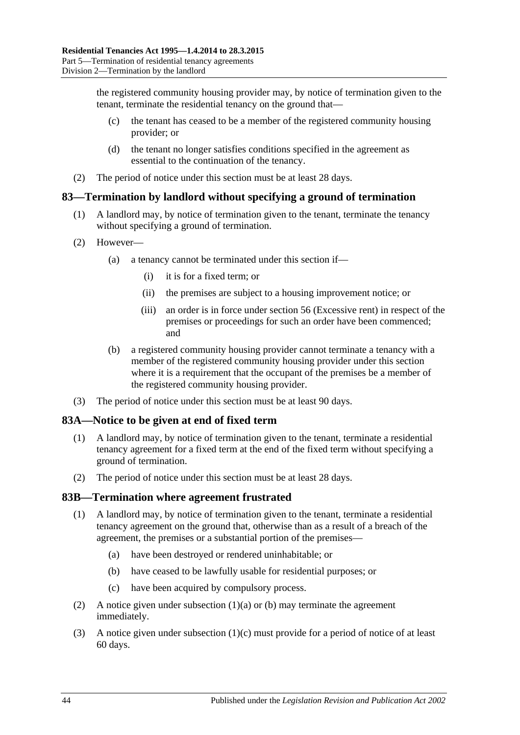the registered community housing provider may, by notice of termination given to the tenant, terminate the residential tenancy on the ground that—

(c) the tenant has ceased to be a member of the registered community housing provider; or

(d) the tenant no longer satisfies conditions specified in the agreement as essential to the continuation of the tenancy.

(2) The period of notice under this section must be at least 28 days.

## 83—Termination by landlord without specifying a ground of termination

(1) A landlord may, by notice of termination given to the tenant, terminate the tenancy without specifying a ground of termination.

(2) However—

(a) a tenancy cannot be terminated under this section if—

(i) it is for a fixed term; or

(ii) the premises are subject to a housing improvement notice; or

(iii) an order is in force under section 56 (Excessive rent) in respect of the premises or proceedings for such an order have been commenced; and

(b) a registered community housing provider cannot terminate a tenancy with a member of the registered community housing provider under this section where it is a requirement that the occupant of the premises be a member of the registered community housing provider.

(3) The period of notice under this section must be at least 90 days.

## 83A—Notice to be given at end of fixed term

(1) A landlord may, by notice of termination given to the tenant, terminate a residential tenancy agreement for a fixed term at the end of the fixed term without specifying a ground of termination.

(2) The period of notice under this section must be at least 28 days.

## 83B—Termination where agreement frustrated

(1) A landlord may, by notice of termination given to the tenant, terminate a residential tenancy agreement on the ground that, otherwise than as a result of a breach of the agreement, the premises or a substantial portion of the premises—

(a) have been destroyed or rendered uninhabitable; or

(b) have ceased to be lawfully usable for residential purposes; or

(c) have been acquired by compulsory process.

(2) A notice given under subsection (1)(a) or (b) may terminate the agreement immediately.

(3) A notice given under subsection (1)(c) must provide for a period of notice of at least 60 days.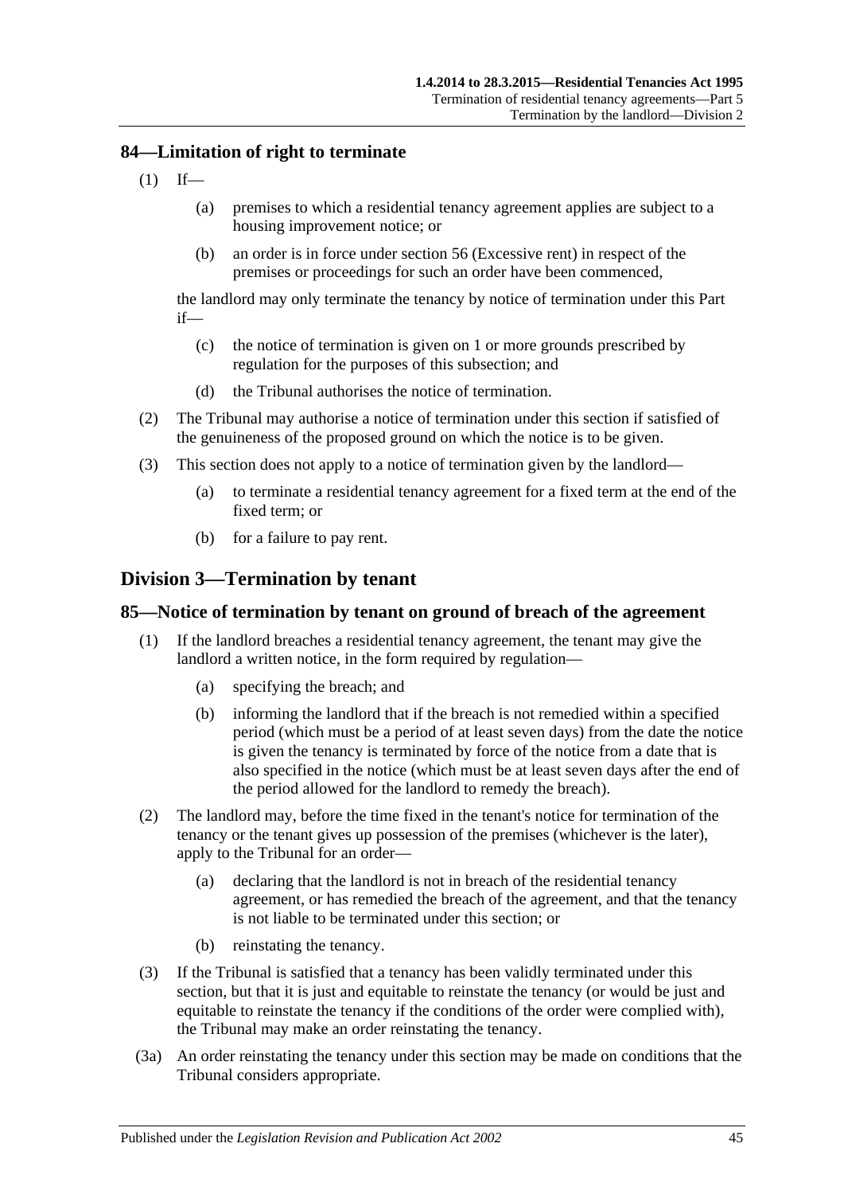## 84—Limitation of right to terminate

(1) If—

(a) premises to which a residential tenancy agreement applies are subject to a housing improvement notice; or

(b) an order is in force under section 56 (Excessive rent) in respect of the premises or proceedings for such an order have been commenced,

the landlord may only terminate the tenancy by notice of termination under this Part if—

(c) the notice of termination is given on 1 or more grounds prescribed by regulation for the purposes of this subsection; and

(d) the Tribunal authorises the notice of termination.

(2) The Tribunal may authorise a notice of termination under this section if satisfied of the genuineness of the proposed ground on which the notice is to be given.

(3) This section does not apply to a notice of termination given by the landlord—

(a) to terminate a residential tenancy agreement for a fixed term at the end of the fixed term; or

(b) for a failure to pay rent.

# Division 3—Termination by tenant

## 85—Notice of termination by tenant on ground of breach of the agreement

(1) If the landlord breaches a residential tenancy agreement, the tenant may give the landlord a written notice, in the form required by regulation—

(a) specifying the breach; and

(b) informing the landlord that if the breach is not remedied within a specified period (which must be a period of at least seven days) from the date the notice is given the tenancy is terminated by force of the notice from a date that is also specified in the notice (which must be at least seven days after the end of the period allowed for the landlord to remedy the breach).

(2) The landlord may, before the time fixed in the tenant's notice for termination of the tenancy or the tenant gives up possession of the premises (whichever is the later), apply to the Tribunal for an order—

(a) declaring that the landlord is not in breach of the residential tenancy agreement, or has remedied the breach of the agreement, and that the tenancy is not liable to be terminated under this section; or

(b) reinstating the tenancy.

(3) If the Tribunal is satisfied that a tenancy has been validly terminated under this section, but that it is just and equitable to reinstate the tenancy (or would be just and equitable to reinstate the tenancy if the conditions of the order were complied with), the Tribunal may make an order reinstating the tenancy.

(3a) An order reinstating the tenancy under this section may be made on conditions that the Tribunal considers appropriate.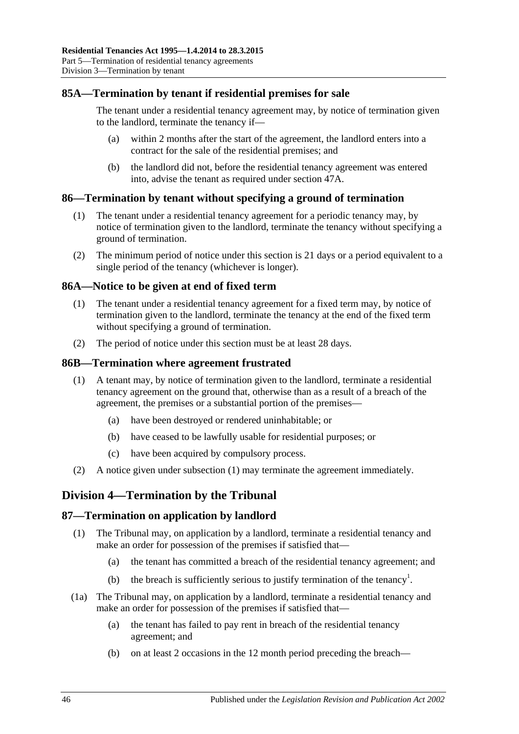## 85A—Termination by tenant if residential premises for sale

The tenant under a residential tenancy agreement may, by notice of termination given to the landlord, terminate the tenancy if—

(a) within 2 months after the start of the agreement, the landlord enters into a contract for the sale of the residential premises; and

(b) the landlord did not, before the residential tenancy agreement was entered into, advise the tenant as required under section 47A.

## 86—Termination by tenant without specifying a ground of termination

(1) The tenant under a residential tenancy agreement for a periodic tenancy may, by notice of termination given to the landlord, terminate the tenancy without specifying a ground of termination.

(2) The minimum period of notice under this section is 21 days or a period equivalent to a single period of the tenancy (whichever is longer).

## 86A—Notice to be given at end of fixed term

(1) The tenant under a residential tenancy agreement for a fixed term may, by notice of termination given to the landlord, terminate the tenancy at the end of the fixed term without specifying a ground of termination.

(2) The period of notice under this section must be at least 28 days.

## 86B—Termination where agreement frustrated

(1) A tenant may, by notice of termination given to the landlord, terminate a residential tenancy agreement on the ground that, otherwise than as a result of a breach of the agreement, the premises or a substantial portion of the premises—

(a) have been destroyed or rendered uninhabitable; or

(b) have ceased to be lawfully usable for residential purposes; or

(c) have been acquired by compulsory process.

(2) A notice given under subsection (1) may terminate the agreement immediately.

# Division 4—Termination by the Tribunal

## 87—Termination on application by landlord

(1) The Tribunal may, on application by a landlord, terminate a residential tenancy and make an order for possession of the premises if satisfied that—

(a) the tenant has committed a breach of the residential tenancy agreement; and

(b) the breach is sufficiently serious to justify termination of the tenancy[1].

(1a) The Tribunal may, on application by a landlord, terminate a residential tenancy and make an order for possession of the premises if satisfied that—

(a) the tenant has failed to pay rent in breach of the residential tenancy agreement; and

(b) on at least 2 occasions in the 12 month period preceding the breach—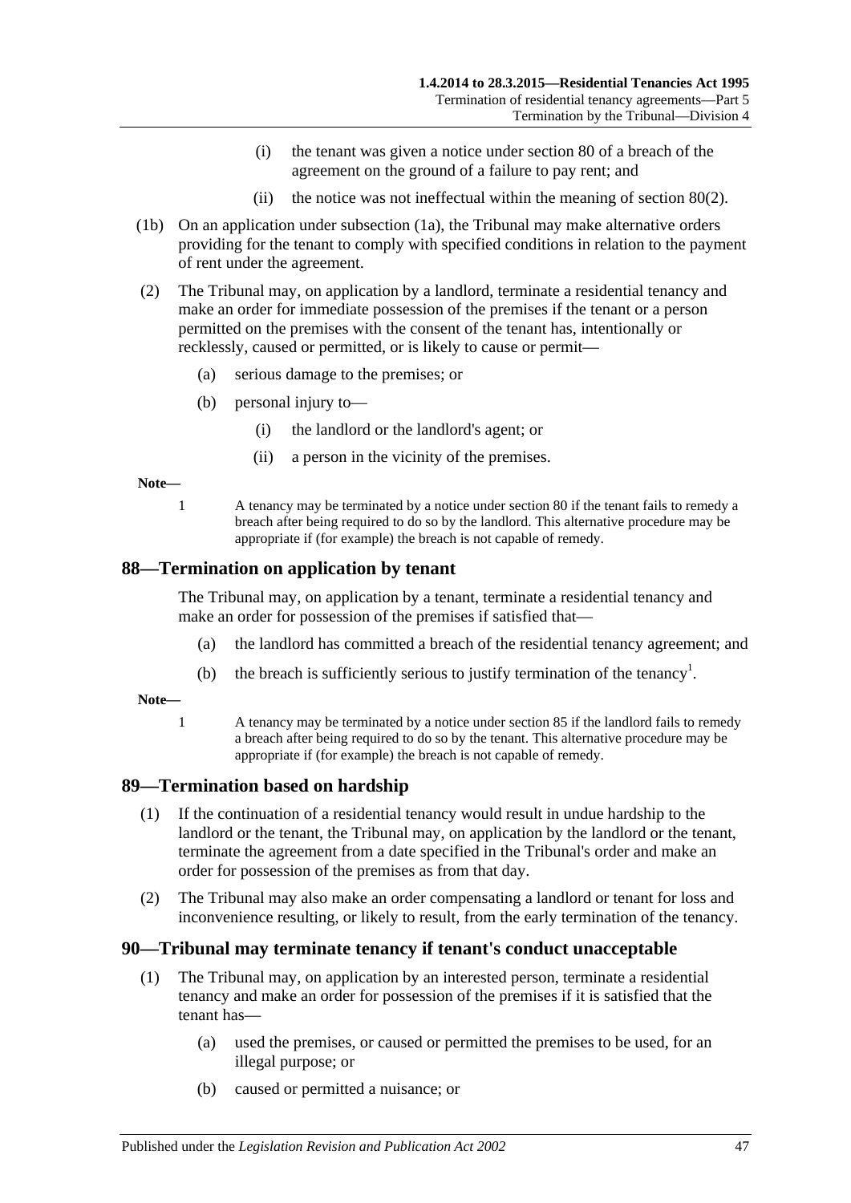(i) the tenant was given a notice under section 80 of a breach of the agreement on the ground of a failure to pay rent; and

(ii) the notice was not ineffectual within the meaning of section 80(2).

(1b) On an application under subsection (1a), the Tribunal may make alternative orders providing for the tenant to comply with specified conditions in relation to the payment of rent under the agreement.

(2) The Tribunal may, on application by a landlord, terminate a residential tenancy and make an order for immediate possession of the premises if the tenant or a person permitted on the premises with the consent of the tenant has, intentionally or recklessly, caused or permitted, or is likely to cause or permit—

(a) serious damage to the premises; or

(b) personal injury to—

(i) the landlord or the landlord's agent; or

(ii) a person in the vicinity of the premises.

**Note—**

1 A tenancy may be terminated by a notice under section 80 if the tenant fails to remedy a breach after being required to do so by the landlord. This alternative procedure may be appropriate if (for example) the breach is not capable of remedy.

## 88—Termination on application by tenant

The Tribunal may, on application by a tenant, terminate a residential tenancy and make an order for possession of the premises if satisfied that—

(a) the landlord has committed a breach of the residential tenancy agreement; and

(b) the breach is sufficiently serious to justify termination of the tenancy[1].

**Note—**

1 A tenancy may be terminated by a notice under section 85 if the landlord fails to remedy a breach after being required to do so by the tenant. This alternative procedure may be appropriate if (for example) the breach is not capable of remedy.

## 89—Termination based on hardship

(1) If the continuation of a residential tenancy would result in undue hardship to the landlord or the tenant, the Tribunal may, on application by the landlord or the tenant, terminate the agreement from a date specified in the Tribunal's order and make an order for possession of the premises as from that day.

(2) The Tribunal may also make an order compensating a landlord or tenant for loss and inconvenience resulting, or likely to result, from the early termination of the tenancy.

## 90—Tribunal may terminate tenancy if tenant's conduct unacceptable

(1) The Tribunal may, on application by an interested person, terminate a residential tenancy and make an order for possession of the premises if it is satisfied that the tenant has—

(a) used the premises, or caused or permitted the premises to be used, for an illegal purpose; or

(b) caused or permitted a nuisance; or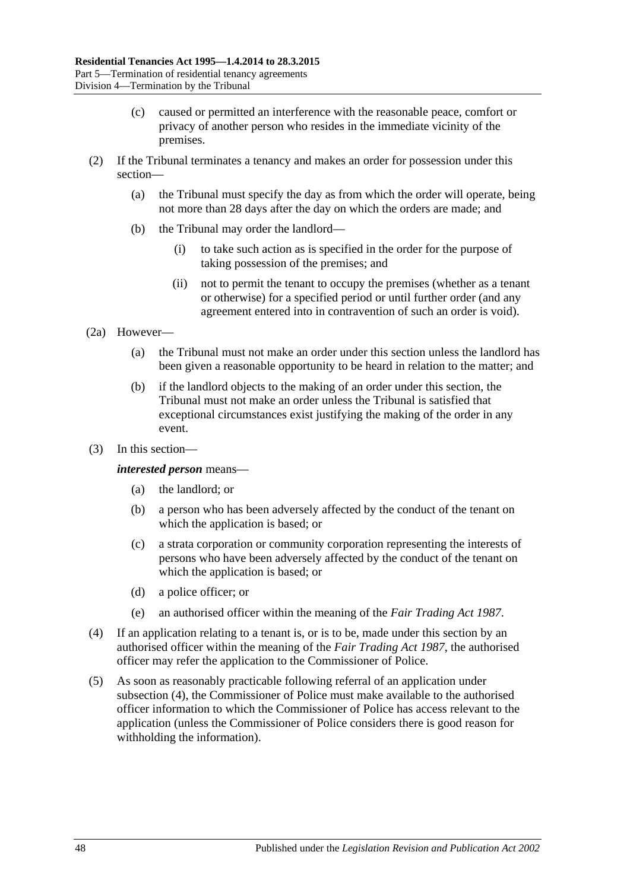(c) caused or permitted an interference with the reasonable peace, comfort or privacy of another person who resides in the immediate vicinity of the premises.

(2) If the Tribunal terminates a tenancy and makes an order for possession under this section—

(a) the Tribunal must specify the day as from which the order will operate, being not more than 28 days after the day on which the orders are made; and

(b) the Tribunal may order the landlord—

(i) to take such action as is specified in the order for the purpose of taking possession of the premises; and

(ii) not to permit the tenant to occupy the premises (whether as a tenant or otherwise) for a specified period or until further order (and any agreement entered into in contravention of such an order is void).

(2a) However—

(a) the Tribunal must not make an order under this section unless the landlord has been given a reasonable opportunity to be heard in relation to the matter; and

(b) if the landlord objects to the making of an order under this section, the Tribunal must not make an order unless the Tribunal is satisfied that exceptional circumstances exist justifying the making of the order in any event.

(3) In this section—

***interested person*** means—

(a) the landlord; or

(b) a person who has been adversely affected by the conduct of the tenant on which the application is based; or

(c) a strata corporation or community corporation representing the interests of persons who have been adversely affected by the conduct of the tenant on which the application is based; or

(d) a police officer; or

(e) an authorised officer within the meaning of the *Fair Trading Act 1987*.

(4) If an application relating to a tenant is, or is to be, made under this section by an authorised officer within the meaning of the *Fair Trading Act 1987*, the authorised officer may refer the application to the Commissioner of Police.

(5) As soon as reasonably practicable following referral of an application under subsection (4), the Commissioner of Police must make available to the authorised officer information to which the Commissioner of Police has access relevant to the application (unless the Commissioner of Police considers there is good reason for withholding the information).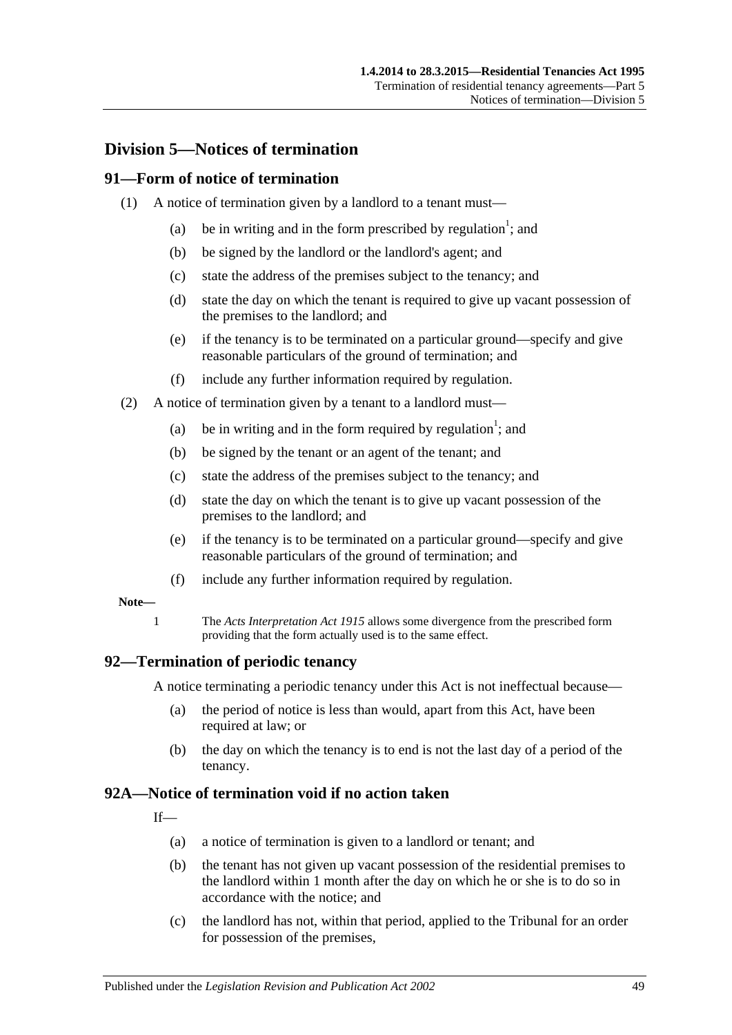## Division 5—Notices of termination

### 91—Form of notice of termination

(1) A notice of termination given by a landlord to a tenant must—

(a) be in writing and in the form prescribed by regulation[1]; and

(b) be signed by the landlord or the landlord's agent; and

(c) state the address of the premises subject to the tenancy; and

(d) state the day on which the tenant is required to give up vacant possession of the premises to the landlord; and

(e) if the tenancy is to be terminated on a particular ground—specify and give reasonable particulars of the ground of termination; and

(f) include any further information required by regulation.

(2) A notice of termination given by a tenant to a landlord must—

(a) be in writing and in the form required by regulation[1]; and

(b) be signed by the tenant or an agent of the tenant; and

(c) state the address of the premises subject to the tenancy; and

(d) state the day on which the tenant is to give up vacant possession of the premises to the landlord; and

(e) if the tenancy is to be terminated on a particular ground—specify and give reasonable particulars of the ground of termination; and

(f) include any further information required by regulation.

**Note—**

1 The *Acts Interpretation Act 1915* allows some divergence from the prescribed form providing that the form actually used is to the same effect.

### 92—Termination of periodic tenancy

A notice terminating a periodic tenancy under this Act is not ineffectual because—

(a) the period of notice is less than would, apart from this Act, have been required at law; or

(b) the day on which the tenancy is to end is not the last day of a period of the tenancy.

### 92A—Notice of termination void if no action taken

If—

(a) a notice of termination is given to a landlord or tenant; and

(b) the tenant has not given up vacant possession of the residential premises to the landlord within 1 month after the day on which he or she is to do so in accordance with the notice; and

(c) the landlord has not, within that period, applied to the Tribunal for an order for possession of the premises,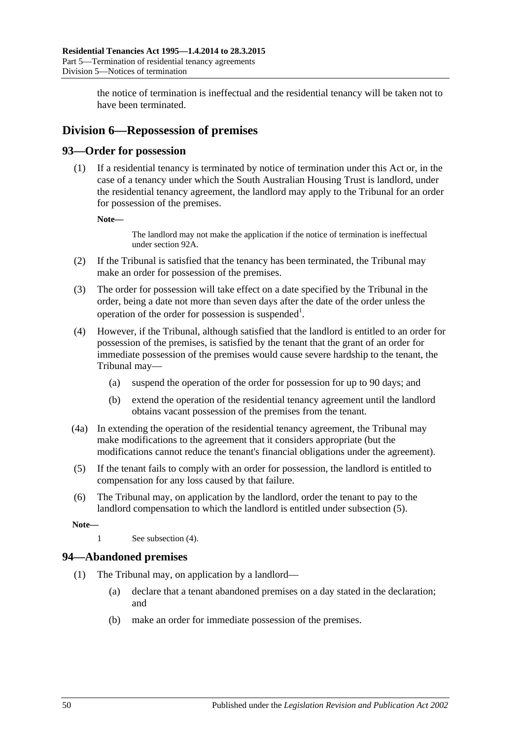the notice of termination is ineffectual and the residential tenancy will be taken not to have been terminated.

## Division 6—Repossession of premises

### 93—Order for possession

(1) If a residential tenancy is terminated by notice of termination under this Act or, in the case of a tenancy under which the South Australian Housing Trust is landlord, under the residential tenancy agreement, the landlord may apply to the Tribunal for an order for possession of the premises.

**Note—**

The landlord may not make the application if the notice of termination is ineffectual under section 92A.

(2) If the Tribunal is satisfied that the tenancy has been terminated, the Tribunal may make an order for possession of the premises.

(3) The order for possession will take effect on a date specified by the Tribunal in the order, being a date not more than seven days after the date of the order unless the operation of the order for possession is suspended[1].

(4) However, if the Tribunal, although satisfied that the landlord is entitled to an order for possession of the premises, is satisfied by the tenant that the grant of an order for immediate possession of the premises would cause severe hardship to the tenant, the Tribunal may—

(a) suspend the operation of the order for possession for up to 90 days; and

(b) extend the operation of the residential tenancy agreement until the landlord obtains vacant possession of the premises from the tenant.

(4a) In extending the operation of the residential tenancy agreement, the Tribunal may make modifications to the agreement that it considers appropriate (but the modifications cannot reduce the tenant's financial obligations under the agreement).

(5) If the tenant fails to comply with an order for possession, the landlord is entitled to compensation for any loss caused by that failure.

(6) The Tribunal may, on application by the landlord, order the tenant to pay to the landlord compensation to which the landlord is entitled under subsection (5).

**Note—**

1 See subsection (4).

### 94—Abandoned premises

(1) The Tribunal may, on application by a landlord—

(a) declare that a tenant abandoned premises on a day stated in the declaration; and

(b) make an order for immediate possession of the premises.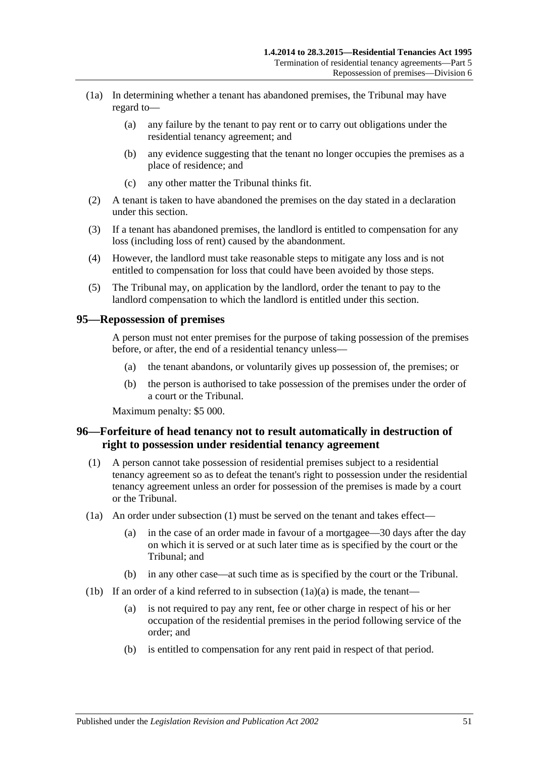(1a) In determining whether a tenant has abandoned premises, the Tribunal may have regard to—

(a) any failure by the tenant to pay rent or to carry out obligations under the residential tenancy agreement; and

(b) any evidence suggesting that the tenant no longer occupies the premises as a place of residence; and

(c) any other matter the Tribunal thinks fit.

(2) A tenant is taken to have abandoned the premises on the day stated in a declaration under this section.

(3) If a tenant has abandoned premises, the landlord is entitled to compensation for any loss (including loss of rent) caused by the abandonment.

(4) However, the landlord must take reasonable steps to mitigate any loss and is not entitled to compensation for loss that could have been avoided by those steps.

(5) The Tribunal may, on application by the landlord, order the tenant to pay to the landlord compensation to which the landlord is entitled under this section.

## 95—Repossession of premises

A person must not enter premises for the purpose of taking possession of the premises before, or after, the end of a residential tenancy unless—

(a) the tenant abandons, or voluntarily gives up possession of, the premises; or

(b) the person is authorised to take possession of the premises under the order of a court or the Tribunal.

Maximum penalty: $5 000.

## 96—Forfeiture of head tenancy not to result automatically in destruction of right to possession under residential tenancy agreement

(1) A person cannot take possession of residential premises subject to a residential tenancy agreement so as to defeat the tenant's right to possession under the residential tenancy agreement unless an order for possession of the premises is made by a court or the Tribunal.

(1a) An order under subsection (1) must be served on the tenant and takes effect—

(a) in the case of an order made in favour of a mortgagee—30 days after the day on which it is served or at such later time as is specified by the court or the Tribunal; and

(b) in any other case—at such time as is specified by the court or the Tribunal.

(1b) If an order of a kind referred to in subsection (1a)(a) is made, the tenant—

(a) is not required to pay any rent, fee or other charge in respect of his or her occupation of the residential premises in the period following service of the order; and

(b) is entitled to compensation for any rent paid in respect of that period.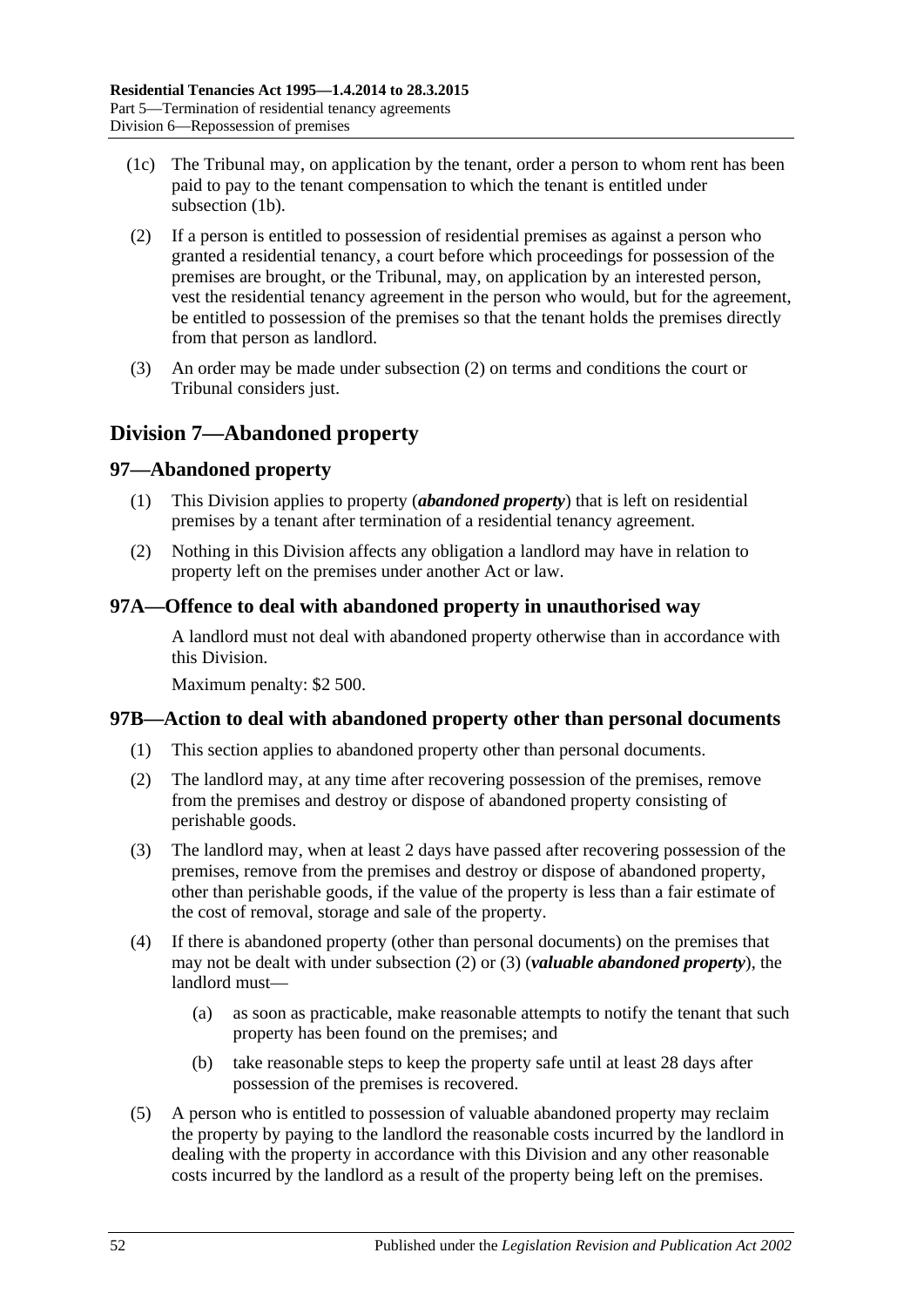(1c) The Tribunal may, on application by the tenant, order a person to whom rent has been paid to pay to the tenant compensation to which the tenant is entitled under subsection (1b).

(2) If a person is entitled to possession of residential premises as against a person who granted a residential tenancy, a court before which proceedings for possession of the premises are brought, or the Tribunal, may, on application by an interested person, vest the residential tenancy agreement in the person who would, but for the agreement, be entitled to possession of the premises so that the tenant holds the premises directly from that person as landlord.

(3) An order may be made under subsection (2) on terms and conditions the court or Tribunal considers just.

## Division 7—Abandoned property

### 97—Abandoned property

(1) This Division applies to property (***abandoned property***) that is left on residential premises by a tenant after termination of a residential tenancy agreement.

(2) Nothing in this Division affects any obligation a landlord may have in relation to property left on the premises under another Act or law.

### 97A—Offence to deal with abandoned property in unauthorised way

A landlord must not deal with abandoned property otherwise than in accordance with this Division.

Maximum penalty: $2 500.

### 97B—Action to deal with abandoned property other than personal documents

(1) This section applies to abandoned property other than personal documents.

(2) The landlord may, at any time after recovering possession of the premises, remove from the premises and destroy or dispose of abandoned property consisting of perishable goods.

(3) The landlord may, when at least 2 days have passed after recovering possession of the premises, remove from the premises and destroy or dispose of abandoned property, other than perishable goods, if the value of the property is less than a fair estimate of the cost of removal, storage and sale of the property.

(4) If there is abandoned property (other than personal documents) on the premises that may not be dealt with under subsection (2) or (3) (***valuable abandoned property***), the landlord must—

(a) as soon as practicable, make reasonable attempts to notify the tenant that such property has been found on the premises; and

(b) take reasonable steps to keep the property safe until at least 28 days after possession of the premises is recovered.

(5) A person who is entitled to possession of valuable abandoned property may reclaim the property by paying to the landlord the reasonable costs incurred by the landlord in dealing with the property in accordance with this Division and any other reasonable costs incurred by the landlord as a result of the property being left on the premises.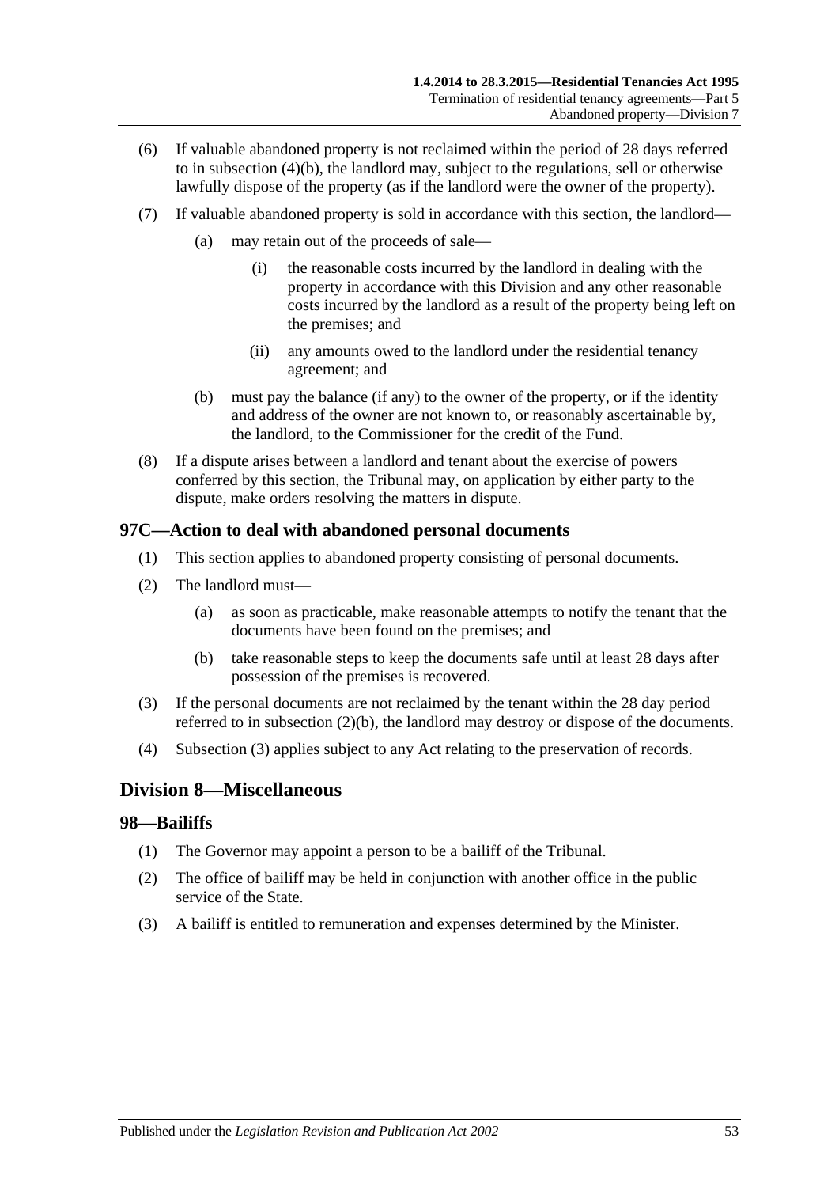(6) If valuable abandoned property is not reclaimed within the period of 28 days referred to in subsection (4)(b), the landlord may, subject to the regulations, sell or otherwise lawfully dispose of the property (as if the landlord were the owner of the property).

(7) If valuable abandoned property is sold in accordance with this section, the landlord—

(a) may retain out of the proceeds of sale—

(i) the reasonable costs incurred by the landlord in dealing with the property in accordance with this Division and any other reasonable costs incurred by the landlord as a result of the property being left on the premises; and

(ii) any amounts owed to the landlord under the residential tenancy agreement; and

(b) must pay the balance (if any) to the owner of the property, or if the identity and address of the owner are not known to, or reasonably ascertainable by, the landlord, to the Commissioner for the credit of the Fund.

(8) If a dispute arises between a landlord and tenant about the exercise of powers conferred by this section, the Tribunal may, on application by either party to the dispute, make orders resolving the matters in dispute.

### 97C—Action to deal with abandoned personal documents

(1) This section applies to abandoned property consisting of personal documents.

(2) The landlord must—

(a) as soon as practicable, make reasonable attempts to notify the tenant that the documents have been found on the premises; and

(b) take reasonable steps to keep the documents safe until at least 28 days after possession of the premises is recovered.

(3) If the personal documents are not reclaimed by the tenant within the 28 day period referred to in subsection (2)(b), the landlord may destroy or dispose of the documents.

(4) Subsection (3) applies subject to any Act relating to the preservation of records.

## Division 8—Miscellaneous

### 98—Bailiffs

(1) The Governor may appoint a person to be a bailiff of the Tribunal.

(2) The office of bailiff may be held in conjunction with another office in the public service of the State.

(3) A bailiff is entitled to remuneration and expenses determined by the Minister.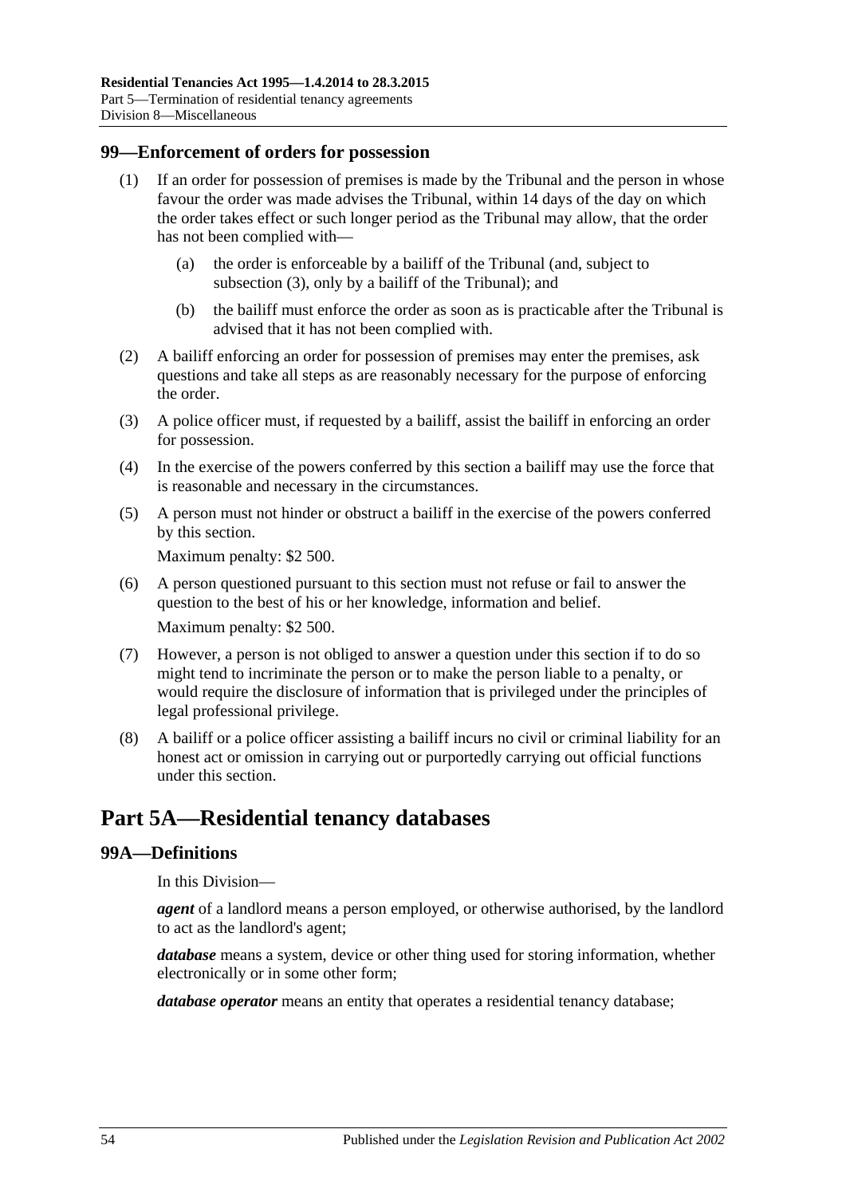## 99—Enforcement of orders for possession

(1) If an order for possession of premises is made by the Tribunal and the person in whose favour the order was made advises the Tribunal, within 14 days of the day on which the order takes effect or such longer period as the Tribunal may allow, that the order has not been complied with—

(a) the order is enforceable by a bailiff of the Tribunal (and, subject to subsection (3), only by a bailiff of the Tribunal); and

(b) the bailiff must enforce the order as soon as is practicable after the Tribunal is advised that it has not been complied with.

(2) A bailiff enforcing an order for possession of premises may enter the premises, ask questions and take all steps as are reasonably necessary for the purpose of enforcing the order.

(3) A police officer must, if requested by a bailiff, assist the bailiff in enforcing an order for possession.

(4) In the exercise of the powers conferred by this section a bailiff may use the force that is reasonable and necessary in the circumstances.

(5) A person must not hinder or obstruct a bailiff in the exercise of the powers conferred by this section.

Maximum penalty: $2 500.

(6) A person questioned pursuant to this section must not refuse or fail to answer the question to the best of his or her knowledge, information and belief.

Maximum penalty: $2 500.

(7) However, a person is not obliged to answer a question under this section if to do so might tend to incriminate the person or to make the person liable to a penalty, or would require the disclosure of information that is privileged under the principles of legal professional privilege.

(8) A bailiff or a police officer assisting a bailiff incurs no civil or criminal liability for an honest act or omission in carrying out or purportedly carrying out official functions under this section.

# Part 5A—Residential tenancy databases

## 99A—Definitions

In this Division—

***agent*** of a landlord means a person employed, or otherwise authorised, by the landlord to act as the landlord's agent;

***database*** means a system, device or other thing used for storing information, whether electronically or in some other form;

***database operator*** means an entity that operates a residential tenancy database;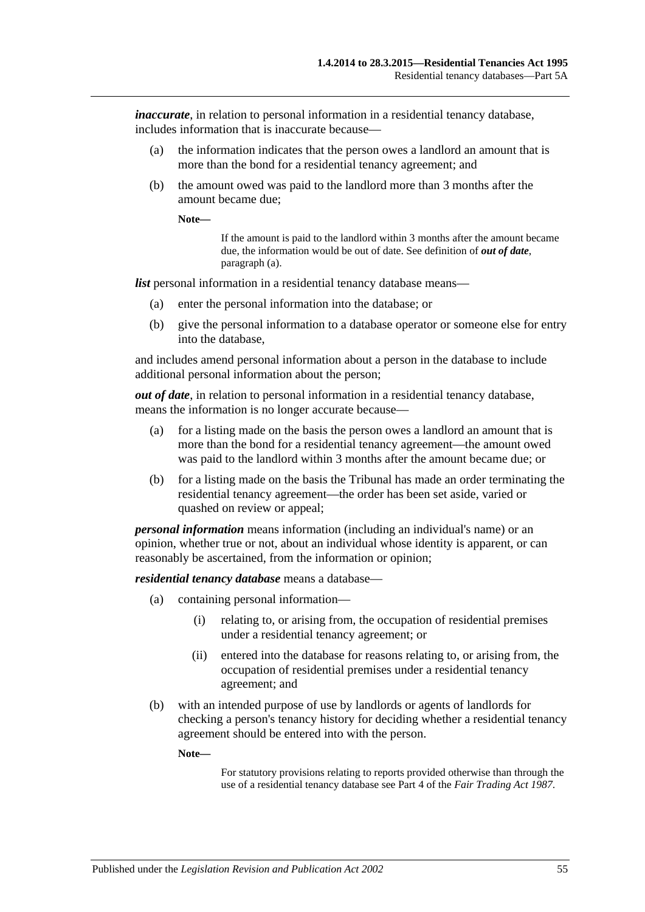***inaccurate***, in relation to personal information in a residential tenancy database, includes information that is inaccurate because—

(a) the information indicates that the person owes a landlord an amount that is more than the bond for a residential tenancy agreement; and

(b) the amount owed was paid to the landlord more than 3 months after the amount became due;

**Note—**

If the amount is paid to the landlord within 3 months after the amount became due, the information would be out of date. See definition of ***out of date***, paragraph (a).

***list*** personal information in a residential tenancy database means—

(a) enter the personal information into the database; or

(b) give the personal information to a database operator or someone else for entry into the database,

and includes amend personal information about a person in the database to include additional personal information about the person;

***out of date***, in relation to personal information in a residential tenancy database, means the information is no longer accurate because—

(a) for a listing made on the basis the person owes a landlord an amount that is more than the bond for a residential tenancy agreement—the amount owed was paid to the landlord within 3 months after the amount became due; or

(b) for a listing made on the basis the Tribunal has made an order terminating the residential tenancy agreement—the order has been set aside, varied or quashed on review or appeal;

***personal information*** means information (including an individual's name) or an opinion, whether true or not, about an individual whose identity is apparent, or can reasonably be ascertained, from the information or opinion;

***residential tenancy database*** means a database—

(a) containing personal information—

(i) relating to, or arising from, the occupation of residential premises under a residential tenancy agreement; or

(ii) entered into the database for reasons relating to, or arising from, the occupation of residential premises under a residential tenancy agreement; and

(b) with an intended purpose of use by landlords or agents of landlords for checking a person's tenancy history for deciding whether a residential tenancy agreement should be entered into with the person.

**Note—**

For statutory provisions relating to reports provided otherwise than through the use of a residential tenancy database see Part 4 of the *Fair Trading Act 1987*.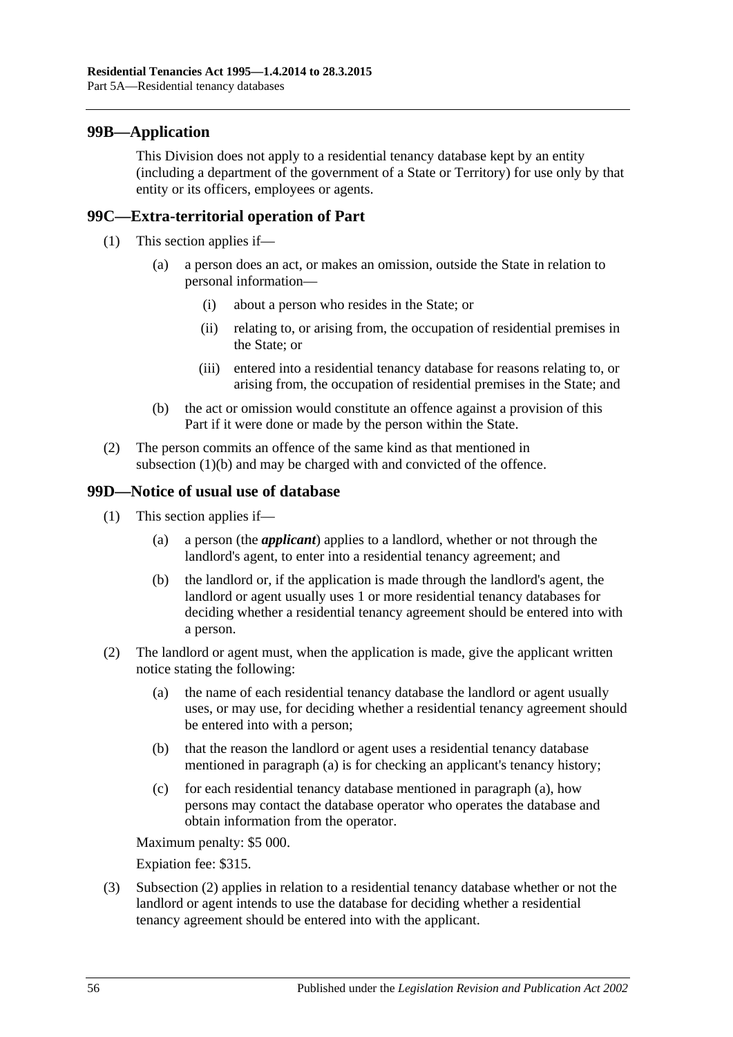## 99B—Application

This Division does not apply to a residential tenancy database kept by an entity (including a department of the government of a State or Territory) for use only by that entity or its officers, employees or agents.

## 99C—Extra-territorial operation of Part

(1) This section applies if—

(a) a person does an act, or makes an omission, outside the State in relation to personal information—

(i) about a person who resides in the State; or

(ii) relating to, or arising from, the occupation of residential premises in the State; or

(iii) entered into a residential tenancy database for reasons relating to, or arising from, the occupation of residential premises in the State; and

(b) the act or omission would constitute an offence against a provision of this Part if it were done or made by the person within the State.

(2) The person commits an offence of the same kind as that mentioned in subsection (1)(b) and may be charged with and convicted of the offence.

## 99D—Notice of usual use of database

(1) This section applies if—

(a) a person (the ***applicant***) applies to a landlord, whether or not through the landlord's agent, to enter into a residential tenancy agreement; and

(b) the landlord or, if the application is made through the landlord's agent, the landlord or agent usually uses 1 or more residential tenancy databases for deciding whether a residential tenancy agreement should be entered into with a person.

(2) The landlord or agent must, when the application is made, give the applicant written notice stating the following:

(a) the name of each residential tenancy database the landlord or agent usually uses, or may use, for deciding whether a residential tenancy agreement should be entered into with a person;

(b) that the reason the landlord or agent uses a residential tenancy database mentioned in paragraph (a) is for checking an applicant's tenancy history;

(c) for each residential tenancy database mentioned in paragraph (a), how persons may contact the database operator who operates the database and obtain information from the operator.

Maximum penalty: $5 000.

Expiation fee: $315.

(3) Subsection (2) applies in relation to a residential tenancy database whether or not the landlord or agent intends to use the database for deciding whether a residential tenancy agreement should be entered into with the applicant.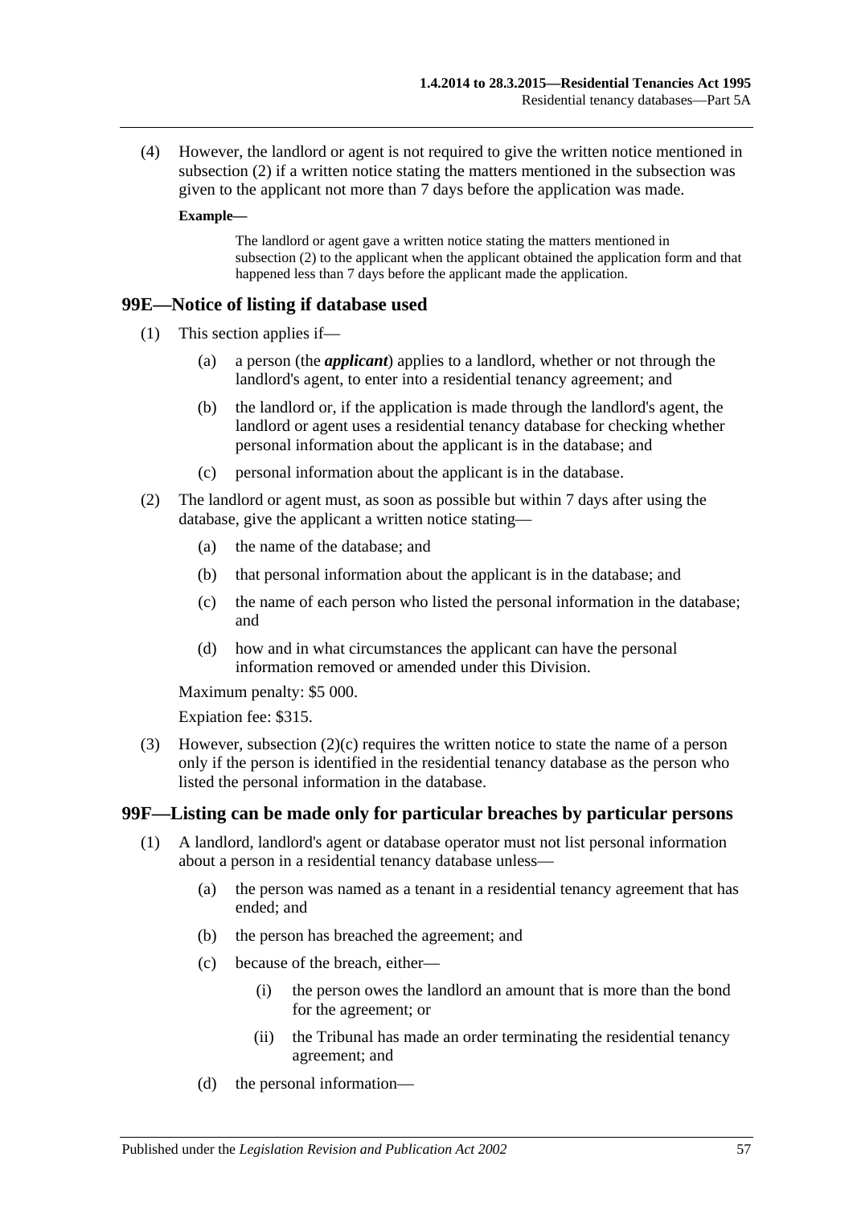(4) However, the landlord or agent is not required to give the written notice mentioned in subsection (2) if a written notice stating the matters mentioned in the subsection was given to the applicant not more than 7 days before the application was made.

**Example—**

The landlord or agent gave a written notice stating the matters mentioned in subsection (2) to the applicant when the applicant obtained the application form and that happened less than 7 days before the applicant made the application.

## 99E—Notice of listing if database used

(1) This section applies if—

(a) a person (the ***applicant***) applies to a landlord, whether or not through the landlord's agent, to enter into a residential tenancy agreement; and

(b) the landlord or, if the application is made through the landlord's agent, the landlord or agent uses a residential tenancy database for checking whether personal information about the applicant is in the database; and

(c) personal information about the applicant is in the database.

(2) The landlord or agent must, as soon as possible but within 7 days after using the database, give the applicant a written notice stating—

(a) the name of the database; and

(b) that personal information about the applicant is in the database; and

(c) the name of each person who listed the personal information in the database; and

(d) how and in what circumstances the applicant can have the personal information removed or amended under this Division.

Maximum penalty: $5 000.

Expiation fee: $315.

(3) However, subsection (2)(c) requires the written notice to state the name of a person only if the person is identified in the residential tenancy database as the person who listed the personal information in the database.

## 99F—Listing can be made only for particular breaches by particular persons

(1) A landlord, landlord's agent or database operator must not list personal information about a person in a residential tenancy database unless—

(a) the person was named as a tenant in a residential tenancy agreement that has ended; and

(b) the person has breached the agreement; and

(c) because of the breach, either—

(i) the person owes the landlord an amount that is more than the bond for the agreement; or

(ii) the Tribunal has made an order terminating the residential tenancy agreement; and

(d) the personal information—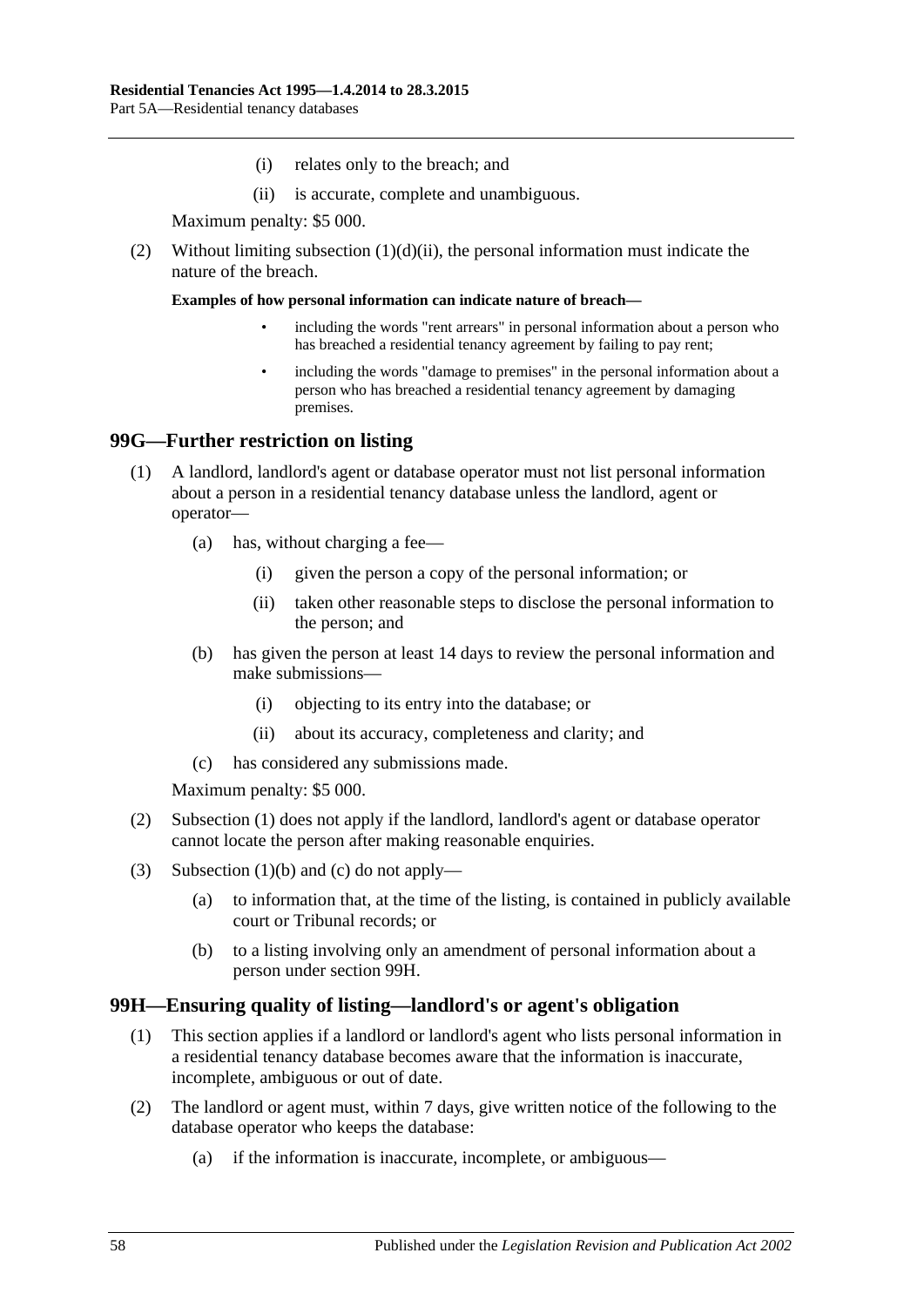(i) relates only to the breach; and

(ii) is accurate, complete and unambiguous.

Maximum penalty: $5 000.

(2) Without limiting subsection (1)(d)(ii), the personal information must indicate the nature of the breach.

**Examples of how personal information can indicate nature of breach—**

- including the words "rent arrears" in personal information about a person who has breached a residential tenancy agreement by failing to pay rent;
- including the words "damage to premises" in the personal information about a person who has breached a residential tenancy agreement by damaging premises.

## 99G—Further restriction on listing

(1) A landlord, landlord's agent or database operator must not list personal information about a person in a residential tenancy database unless the landlord, agent or operator—

(a) has, without charging a fee—

(i) given the person a copy of the personal information; or

(ii) taken other reasonable steps to disclose the personal information to the person; and

(b) has given the person at least 14 days to review the personal information and make submissions—

(i) objecting to its entry into the database; or

(ii) about its accuracy, completeness and clarity; and

(c) has considered any submissions made.

Maximum penalty: $5 000.

(2) Subsection (1) does not apply if the landlord, landlord's agent or database operator cannot locate the person after making reasonable enquiries.

(3) Subsection (1)(b) and (c) do not apply—

(a) to information that, at the time of the listing, is contained in publicly available court or Tribunal records; or

(b) to a listing involving only an amendment of personal information about a person under section 99H.

## 99H—Ensuring quality of listing—landlord's or agent's obligation

(1) This section applies if a landlord or landlord's agent who lists personal information in a residential tenancy database becomes aware that the information is inaccurate, incomplete, ambiguous or out of date.

(2) The landlord or agent must, within 7 days, give written notice of the following to the database operator who keeps the database:

(a) if the information is inaccurate, incomplete, or ambiguous—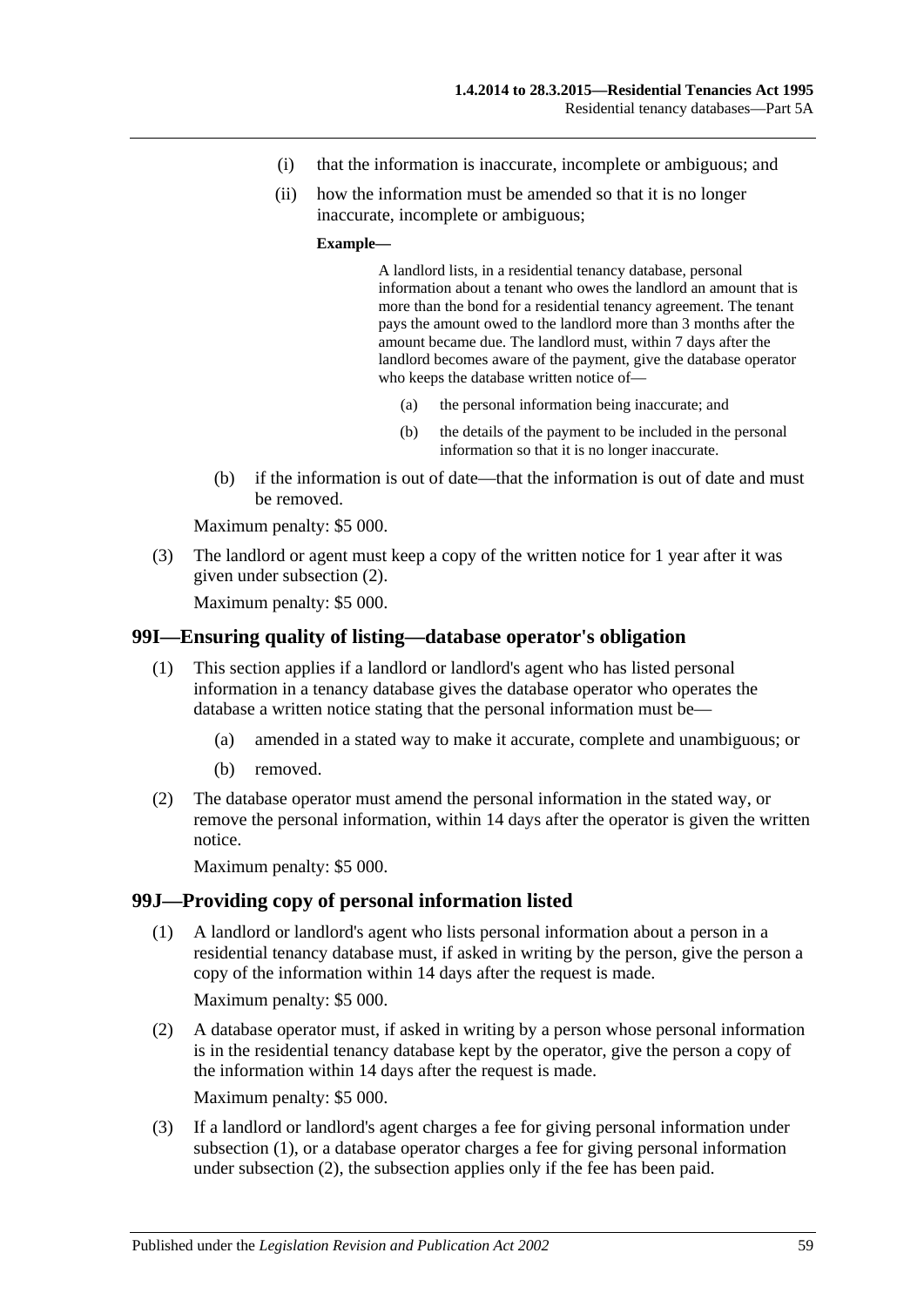(i) that the information is inaccurate, incomplete or ambiguous; and

(ii) how the information must be amended so that it is no longer inaccurate, incomplete or ambiguous;

**Example—**

A landlord lists, in a residential tenancy database, personal information about a tenant who owes the landlord an amount that is more than the bond for a residential tenancy agreement. The tenant pays the amount owed to the landlord more than 3 months after the amount became due. The landlord must, within 7 days after the landlord becomes aware of the payment, give the database operator who keeps the database written notice of—

(a) the personal information being inaccurate; and

(b) the details of the payment to be included in the personal information so that it is no longer inaccurate.

(b) if the information is out of date—that the information is out of date and must be removed.

Maximum penalty: $5 000.

(3) The landlord or agent must keep a copy of the written notice for 1 year after it was given under subsection (2).

Maximum penalty: $5 000.

### 99I—Ensuring quality of listing—database operator's obligation

(1) This section applies if a landlord or landlord's agent who has listed personal information in a tenancy database gives the database operator who operates the database a written notice stating that the personal information must be—

(a) amended in a stated way to make it accurate, complete and unambiguous; or

(b) removed.

(2) The database operator must amend the personal information in the stated way, or remove the personal information, within 14 days after the operator is given the written notice.

Maximum penalty: $5 000.

### 99J—Providing copy of personal information listed

(1) A landlord or landlord's agent who lists personal information about a person in a residential tenancy database must, if asked in writing by the person, give the person a copy of the information within 14 days after the request is made.

Maximum penalty: $5 000.

(2) A database operator must, if asked in writing by a person whose personal information is in the residential tenancy database kept by the operator, give the person a copy of the information within 14 days after the request is made.

Maximum penalty: $5 000.

(3) If a landlord or landlord's agent charges a fee for giving personal information under subsection (1), or a database operator charges a fee for giving personal information under subsection (2), the subsection applies only if the fee has been paid.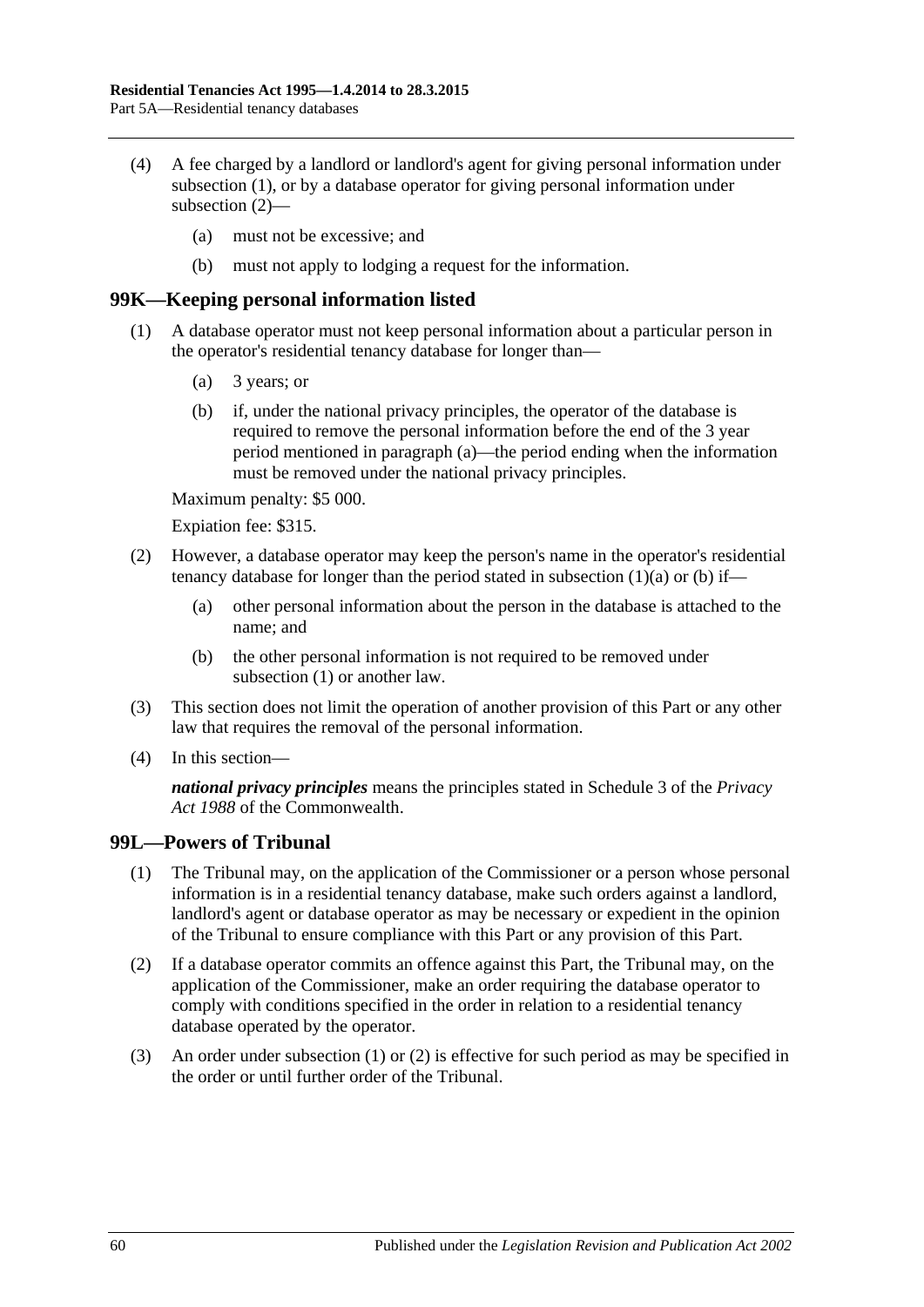(4) A fee charged by a landlord or landlord's agent for giving personal information under subsection (1), or by a database operator for giving personal information under subsection (2)—

   (a) must not be excessive; and

   (b) must not apply to lodging a request for the information.

## 99K—Keeping personal information listed

(1) A database operator must not keep personal information about a particular person in the operator's residential tenancy database for longer than—

   (a) 3 years; or

   (b) if, under the national privacy principles, the operator of the database is required to remove the personal information before the end of the 3 year period mentioned in paragraph (a)—the period ending when the information must be removed under the national privacy principles.

Maximum penalty: $5 000.

Expiation fee: $315.

(2) However, a database operator may keep the person's name in the operator's residential tenancy database for longer than the period stated in subsection (1)(a) or (b) if—

   (a) other personal information about the person in the database is attached to the name; and

   (b) the other personal information is not required to be removed under subsection (1) or another law.

(3) This section does not limit the operation of another provision of this Part or any other law that requires the removal of the personal information.

(4) In this section—

***national privacy principles*** means the principles stated in Schedule 3 of the *Privacy Act 1988* of the Commonwealth.

## 99L—Powers of Tribunal

(1) The Tribunal may, on the application of the Commissioner or a person whose personal information is in a residential tenancy database, make such orders against a landlord, landlord's agent or database operator as may be necessary or expedient in the opinion of the Tribunal to ensure compliance with this Part or any provision of this Part.

(2) If a database operator commits an offence against this Part, the Tribunal may, on the application of the Commissioner, make an order requiring the database operator to comply with conditions specified in the order in relation to a residential tenancy database operated by the operator.

(3) An order under subsection (1) or (2) is effective for such period as may be specified in the order or until further order of the Tribunal.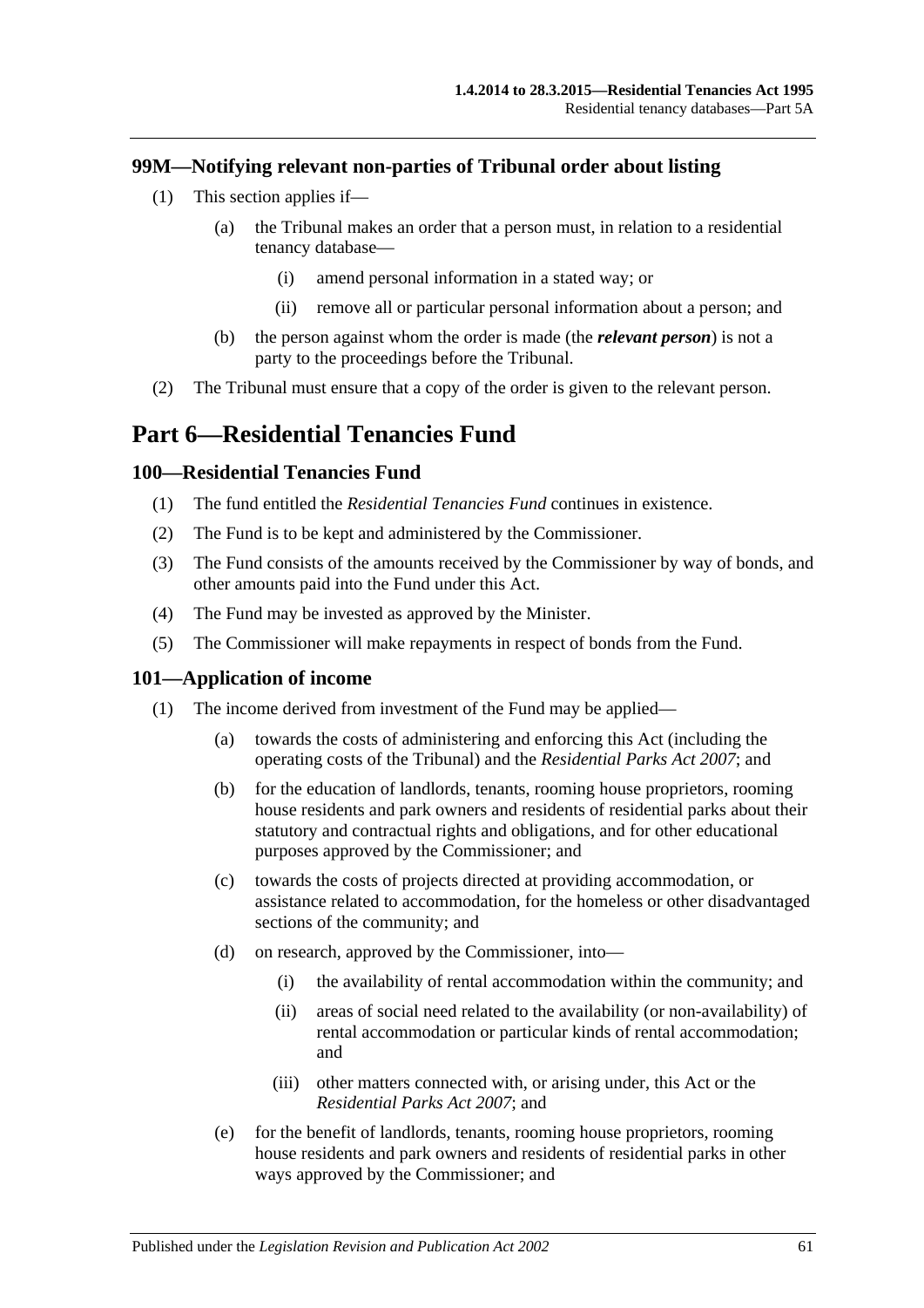### 99M—Notifying relevant non-parties of Tribunal order about listing

(1) This section applies if—

(a) the Tribunal makes an order that a person must, in relation to a residential tenancy database—

(i) amend personal information in a stated way; or

(ii) remove all or particular personal information about a person; and

(b) the person against whom the order is made (the ***relevant person***) is not a party to the proceedings before the Tribunal.

(2) The Tribunal must ensure that a copy of the order is given to the relevant person.

## Part 6—Residential Tenancies Fund

### 100—Residential Tenancies Fund

(1) The fund entitled the *Residential Tenancies Fund* continues in existence.

(2) The Fund is to be kept and administered by the Commissioner.

(3) The Fund consists of the amounts received by the Commissioner by way of bonds, and other amounts paid into the Fund under this Act.

(4) The Fund may be invested as approved by the Minister.

(5) The Commissioner will make repayments in respect of bonds from the Fund.

### 101—Application of income

(1) The income derived from investment of the Fund may be applied—

(a) towards the costs of administering and enforcing this Act (including the operating costs of the Tribunal) and the *Residential Parks Act 2007*; and

(b) for the education of landlords, tenants, rooming house proprietors, rooming house residents and park owners and residents of residential parks about their statutory and contractual rights and obligations, and for other educational purposes approved by the Commissioner; and

(c) towards the costs of projects directed at providing accommodation, or assistance related to accommodation, for the homeless or other disadvantaged sections of the community; and

(d) on research, approved by the Commissioner, into—

(i) the availability of rental accommodation within the community; and

(ii) areas of social need related to the availability (or non-availability) of rental accommodation or particular kinds of rental accommodation; and

(iii) other matters connected with, or arising under, this Act or the *Residential Parks Act 2007*; and

(e) for the benefit of landlords, tenants, rooming house proprietors, rooming house residents and park owners and residents of residential parks in other ways approved by the Commissioner; and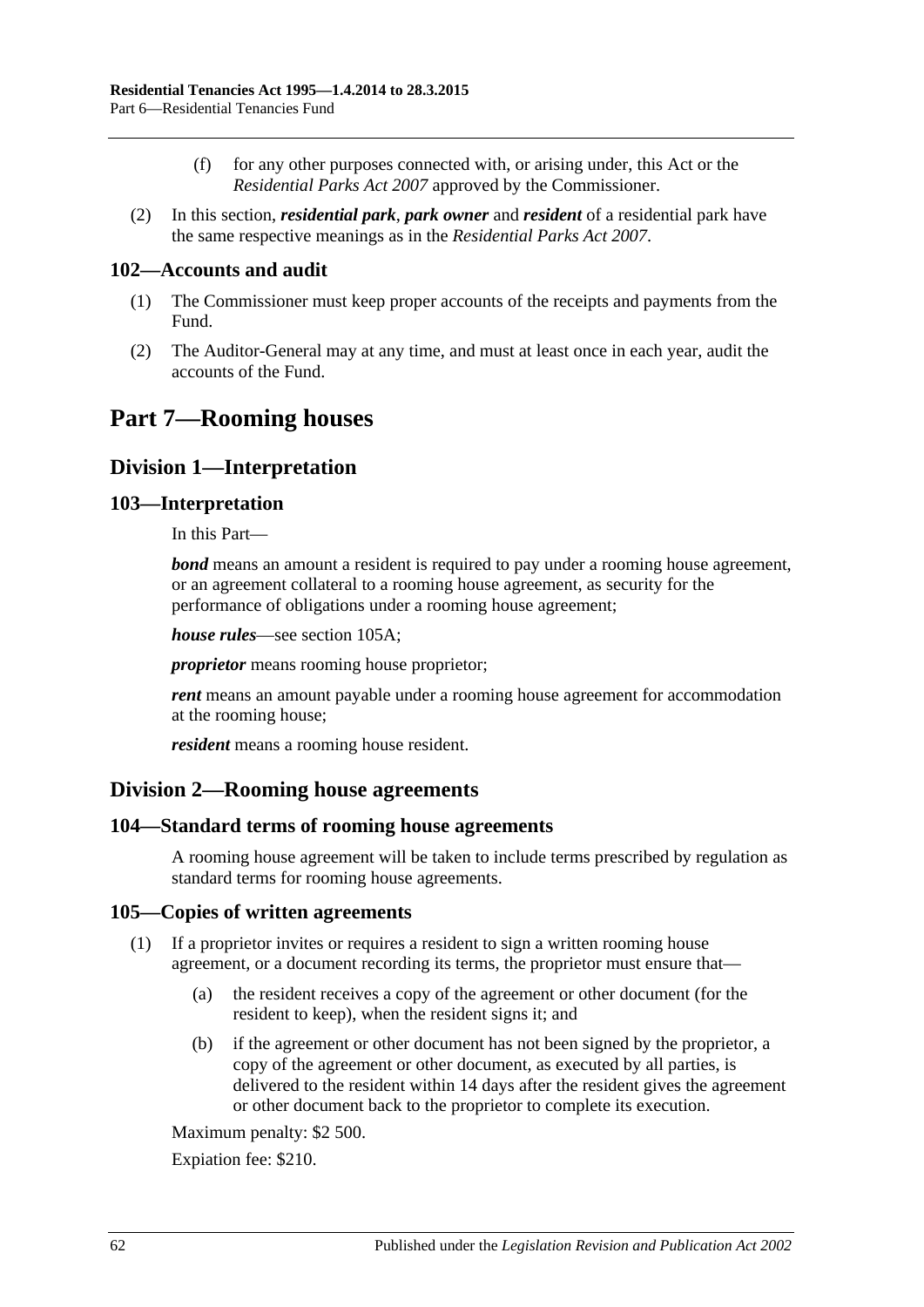(f) for any other purposes connected with, or arising under, this Act or the *Residential Parks Act 2007* approved by the Commissioner.

(2) In this section, ***residential park***, ***park owner*** and ***resident*** of a residential park have the same respective meanings as in the *Residential Parks Act 2007*.

### 102—Accounts and audit

(1) The Commissioner must keep proper accounts of the receipts and payments from the Fund.

(2) The Auditor-General may at any time, and must at least once in each year, audit the accounts of the Fund.

# Part 7—Rooming houses

## Division 1—Interpretation

### 103—Interpretation

In this Part—

***bond*** means an amount a resident is required to pay under a rooming house agreement, or an agreement collateral to a rooming house agreement, as security for the performance of obligations under a rooming house agreement;

***house rules***—see section 105A;

***proprietor*** means rooming house proprietor;

***rent*** means an amount payable under a rooming house agreement for accommodation at the rooming house;

***resident*** means a rooming house resident.

## Division 2—Rooming house agreements

### 104—Standard terms of rooming house agreements

A rooming house agreement will be taken to include terms prescribed by regulation as standard terms for rooming house agreements.

### 105—Copies of written agreements

(1) If a proprietor invites or requires a resident to sign a written rooming house agreement, or a document recording its terms, the proprietor must ensure that—

(a) the resident receives a copy of the agreement or other document (for the resident to keep), when the resident signs it; and

(b) if the agreement or other document has not been signed by the proprietor, a copy of the agreement or other document, as executed by all parties, is delivered to the resident within 14 days after the resident gives the agreement or other document back to the proprietor to complete its execution.

Maximum penalty: $2 500.

Expiation fee: $210.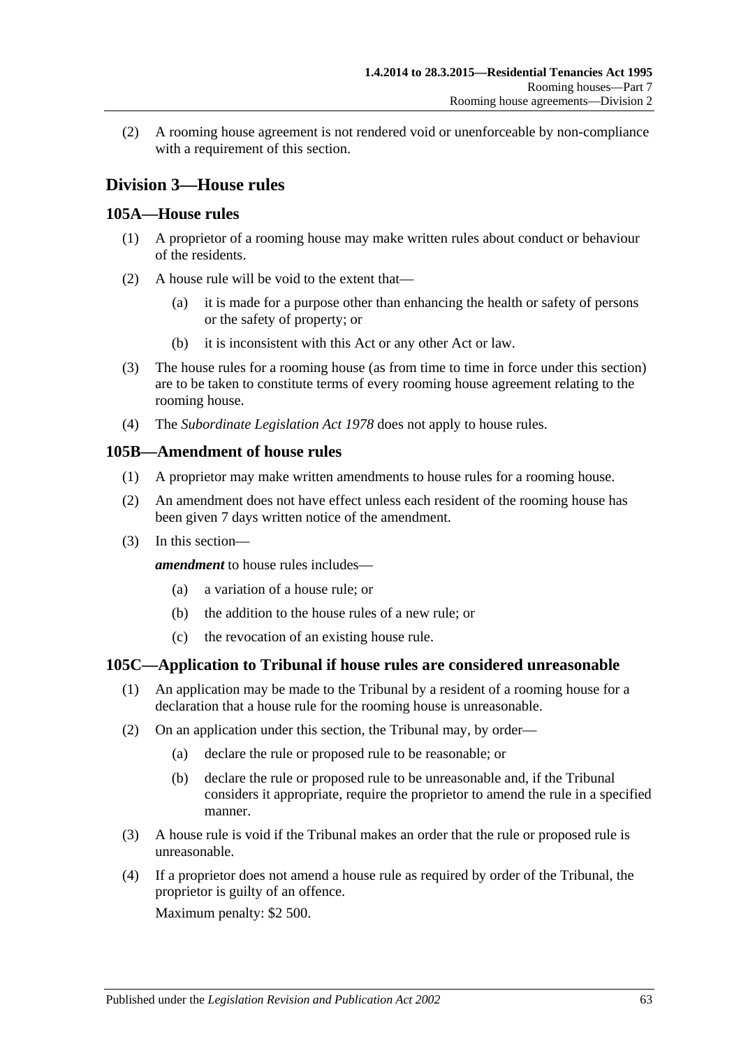(2) A rooming house agreement is not rendered void or unenforceable by non-compliance with a requirement of this section.

## Division 3—House rules

### 105A—House rules

(1) A proprietor of a rooming house may make written rules about conduct or behaviour of the residents.

(2) A house rule will be void to the extent that—

(a) it is made for a purpose other than enhancing the health or safety of persons or the safety of property; or

(b) it is inconsistent with this Act or any other Act or law.

(3) The house rules for a rooming house (as from time to time in force under this section) are to be taken to constitute terms of every rooming house agreement relating to the rooming house.

(4) The *Subordinate Legislation Act 1978* does not apply to house rules.

### 105B—Amendment of house rules

(1) A proprietor may make written amendments to house rules for a rooming house.

(2) An amendment does not have effect unless each resident of the rooming house has been given 7 days written notice of the amendment.

(3) In this section—

***amendment*** to house rules includes—

(a) a variation of a house rule; or

(b) the addition to the house rules of a new rule; or

(c) the revocation of an existing house rule.

### 105C—Application to Tribunal if house rules are considered unreasonable

(1) An application may be made to the Tribunal by a resident of a rooming house for a declaration that a house rule for the rooming house is unreasonable.

(2) On an application under this section, the Tribunal may, by order—

(a) declare the rule or proposed rule to be reasonable; or

(b) declare the rule or proposed rule to be unreasonable and, if the Tribunal considers it appropriate, require the proprietor to amend the rule in a specified manner.

(3) A house rule is void if the Tribunal makes an order that the rule or proposed rule is unreasonable.

(4) If a proprietor does not amend a house rule as required by order of the Tribunal, the proprietor is guilty of an offence.

Maximum penalty: $2 500.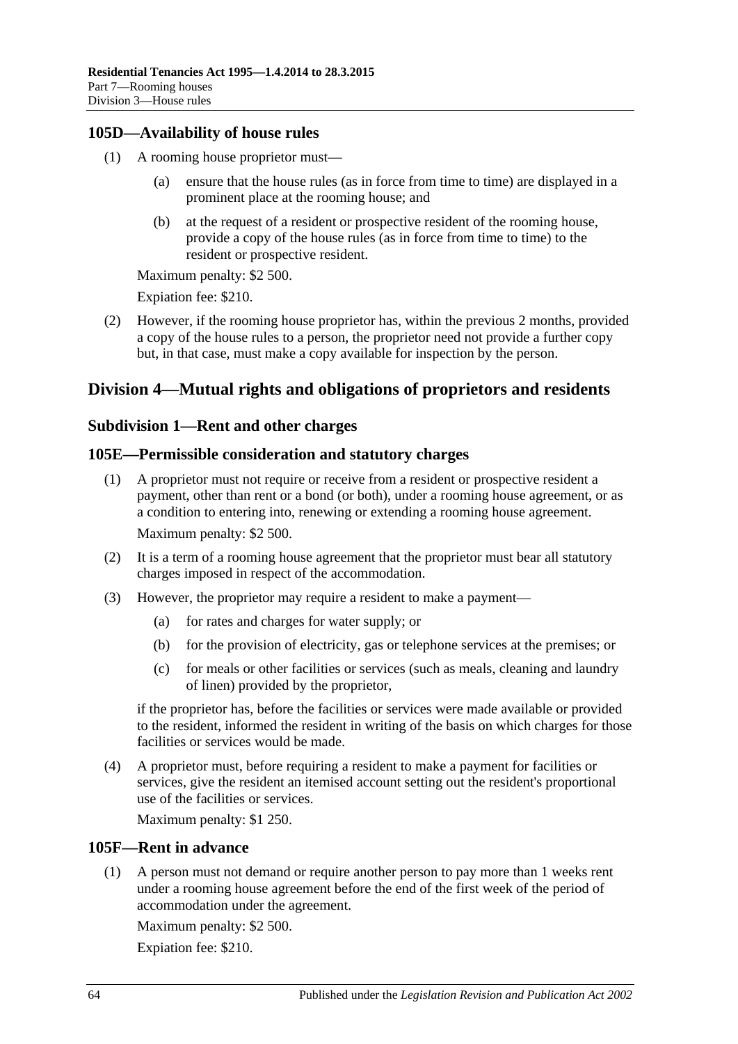## 105D—Availability of house rules

(1) A rooming house proprietor must—

(a) ensure that the house rules (as in force from time to time) are displayed in a prominent place at the rooming house; and

(b) at the request of a resident or prospective resident of the rooming house, provide a copy of the house rules (as in force from time to time) to the resident or prospective resident.

Maximum penalty: $2 500.

Expiation fee: $210.

(2) However, if the rooming house proprietor has, within the previous 2 months, provided a copy of the house rules to a person, the proprietor need not provide a further copy but, in that case, must make a copy available for inspection by the person.

# Division 4—Mutual rights and obligations of proprietors and residents

## Subdivision 1—Rent and other charges

## 105E—Permissible consideration and statutory charges

(1) A proprietor must not require or receive from a resident or prospective resident a payment, other than rent or a bond (or both), under a rooming house agreement, or as a condition to entering into, renewing or extending a rooming house agreement.

Maximum penalty: $2 500.

(2) It is a term of a rooming house agreement that the proprietor must bear all statutory charges imposed in respect of the accommodation.

(3) However, the proprietor may require a resident to make a payment—

(a) for rates and charges for water supply; or

(b) for the provision of electricity, gas or telephone services at the premises; or

(c) for meals or other facilities or services (such as meals, cleaning and laundry of linen) provided by the proprietor,

if the proprietor has, before the facilities or services were made available or provided to the resident, informed the resident in writing of the basis on which charges for those facilities or services would be made.

(4) A proprietor must, before requiring a resident to make a payment for facilities or services, give the resident an itemised account setting out the resident's proportional use of the facilities or services.

Maximum penalty: $1 250.

## 105F—Rent in advance

(1) A person must not demand or require another person to pay more than 1 weeks rent under a rooming house agreement before the end of the first week of the period of accommodation under the agreement.

Maximum penalty: $2 500.

Expiation fee: $210.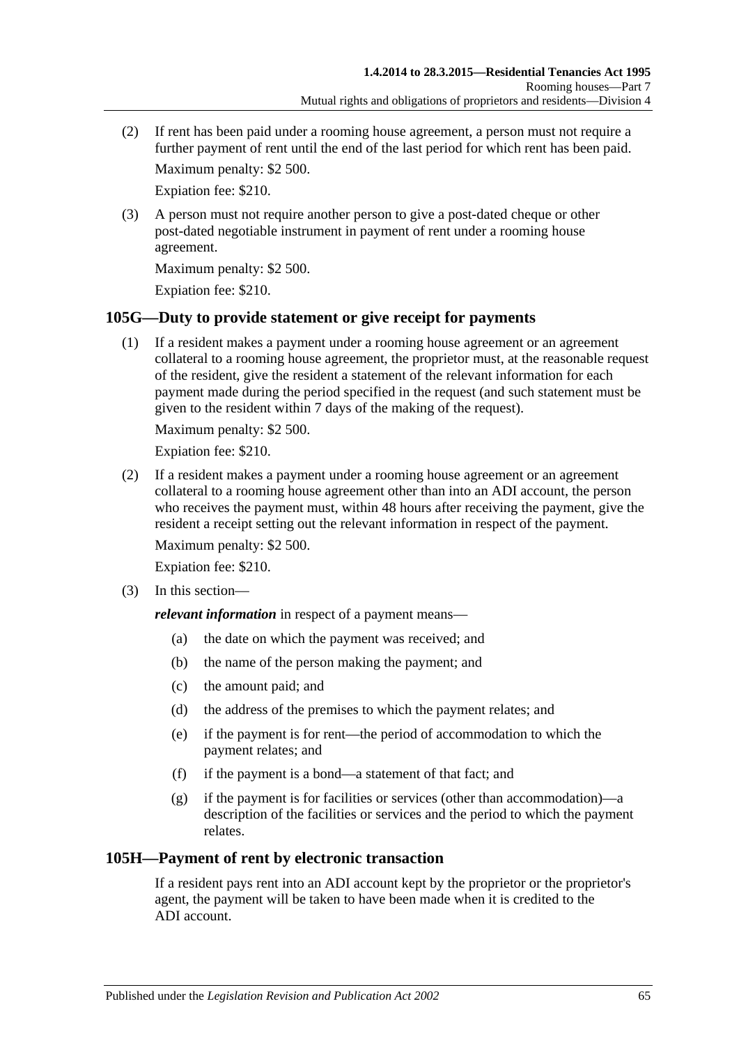(2) If rent has been paid under a rooming house agreement, a person must not require a further payment of rent until the end of the last period for which rent has been paid.

Maximum penalty: $2 500.

Expiation fee: $210.

(3) A person must not require another person to give a post-dated cheque or other post-dated negotiable instrument in payment of rent under a rooming house agreement.

Maximum penalty: $2 500.

Expiation fee: $210.

## 105G—Duty to provide statement or give receipt for payments

(1) If a resident makes a payment under a rooming house agreement or an agreement collateral to a rooming house agreement, the proprietor must, at the reasonable request of the resident, give the resident a statement of the relevant information for each payment made during the period specified in the request (and such statement must be given to the resident within 7 days of the making of the request).

Maximum penalty: $2 500.

Expiation fee: $210.

(2) If a resident makes a payment under a rooming house agreement or an agreement collateral to a rooming house agreement other than into an ADI account, the person who receives the payment must, within 48 hours after receiving the payment, give the resident a receipt setting out the relevant information in respect of the payment.

Maximum penalty: $2 500.

Expiation fee: $210.

(3) In this section—

***relevant information*** in respect of a payment means—

- (a) the date on which the payment was received; and
- (b) the name of the person making the payment; and
- (c) the amount paid; and
- (d) the address of the premises to which the payment relates; and
- (e) if the payment is for rent—the period of accommodation to which the payment relates; and
- (f) if the payment is a bond—a statement of that fact; and
- (g) if the payment is for facilities or services (other than accommodation)—a description of the facilities or services and the period to which the payment relates.

## 105H—Payment of rent by electronic transaction

If a resident pays rent into an ADI account kept by the proprietor or the proprietor's agent, the payment will be taken to have been made when it is credited to the ADI account.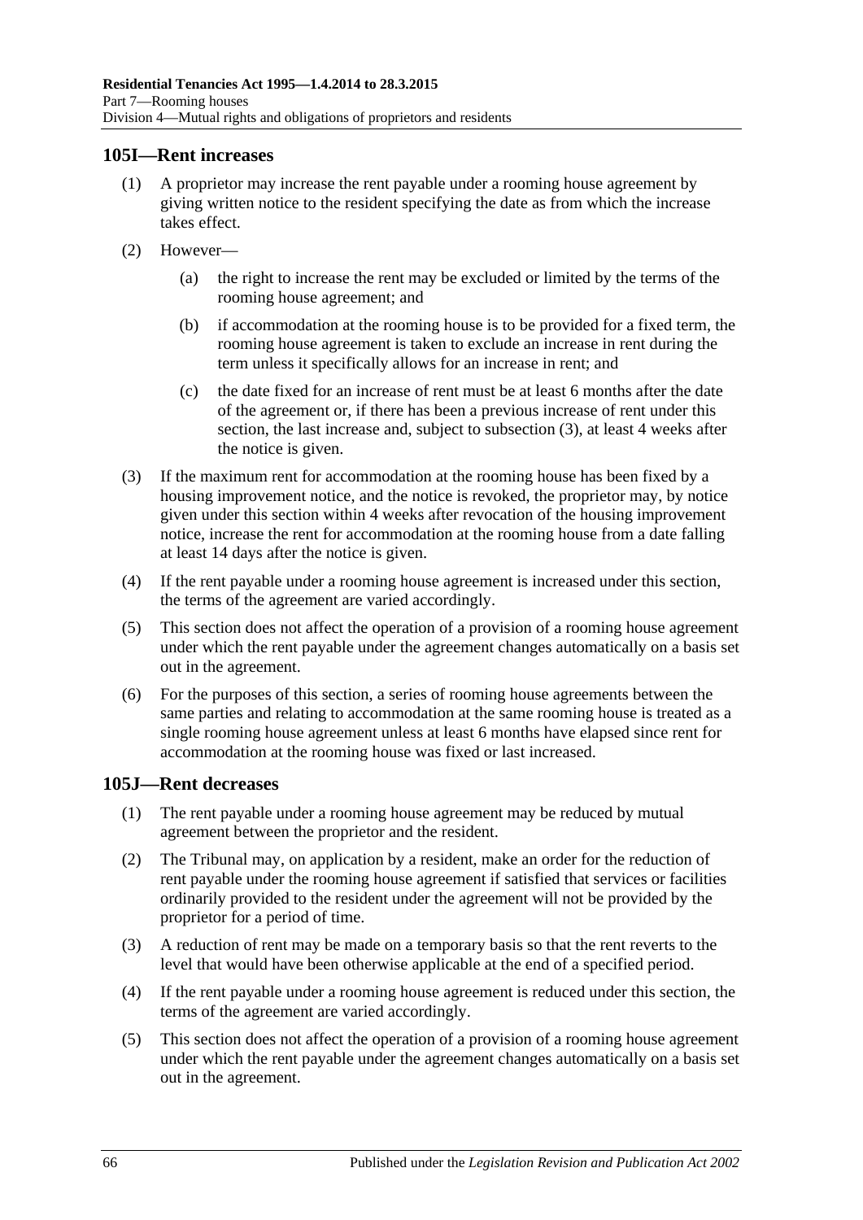## 105I—Rent increases

(1) A proprietor may increase the rent payable under a rooming house agreement by giving written notice to the resident specifying the date as from which the increase takes effect.

(2) However—

(a) the right to increase the rent may be excluded or limited by the terms of the rooming house agreement; and

(b) if accommodation at the rooming house is to be provided for a fixed term, the rooming house agreement is taken to exclude an increase in rent during the term unless it specifically allows for an increase in rent; and

(c) the date fixed for an increase of rent must be at least 6 months after the date of the agreement or, if there has been a previous increase of rent under this section, the last increase and, subject to subsection (3), at least 4 weeks after the notice is given.

(3) If the maximum rent for accommodation at the rooming house has been fixed by a housing improvement notice, and the notice is revoked, the proprietor may, by notice given under this section within 4 weeks after revocation of the housing improvement notice, increase the rent for accommodation at the rooming house from a date falling at least 14 days after the notice is given.

(4) If the rent payable under a rooming house agreement is increased under this section, the terms of the agreement are varied accordingly.

(5) This section does not affect the operation of a provision of a rooming house agreement under which the rent payable under the agreement changes automatically on a basis set out in the agreement.

(6) For the purposes of this section, a series of rooming house agreements between the same parties and relating to accommodation at the same rooming house is treated as a single rooming house agreement unless at least 6 months have elapsed since rent for accommodation at the rooming house was fixed or last increased.

## 105J—Rent decreases

(1) The rent payable under a rooming house agreement may be reduced by mutual agreement between the proprietor and the resident.

(2) The Tribunal may, on application by a resident, make an order for the reduction of rent payable under the rooming house agreement if satisfied that services or facilities ordinarily provided to the resident under the agreement will not be provided by the proprietor for a period of time.

(3) A reduction of rent may be made on a temporary basis so that the rent reverts to the level that would have been otherwise applicable at the end of a specified period.

(4) If the rent payable under a rooming house agreement is reduced under this section, the terms of the agreement are varied accordingly.

(5) This section does not affect the operation of a provision of a rooming house agreement under which the rent payable under the agreement changes automatically on a basis set out in the agreement.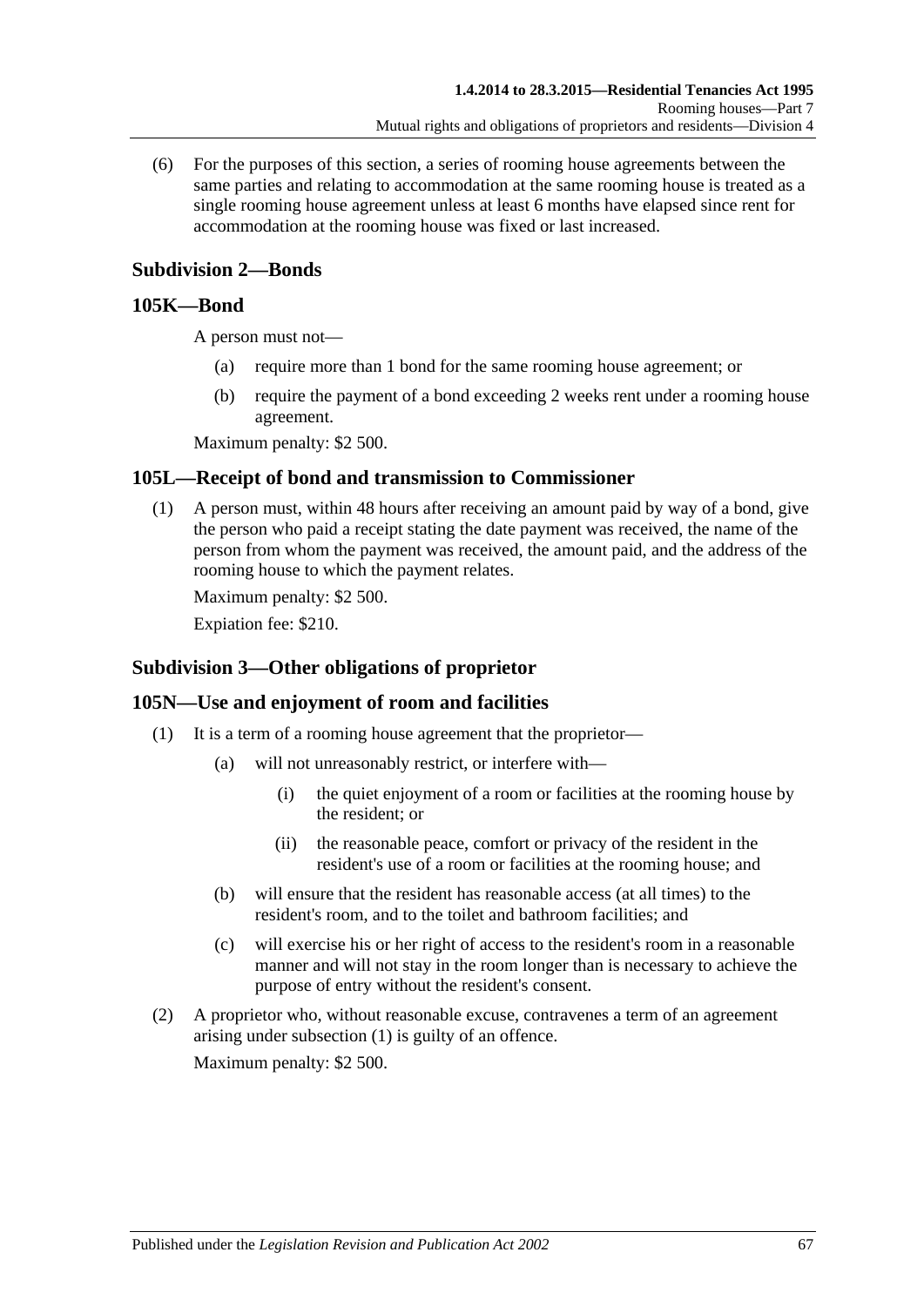(6) For the purposes of this section, a series of rooming house agreements between the same parties and relating to accommodation at the same rooming house is treated as a single rooming house agreement unless at least 6 months have elapsed since rent for accommodation at the rooming house was fixed or last increased.

### Subdivision 2—Bonds

## 105K—Bond

A person must not—

(a) require more than 1 bond for the same rooming house agreement; or

(b) require the payment of a bond exceeding 2 weeks rent under a rooming house agreement.

Maximum penalty: $2 500.

## 105L—Receipt of bond and transmission to Commissioner

(1) A person must, within 48 hours after receiving an amount paid by way of a bond, give the person who paid a receipt stating the date payment was received, the name of the person from whom the payment was received, the amount paid, and the address of the rooming house to which the payment relates.

Maximum penalty: $2 500.

Expiation fee: $210.

### Subdivision 3—Other obligations of proprietor

## 105N—Use and enjoyment of room and facilities

(1) It is a term of a rooming house agreement that the proprietor—

(a) will not unreasonably restrict, or interfere with—

(i) the quiet enjoyment of a room or facilities at the rooming house by the resident; or

(ii) the reasonable peace, comfort or privacy of the resident in the resident's use of a room or facilities at the rooming house; and

(b) will ensure that the resident has reasonable access (at all times) to the resident's room, and to the toilet and bathroom facilities; and

(c) will exercise his or her right of access to the resident's room in a reasonable manner and will not stay in the room longer than is necessary to achieve the purpose of entry without the resident's consent.

(2) A proprietor who, without reasonable excuse, contravenes a term of an agreement arising under subsection (1) is guilty of an offence.

Maximum penalty: $2 500.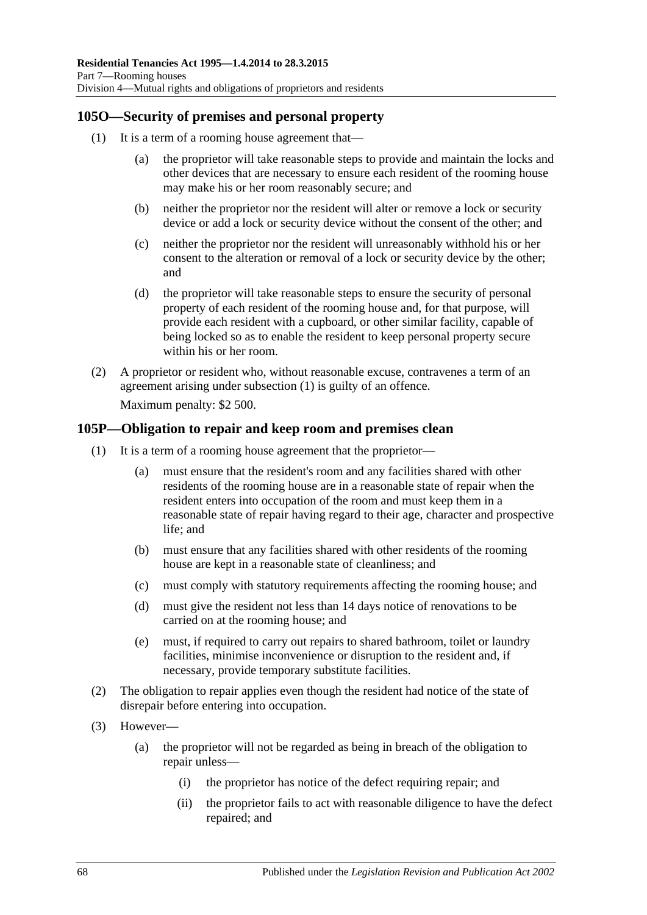## 105O—Security of premises and personal property

(1) It is a term of a rooming house agreement that—

(a) the proprietor will take reasonable steps to provide and maintain the locks and other devices that are necessary to ensure each resident of the rooming house may make his or her room reasonably secure; and

(b) neither the proprietor nor the resident will alter or remove a lock or security device or add a lock or security device without the consent of the other; and

(c) neither the proprietor nor the resident will unreasonably withhold his or her consent to the alteration or removal of a lock or security device by the other; and

(d) the proprietor will take reasonable steps to ensure the security of personal property of each resident of the rooming house and, for that purpose, will provide each resident with a cupboard, or other similar facility, capable of being locked so as to enable the resident to keep personal property secure within his or her room.

(2) A proprietor or resident who, without reasonable excuse, contravenes a term of an agreement arising under subsection (1) is guilty of an offence.

Maximum penalty: $2 500.

## 105P—Obligation to repair and keep room and premises clean

(1) It is a term of a rooming house agreement that the proprietor—

(a) must ensure that the resident's room and any facilities shared with other residents of the rooming house are in a reasonable state of repair when the resident enters into occupation of the room and must keep them in a reasonable state of repair having regard to their age, character and prospective life; and

(b) must ensure that any facilities shared with other residents of the rooming house are kept in a reasonable state of cleanliness; and

(c) must comply with statutory requirements affecting the rooming house; and

(d) must give the resident not less than 14 days notice of renovations to be carried on at the rooming house; and

(e) must, if required to carry out repairs to shared bathroom, toilet or laundry facilities, minimise inconvenience or disruption to the resident and, if necessary, provide temporary substitute facilities.

(2) The obligation to repair applies even though the resident had notice of the state of disrepair before entering into occupation.

(3) However—

(a) the proprietor will not be regarded as being in breach of the obligation to repair unless—

(i) the proprietor has notice of the defect requiring repair; and

(ii) the proprietor fails to act with reasonable diligence to have the defect repaired; and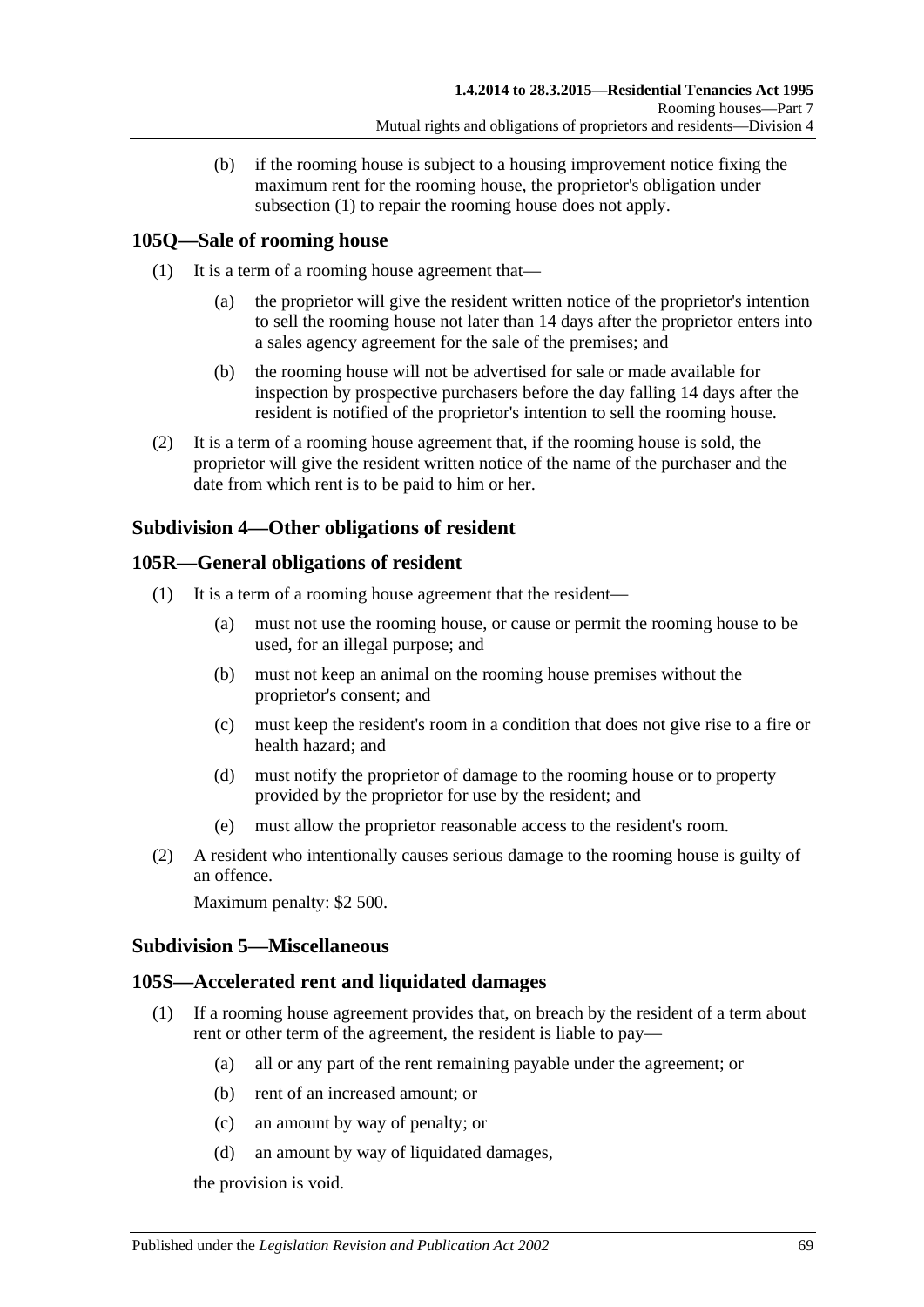(b) if the rooming house is subject to a housing improvement notice fixing the maximum rent for the rooming house, the proprietor's obligation under subsection (1) to repair the rooming house does not apply.

## 105Q—Sale of rooming house

(1) It is a term of a rooming house agreement that—

(a) the proprietor will give the resident written notice of the proprietor's intention to sell the rooming house not later than 14 days after the proprietor enters into a sales agency agreement for the sale of the premises; and

(b) the rooming house will not be advertised for sale or made available for inspection by prospective purchasers before the day falling 14 days after the resident is notified of the proprietor's intention to sell the rooming house.

(2) It is a term of a rooming house agreement that, if the rooming house is sold, the proprietor will give the resident written notice of the name of the purchaser and the date from which rent is to be paid to him or her.

### Subdivision 4—Other obligations of resident

## 105R—General obligations of resident

(1) It is a term of a rooming house agreement that the resident—

(a) must not use the rooming house, or cause or permit the rooming house to be used, for an illegal purpose; and

(b) must not keep an animal on the rooming house premises without the proprietor's consent; and

(c) must keep the resident's room in a condition that does not give rise to a fire or health hazard; and

(d) must notify the proprietor of damage to the rooming house or to property provided by the proprietor for use by the resident; and

(e) must allow the proprietor reasonable access to the resident's room.

(2) A resident who intentionally causes serious damage to the rooming house is guilty of an offence.

Maximum penalty: $2 500.

### Subdivision 5—Miscellaneous

## 105S—Accelerated rent and liquidated damages

(1) If a rooming house agreement provides that, on breach by the resident of a term about rent or other term of the agreement, the resident is liable to pay—

(a) all or any part of the rent remaining payable under the agreement; or

(b) rent of an increased amount; or

(c) an amount by way of penalty; or

(d) an amount by way of liquidated damages,

the provision is void.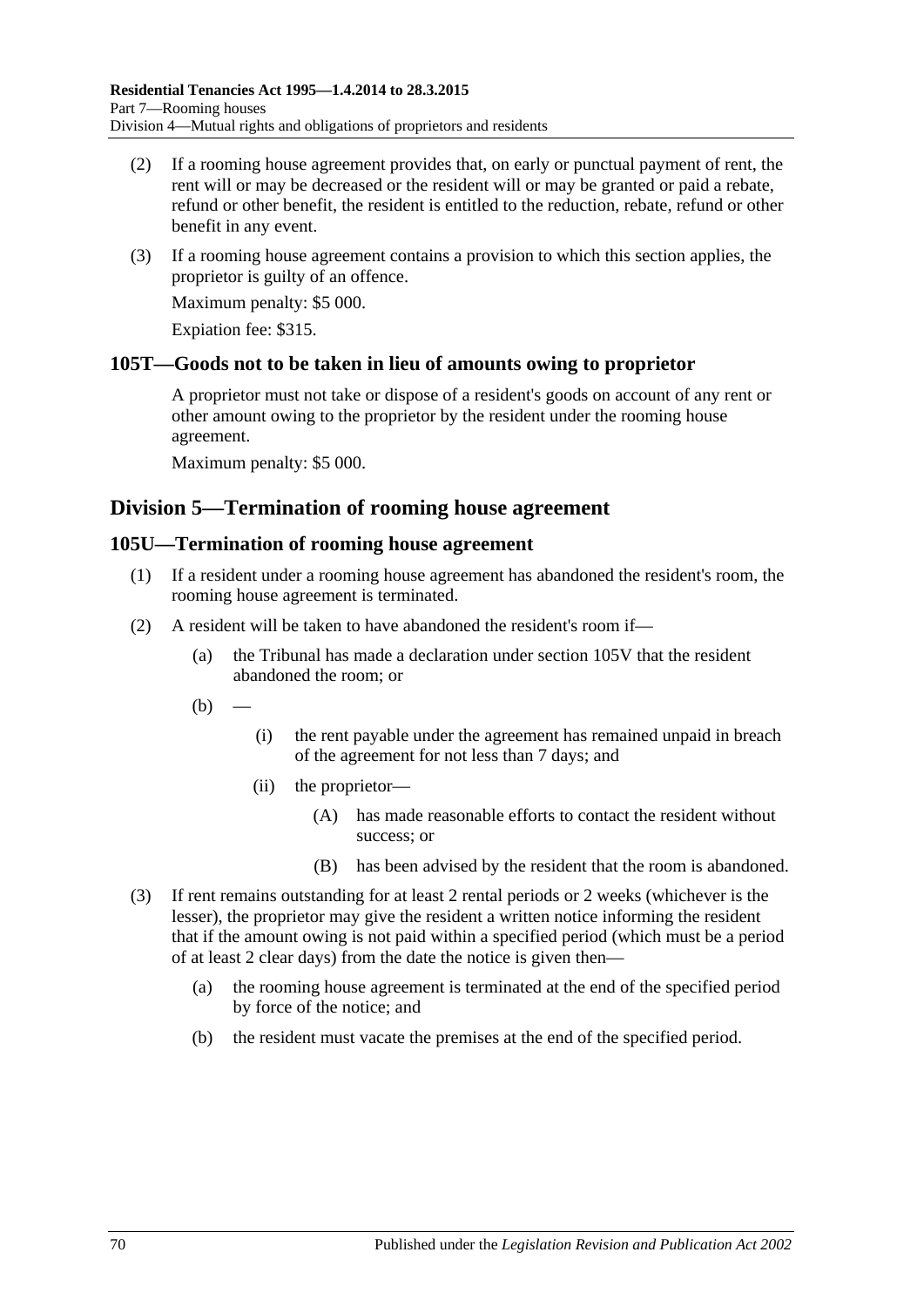(2) If a rooming house agreement provides that, on early or punctual payment of rent, the rent will or may be decreased or the resident will or may be granted or paid a rebate, refund or other benefit, the resident is entitled to the reduction, rebate, refund or other benefit in any event.

(3) If a rooming house agreement contains a provision to which this section applies, the proprietor is guilty of an offence.

Maximum penalty: $5 000.

Expiation fee: $315.

### 105T—Goods not to be taken in lieu of amounts owing to proprietor

A proprietor must not take or dispose of a resident's goods on account of any rent or other amount owing to the proprietor by the resident under the rooming house agreement.

Maximum penalty: $5 000.

## Division 5—Termination of rooming house agreement

### 105U—Termination of rooming house agreement

(1) If a resident under a rooming house agreement has abandoned the resident's room, the rooming house agreement is terminated.

(2) A resident will be taken to have abandoned the resident's room if—

- (a) the Tribunal has made a declaration under section 105V that the resident abandoned the room; or
- (b) —
  - (i) the rent payable under the agreement has remained unpaid in breach of the agreement for not less than 7 days; and
  - (ii) the proprietor—
    - (A) has made reasonable efforts to contact the resident without success; or
    - (B) has been advised by the resident that the room is abandoned.

(3) If rent remains outstanding for at least 2 rental periods or 2 weeks (whichever is the lesser), the proprietor may give the resident a written notice informing the resident that if the amount owing is not paid within a specified period (which must be a period of at least 2 clear days) from the date the notice is given then—

- (a) the rooming house agreement is terminated at the end of the specified period by force of the notice; and
- (b) the resident must vacate the premises at the end of the specified period.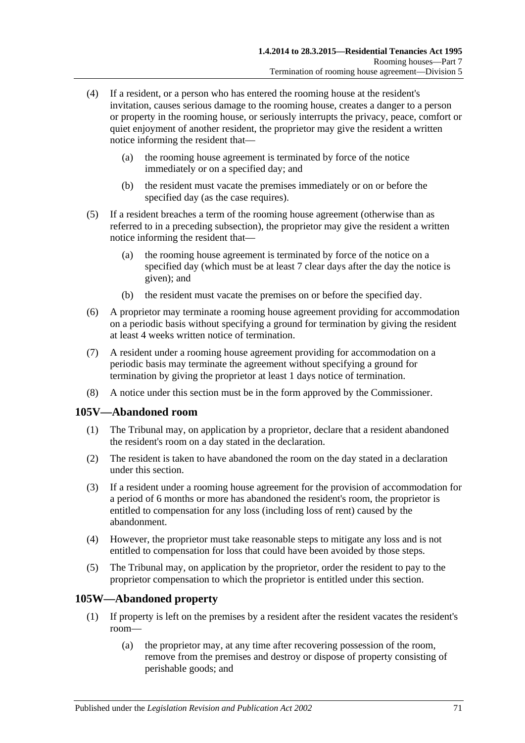(4) If a resident, or a person who has entered the rooming house at the resident's invitation, causes serious damage to the rooming house, creates a danger to a person or property in the rooming house, or seriously interrupts the privacy, peace, comfort or quiet enjoyment of another resident, the proprietor may give the resident a written notice informing the resident that—

  (a) the rooming house agreement is terminated by force of the notice immediately or on a specified day; and

  (b) the resident must vacate the premises immediately or on or before the specified day (as the case requires).

(5) If a resident breaches a term of the rooming house agreement (otherwise than as referred to in a preceding subsection), the proprietor may give the resident a written notice informing the resident that—

  (a) the rooming house agreement is terminated by force of the notice on a specified day (which must be at least 7 clear days after the day the notice is given); and

  (b) the resident must vacate the premises on or before the specified day.

(6) A proprietor may terminate a rooming house agreement providing for accommodation on a periodic basis without specifying a ground for termination by giving the resident at least 4 weeks written notice of termination.

(7) A resident under a rooming house agreement providing for accommodation on a periodic basis may terminate the agreement without specifying a ground for termination by giving the proprietor at least 1 days notice of termination.

(8) A notice under this section must be in the form approved by the Commissioner.

## 105V—Abandoned room

(1) The Tribunal may, on application by a proprietor, declare that a resident abandoned the resident's room on a day stated in the declaration.

(2) The resident is taken to have abandoned the room on the day stated in a declaration under this section.

(3) If a resident under a rooming house agreement for the provision of accommodation for a period of 6 months or more has abandoned the resident's room, the proprietor is entitled to compensation for any loss (including loss of rent) caused by the abandonment.

(4) However, the proprietor must take reasonable steps to mitigate any loss and is not entitled to compensation for loss that could have been avoided by those steps.

(5) The Tribunal may, on application by the proprietor, order the resident to pay to the proprietor compensation to which the proprietor is entitled under this section.

## 105W—Abandoned property

(1) If property is left on the premises by a resident after the resident vacates the resident's room—

  (a) the proprietor may, at any time after recovering possession of the room, remove from the premises and destroy or dispose of property consisting of perishable goods; and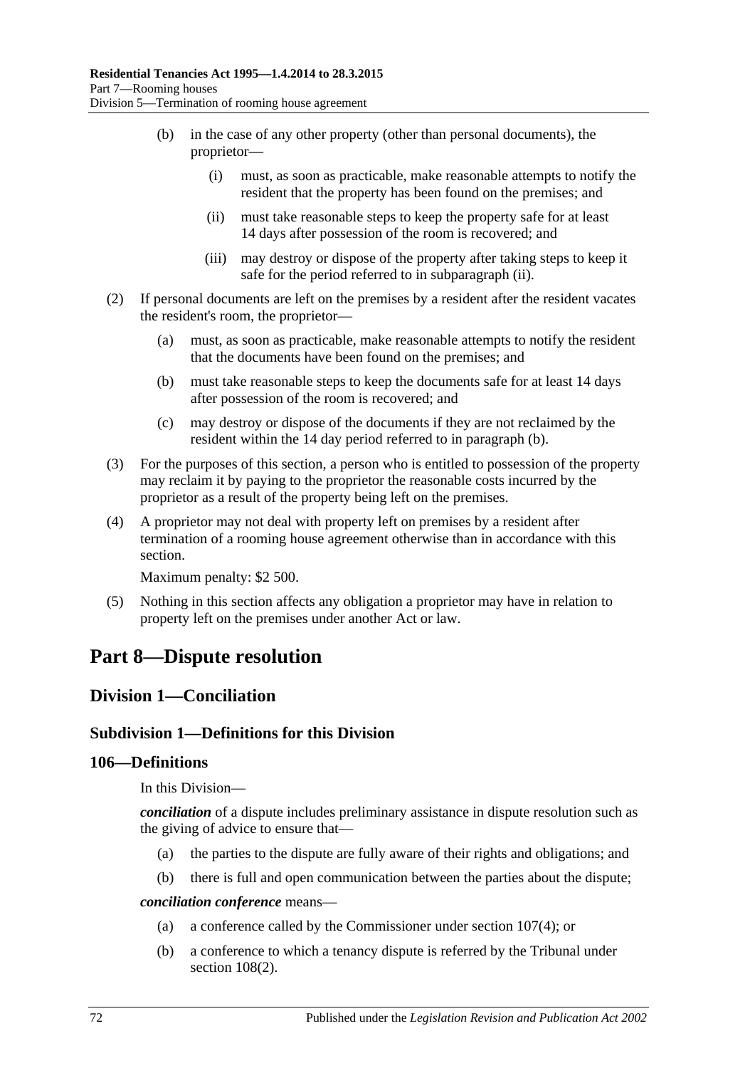(b) in the case of any other property (other than personal documents), the proprietor—

(i) must, as soon as practicable, make reasonable attempts to notify the resident that the property has been found on the premises; and

(ii) must take reasonable steps to keep the property safe for at least 14 days after possession of the room is recovered; and

(iii) may destroy or dispose of the property after taking steps to keep it safe for the period referred to in subparagraph (ii).

(2) If personal documents are left on the premises by a resident after the resident vacates the resident's room, the proprietor—

(a) must, as soon as practicable, make reasonable attempts to notify the resident that the documents have been found on the premises; and

(b) must take reasonable steps to keep the documents safe for at least 14 days after possession of the room is recovered; and

(c) may destroy or dispose of the documents if they are not reclaimed by the resident within the 14 day period referred to in paragraph (b).

(3) For the purposes of this section, a person who is entitled to possession of the property may reclaim it by paying to the proprietor the reasonable costs incurred by the proprietor as a result of the property being left on the premises.

(4) A proprietor may not deal with property left on premises by a resident after termination of a rooming house agreement otherwise than in accordance with this section.

Maximum penalty: $2 500.

(5) Nothing in this section affects any obligation a proprietor may have in relation to property left on the premises under another Act or law.

# Part 8—Dispute resolution

## Division 1—Conciliation

### Subdivision 1—Definitions for this Division

### 106—Definitions

In this Division—

***conciliation*** of a dispute includes preliminary assistance in dispute resolution such as the giving of advice to ensure that—

(a) the parties to the dispute are fully aware of their rights and obligations; and

(b) there is full and open communication between the parties about the dispute;

***conciliation conference*** means—

(a) a conference called by the Commissioner under section 107(4); or

(b) a conference to which a tenancy dispute is referred by the Tribunal under section 108(2).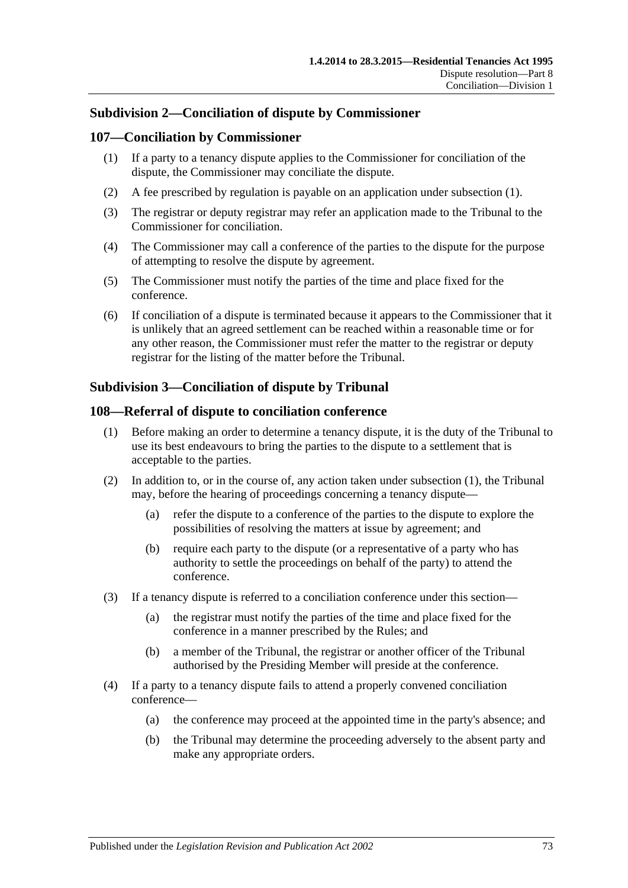### Subdivision 2—Conciliation of dispute by Commissioner

#### 107—Conciliation by Commissioner

(1) If a party to a tenancy dispute applies to the Commissioner for conciliation of the dispute, the Commissioner may conciliate the dispute.

(2) A fee prescribed by regulation is payable on an application under subsection (1).

(3) The registrar or deputy registrar may refer an application made to the Tribunal to the Commissioner for conciliation.

(4) The Commissioner may call a conference of the parties to the dispute for the purpose of attempting to resolve the dispute by agreement.

(5) The Commissioner must notify the parties of the time and place fixed for the conference.

(6) If conciliation of a dispute is terminated because it appears to the Commissioner that it is unlikely that an agreed settlement can be reached within a reasonable time or for any other reason, the Commissioner must refer the matter to the registrar or deputy registrar for the listing of the matter before the Tribunal.

### Subdivision 3—Conciliation of dispute by Tribunal

#### 108—Referral of dispute to conciliation conference

(1) Before making an order to determine a tenancy dispute, it is the duty of the Tribunal to use its best endeavours to bring the parties to the dispute to a settlement that is acceptable to the parties.

(2) In addition to, or in the course of, any action taken under subsection (1), the Tribunal may, before the hearing of proceedings concerning a tenancy dispute—

  (a) refer the dispute to a conference of the parties to the dispute to explore the possibilities of resolving the matters at issue by agreement; and

  (b) require each party to the dispute (or a representative of a party who has authority to settle the proceedings on behalf of the party) to attend the conference.

(3) If a tenancy dispute is referred to a conciliation conference under this section—

  (a) the registrar must notify the parties of the time and place fixed for the conference in a manner prescribed by the Rules; and

  (b) a member of the Tribunal, the registrar or another officer of the Tribunal authorised by the Presiding Member will preside at the conference.

(4) If a party to a tenancy dispute fails to attend a properly convened conciliation conference—

  (a) the conference may proceed at the appointed time in the party's absence; and

  (b) the Tribunal may determine the proceeding adversely to the absent party and make any appropriate orders.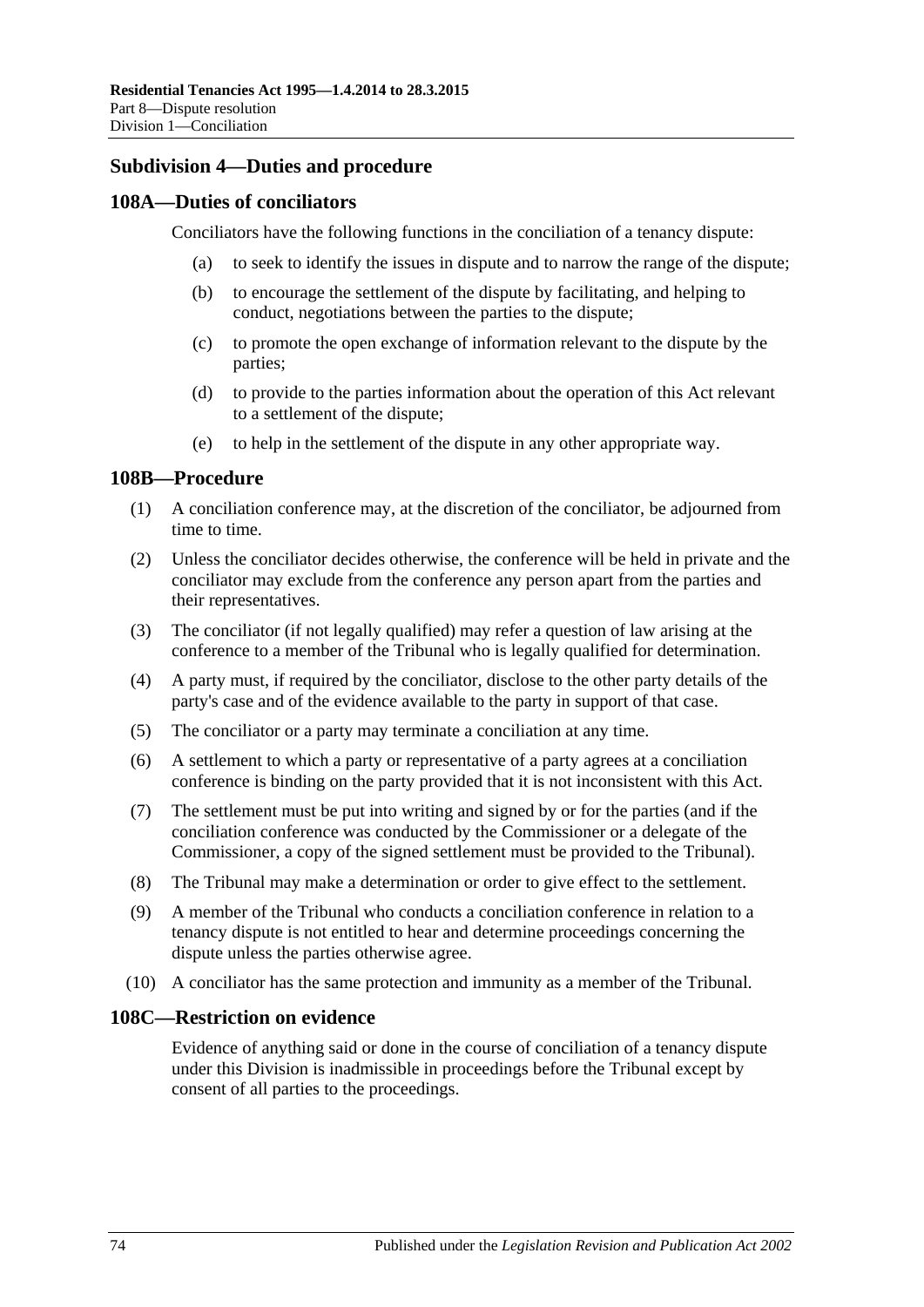### Subdivision 4—Duties and procedure

#### 108A—Duties of conciliators

Conciliators have the following functions in the conciliation of a tenancy dispute:

(a) to seek to identify the issues in dispute and to narrow the range of the dispute;

(b) to encourage the settlement of the dispute by facilitating, and helping to conduct, negotiations between the parties to the dispute;

(c) to promote the open exchange of information relevant to the dispute by the parties;

(d) to provide to the parties information about the operation of this Act relevant to a settlement of the dispute;

(e) to help in the settlement of the dispute in any other appropriate way.

#### 108B—Procedure

(1) A conciliation conference may, at the discretion of the conciliator, be adjourned from time to time.

(2) Unless the conciliator decides otherwise, the conference will be held in private and the conciliator may exclude from the conference any person apart from the parties and their representatives.

(3) The conciliator (if not legally qualified) may refer a question of law arising at the conference to a member of the Tribunal who is legally qualified for determination.

(4) A party must, if required by the conciliator, disclose to the other party details of the party's case and of the evidence available to the party in support of that case.

(5) The conciliator or a party may terminate a conciliation at any time.

(6) A settlement to which a party or representative of a party agrees at a conciliation conference is binding on the party provided that it is not inconsistent with this Act.

(7) The settlement must be put into writing and signed by or for the parties (and if the conciliation conference was conducted by the Commissioner or a delegate of the Commissioner, a copy of the signed settlement must be provided to the Tribunal).

(8) The Tribunal may make a determination or order to give effect to the settlement.

(9) A member of the Tribunal who conducts a conciliation conference in relation to a tenancy dispute is not entitled to hear and determine proceedings concerning the dispute unless the parties otherwise agree.

(10) A conciliator has the same protection and immunity as a member of the Tribunal.

#### 108C—Restriction on evidence

Evidence of anything said or done in the course of conciliation of a tenancy dispute under this Division is inadmissible in proceedings before the Tribunal except by consent of all parties to the proceedings.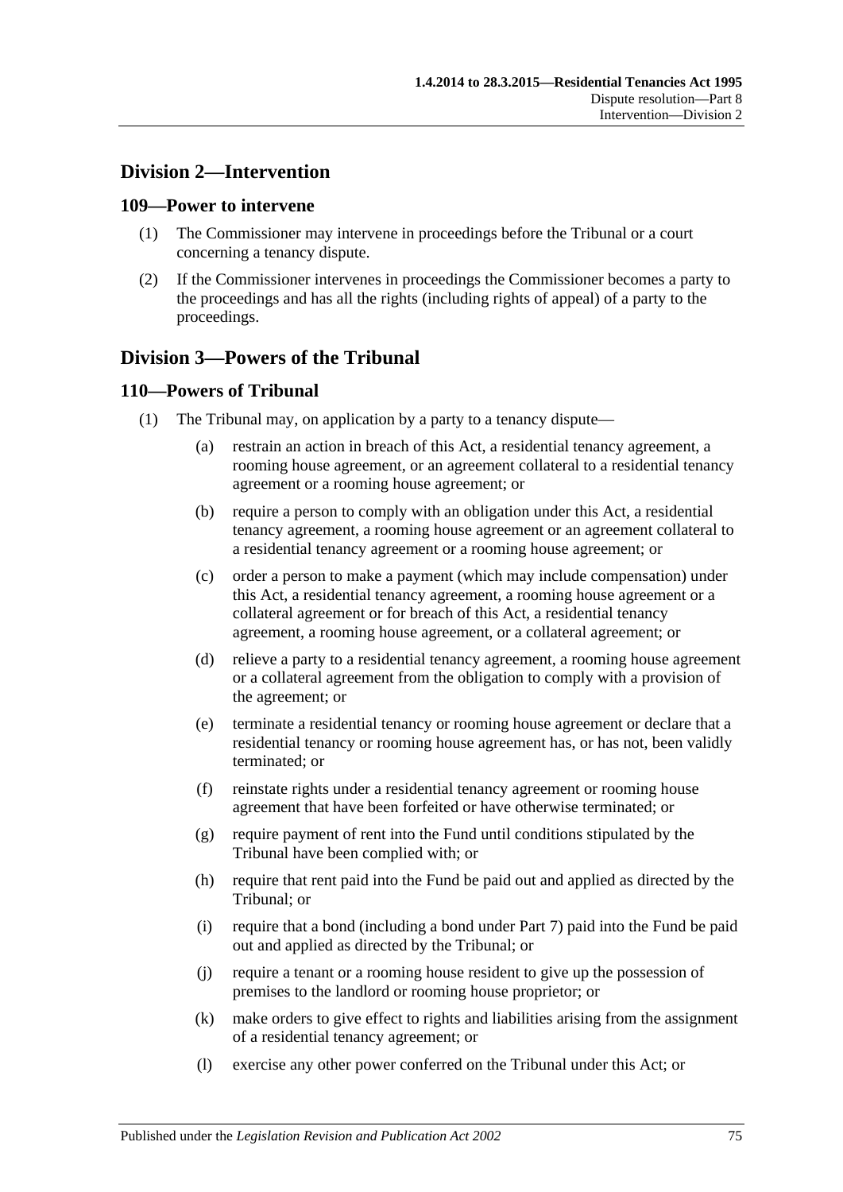## Division 2—Intervention

### 109—Power to intervene

(1) The Commissioner may intervene in proceedings before the Tribunal or a court concerning a tenancy dispute.

(2) If the Commissioner intervenes in proceedings the Commissioner becomes a party to the proceedings and has all the rights (including rights of appeal) of a party to the proceedings.

## Division 3—Powers of the Tribunal

### 110—Powers of Tribunal

(1) The Tribunal may, on application by a party to a tenancy dispute—

(a) restrain an action in breach of this Act, a residential tenancy agreement, a rooming house agreement, or an agreement collateral to a residential tenancy agreement or a rooming house agreement; or

(b) require a person to comply with an obligation under this Act, a residential tenancy agreement, a rooming house agreement or an agreement collateral to a residential tenancy agreement or a rooming house agreement; or

(c) order a person to make a payment (which may include compensation) under this Act, a residential tenancy agreement, a rooming house agreement or a collateral agreement or for breach of this Act, a residential tenancy agreement, a rooming house agreement, or a collateral agreement; or

(d) relieve a party to a residential tenancy agreement, a rooming house agreement or a collateral agreement from the obligation to comply with a provision of the agreement; or

(e) terminate a residential tenancy or rooming house agreement or declare that a residential tenancy or rooming house agreement has, or has not, been validly terminated; or

(f) reinstate rights under a residential tenancy agreement or rooming house agreement that have been forfeited or have otherwise terminated; or

(g) require payment of rent into the Fund until conditions stipulated by the Tribunal have been complied with; or

(h) require that rent paid into the Fund be paid out and applied as directed by the Tribunal; or

(i) require that a bond (including a bond under Part 7) paid into the Fund be paid out and applied as directed by the Tribunal; or

(j) require a tenant or a rooming house resident to give up the possession of premises to the landlord or rooming house proprietor; or

(k) make orders to give effect to rights and liabilities arising from the assignment of a residential tenancy agreement; or

(l) exercise any other power conferred on the Tribunal under this Act; or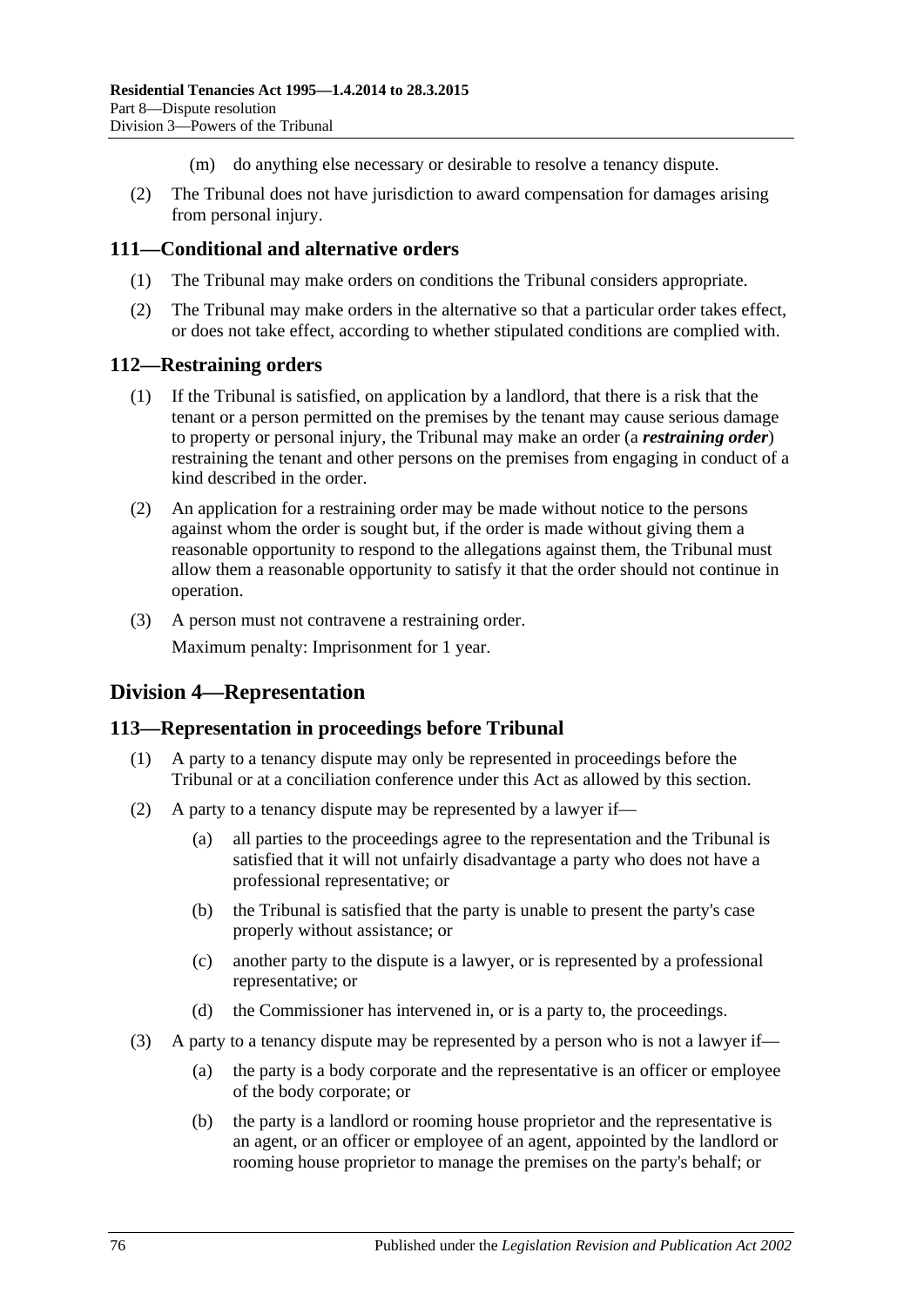(m) do anything else necessary or desirable to resolve a tenancy dispute.

(2) The Tribunal does not have jurisdiction to award compensation for damages arising from personal injury.

## 111—Conditional and alternative orders

(1) The Tribunal may make orders on conditions the Tribunal considers appropriate.

(2) The Tribunal may make orders in the alternative so that a particular order takes effect, or does not take effect, according to whether stipulated conditions are complied with.

## 112—Restraining orders

(1) If the Tribunal is satisfied, on application by a landlord, that there is a risk that the tenant or a person permitted on the premises by the tenant may cause serious damage to property or personal injury, the Tribunal may make an order (a ***restraining order***) restraining the tenant and other persons on the premises from engaging in conduct of a kind described in the order.

(2) An application for a restraining order may be made without notice to the persons against whom the order is sought but, if the order is made without giving them a reasonable opportunity to respond to the allegations against them, the Tribunal must allow them a reasonable opportunity to satisfy it that the order should not continue in operation.

(3) A person must not contravene a restraining order.

Maximum penalty: Imprisonment for 1 year.

# Division 4—Representation

## 113—Representation in proceedings before Tribunal

(1) A party to a tenancy dispute may only be represented in proceedings before the Tribunal or at a conciliation conference under this Act as allowed by this section.

(2) A party to a tenancy dispute may be represented by a lawyer if—

(a) all parties to the proceedings agree to the representation and the Tribunal is satisfied that it will not unfairly disadvantage a party who does not have a professional representative; or

(b) the Tribunal is satisfied that the party is unable to present the party's case properly without assistance; or

(c) another party to the dispute is a lawyer, or is represented by a professional representative; or

(d) the Commissioner has intervened in, or is a party to, the proceedings.

(3) A party to a tenancy dispute may be represented by a person who is not a lawyer if—

(a) the party is a body corporate and the representative is an officer or employee of the body corporate; or

(b) the party is a landlord or rooming house proprietor and the representative is an agent, or an officer or employee of an agent, appointed by the landlord or rooming house proprietor to manage the premises on the party's behalf; or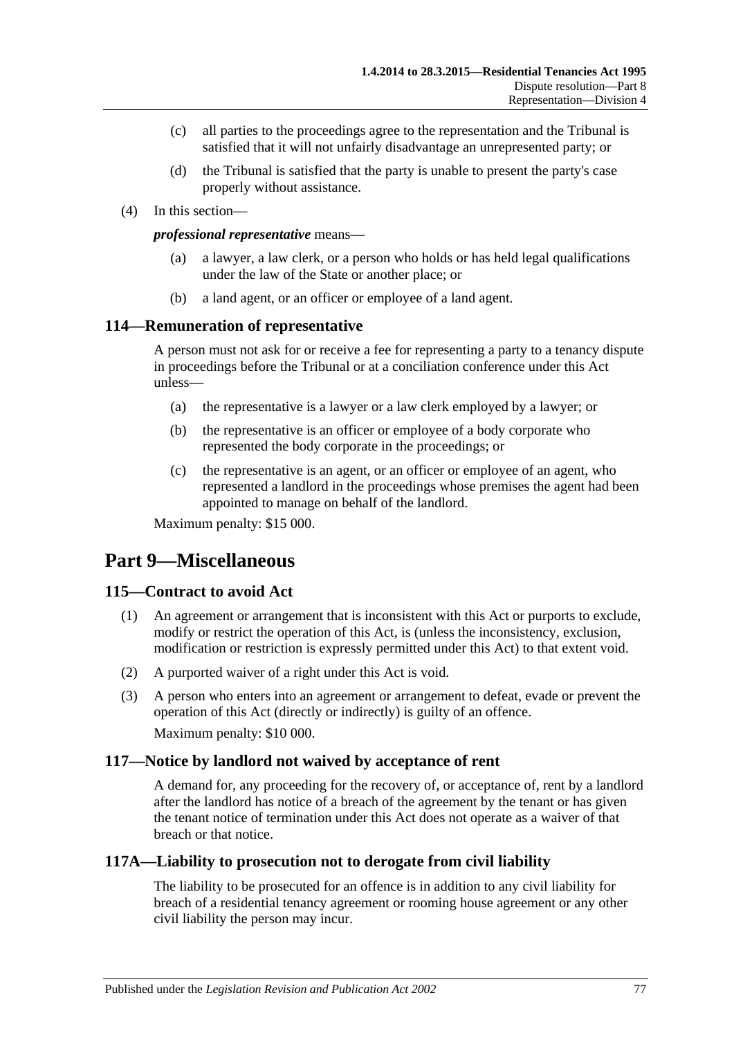(c) all parties to the proceedings agree to the representation and the Tribunal is satisfied that it will not unfairly disadvantage an unrepresented party; or

(d) the Tribunal is satisfied that the party is unable to present the party's case properly without assistance.

(4) In this section—

***professional representative*** means—

(a) a lawyer, a law clerk, or a person who holds or has held legal qualifications under the law of the State or another place; or

(b) a land agent, or an officer or employee of a land agent.

## 114—Remuneration of representative

A person must not ask for or receive a fee for representing a party to a tenancy dispute in proceedings before the Tribunal or at a conciliation conference under this Act unless—

(a) the representative is a lawyer or a law clerk employed by a lawyer; or

(b) the representative is an officer or employee of a body corporate who represented the body corporate in the proceedings; or

(c) the representative is an agent, or an officer or employee of an agent, who represented a landlord in the proceedings whose premises the agent had been appointed to manage on behalf of the landlord.

Maximum penalty: $15 000.

# Part 9—Miscellaneous

## 115—Contract to avoid Act

(1) An agreement or arrangement that is inconsistent with this Act or purports to exclude, modify or restrict the operation of this Act, is (unless the inconsistency, exclusion, modification or restriction is expressly permitted under this Act) to that extent void.

(2) A purported waiver of a right under this Act is void.

(3) A person who enters into an agreement or arrangement to defeat, evade or prevent the operation of this Act (directly or indirectly) is guilty of an offence.

Maximum penalty: $10 000.

## 117—Notice by landlord not waived by acceptance of rent

A demand for, any proceeding for the recovery of, or acceptance of, rent by a landlord after the landlord has notice of a breach of the agreement by the tenant or has given the tenant notice of termination under this Act does not operate as a waiver of that breach or that notice.

## 117A—Liability to prosecution not to derogate from civil liability

The liability to be prosecuted for an offence is in addition to any civil liability for breach of a residential tenancy agreement or rooming house agreement or any other civil liability the person may incur.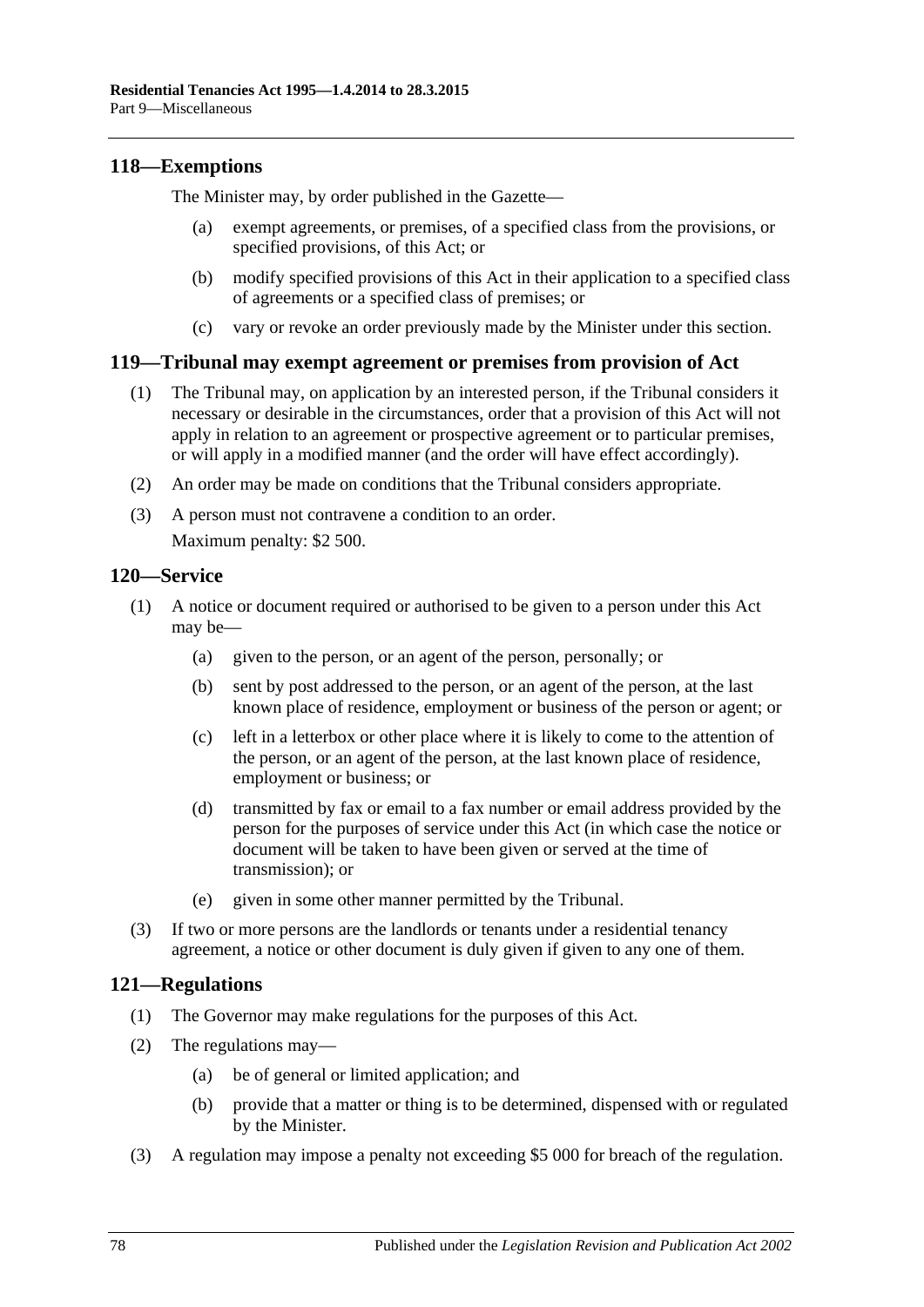## 118—Exemptions

The Minister may, by order published in the Gazette—

(a) exempt agreements, or premises, of a specified class from the provisions, or specified provisions, of this Act; or

(b) modify specified provisions of this Act in their application to a specified class of agreements or a specified class of premises; or

(c) vary or revoke an order previously made by the Minister under this section.

## 119—Tribunal may exempt agreement or premises from provision of Act

(1) The Tribunal may, on application by an interested person, if the Tribunal considers it necessary or desirable in the circumstances, order that a provision of this Act will not apply in relation to an agreement or prospective agreement or to particular premises, or will apply in a modified manner (and the order will have effect accordingly).

(2) An order may be made on conditions that the Tribunal considers appropriate.

(3) A person must not contravene a condition to an order.

Maximum penalty: $2 500.

## 120—Service

(1) A notice or document required or authorised to be given to a person under this Act may be—

(a) given to the person, or an agent of the person, personally; or

(b) sent by post addressed to the person, or an agent of the person, at the last known place of residence, employment or business of the person or agent; or

(c) left in a letterbox or other place where it is likely to come to the attention of the person, or an agent of the person, at the last known place of residence, employment or business; or

(d) transmitted by fax or email to a fax number or email address provided by the person for the purposes of service under this Act (in which case the notice or document will be taken to have been given or served at the time of transmission); or

(e) given in some other manner permitted by the Tribunal.

(3) If two or more persons are the landlords or tenants under a residential tenancy agreement, a notice or other document is duly given if given to any one of them.

## 121—Regulations

(1) The Governor may make regulations for the purposes of this Act.

(2) The regulations may—

(a) be of general or limited application; and

(b) provide that a matter or thing is to be determined, dispensed with or regulated by the Minister.

(3) A regulation may impose a penalty not exceeding $5 000 for breach of the regulation.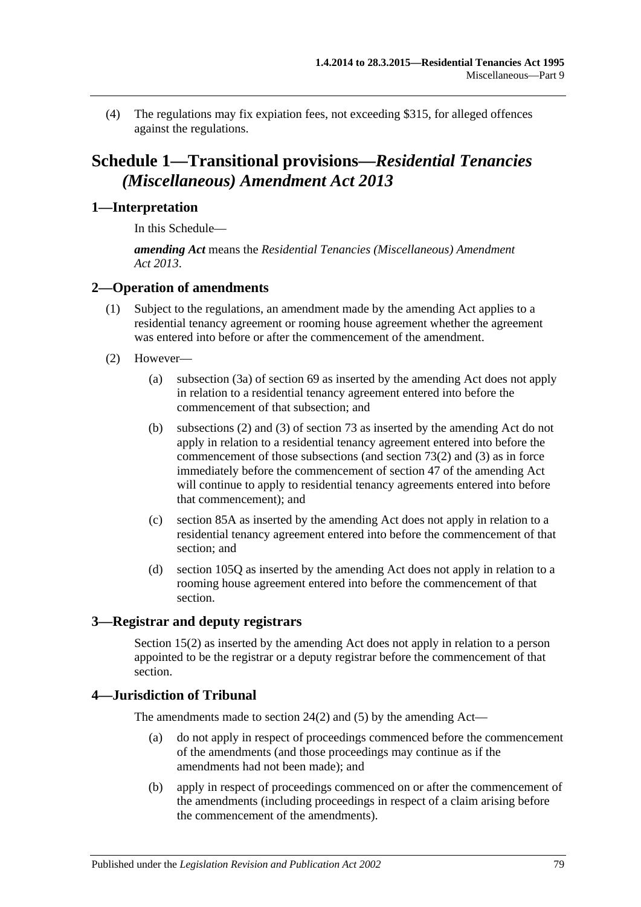(4) The regulations may fix expiation fees, not exceeding $315, for alleged offences against the regulations.

# Schedule 1—Transitional provisions—*Residential Tenancies (Miscellaneous) Amendment Act 2013*

## 1—Interpretation

In this Schedule—

***amending Act*** means the *Residential Tenancies (Miscellaneous) Amendment Act 2013*.

## 2—Operation of amendments

(1) Subject to the regulations, an amendment made by the amending Act applies to a residential tenancy agreement or rooming house agreement whether the agreement was entered into before or after the commencement of the amendment.

(2) However—

(a) subsection (3a) of section 69 as inserted by the amending Act does not apply in relation to a residential tenancy agreement entered into before the commencement of that subsection; and

(b) subsections (2) and (3) of section 73 as inserted by the amending Act do not apply in relation to a residential tenancy agreement entered into before the commencement of those subsections (and section 73(2) and (3) as in force immediately before the commencement of section 47 of the amending Act will continue to apply to residential tenancy agreements entered into before that commencement); and

(c) section 85A as inserted by the amending Act does not apply in relation to a residential tenancy agreement entered into before the commencement of that section; and

(d) section 105Q as inserted by the amending Act does not apply in relation to a rooming house agreement entered into before the commencement of that section.

## 3—Registrar and deputy registrars

Section 15(2) as inserted by the amending Act does not apply in relation to a person appointed to be the registrar or a deputy registrar before the commencement of that section.

## 4—Jurisdiction of Tribunal

The amendments made to section 24(2) and (5) by the amending Act—

(a) do not apply in respect of proceedings commenced before the commencement of the amendments (and those proceedings may continue as if the amendments had not been made); and

(b) apply in respect of proceedings commenced on or after the commencement of the amendments (including proceedings in respect of a claim arising before the commencement of the amendments).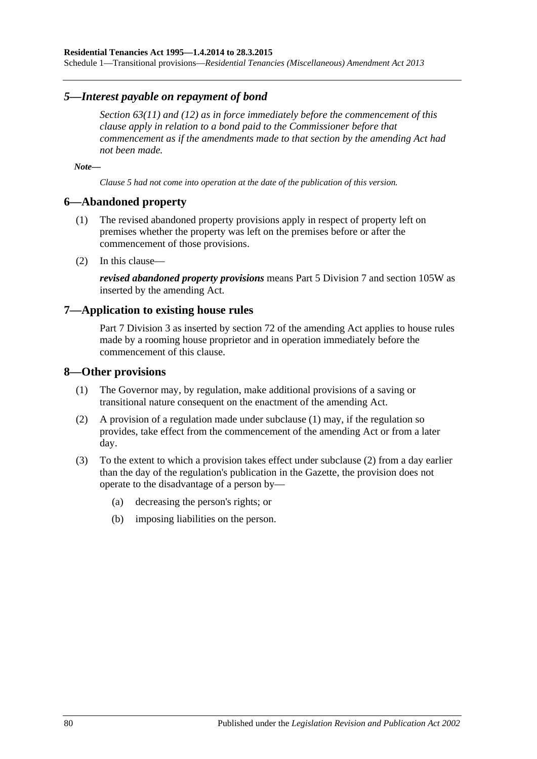## *5—Interest payable on repayment of bond*

*Section 63(11) and (12) as in force immediately before the commencement of this clause apply in relation to a bond paid to the Commissioner before that commencement as if the amendments made to that section by the amending Act had not been made.*

***Note—***

*Clause 5 had not come into operation at the date of the publication of this version.*

## 6—Abandoned property

(1) The revised abandoned property provisions apply in respect of property left on premises whether the property was left on the premises before or after the commencement of those provisions.

(2) In this clause—

***revised abandoned property provisions*** means Part 5 Division 7 and section 105W as inserted by the amending Act.

## 7—Application to existing house rules

Part 7 Division 3 as inserted by section 72 of the amending Act applies to house rules made by a rooming house proprietor and in operation immediately before the commencement of this clause.

## 8—Other provisions

(1) The Governor may, by regulation, make additional provisions of a saving or transitional nature consequent on the enactment of the amending Act.

(2) A provision of a regulation made under subclause (1) may, if the regulation so provides, take effect from the commencement of the amending Act or from a later day.

(3) To the extent to which a provision takes effect under subclause (2) from a day earlier than the day of the regulation's publication in the Gazette, the provision does not operate to the disadvantage of a person by—

- (a) decreasing the person's rights; or
- (b) imposing liabilities on the person.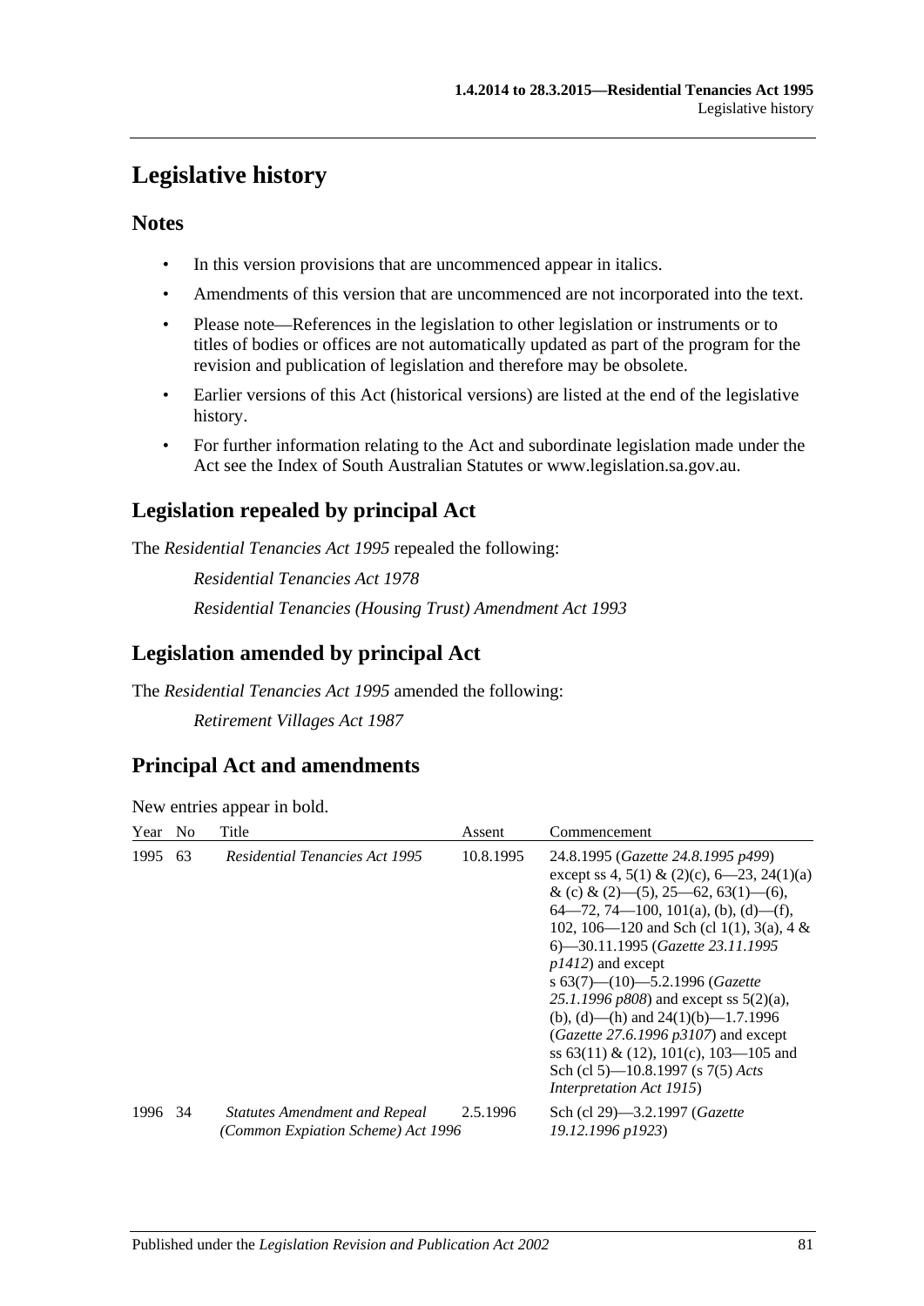# Legislative history

## Notes

- In this version provisions that are uncommenced appear in italics.
- Amendments of this version that are uncommenced are not incorporated into the text.
- Please note—References in the legislation to other legislation or instruments or to titles of bodies or offices are not automatically updated as part of the program for the revision and publication of legislation and therefore may be obsolete.
- Earlier versions of this Act (historical versions) are listed at the end of the legislative history.
- For further information relating to the Act and subordinate legislation made under the Act see the Index of South Australian Statutes or www.legislation.sa.gov.au.

## Legislation repealed by principal Act

The *Residential Tenancies Act 1995* repealed the following:

*Residential Tenancies Act 1978*

*Residential Tenancies (Housing Trust) Amendment Act 1993*

## Legislation amended by principal Act

The *Residential Tenancies Act 1995* amended the following:

*Retirement Villages Act 1987*

## Principal Act and amendments

New entries appear in bold.

| Year | No | Title | Assent | Commencement |
|---|---|---|---|---|
| 1995 | 63 | *Residential Tenancies Act 1995* | 10.8.1995 | 24.8.1995 (*Gazette 24.8.1995 p499*) except ss 4, 5(1) & (2)(c), 6—23, 24(1)(a) & (c) & (2)—(5), 25—62, 63(1)—(6), 64—72, 74—100, 101(a), (b), (d)—(f), 102, 106—120 and Sch (cl 1(1), 3(a), 4 & 6)—30.11.1995 (*Gazette 23.11.1995 p1412*) and except s 63(7)—(10)—5.2.1996 (*Gazette 25.1.1996 p808*) and except ss 5(2)(a), (b), (d)—(h) and 24(1)(b)—1.7.1996 (*Gazette 27.6.1996 p3107*) and except ss 63(11) & (12), 101(c), 103—105 and Sch (cl 5)—10.8.1997 (s 7(5) *Acts Interpretation Act 1915*) |
| 1996 | 34 | *Statutes Amendment and Repeal (Common Expiation Scheme) Act 1996* | 2.5.1996 | Sch (cl 29)—3.2.1997 (*Gazette 19.12.1996 p1923*) |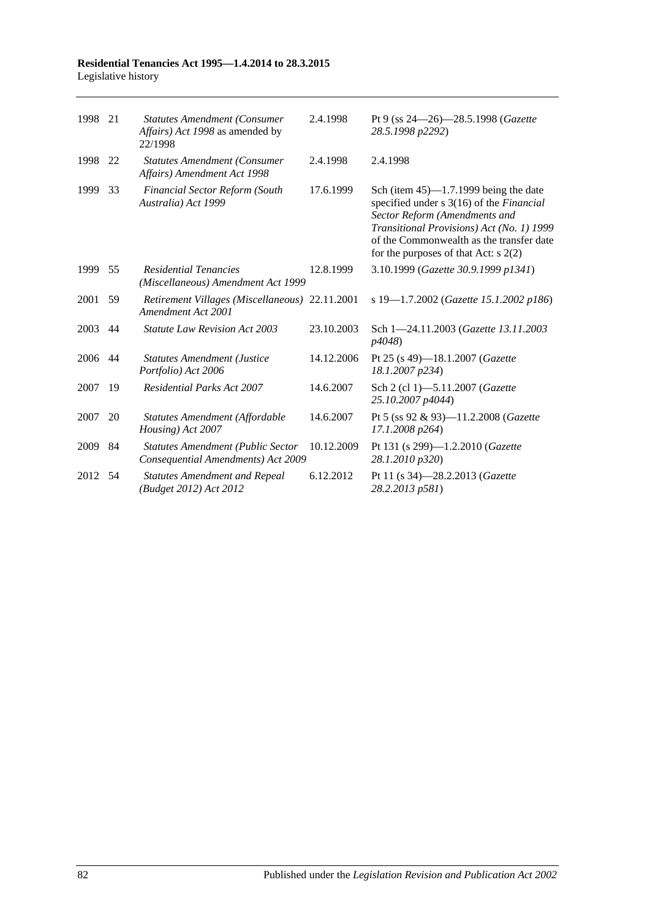| | | | | |
|---|---|---|---|---|
| 1998 | 21 | *Statutes Amendment (Consumer Affairs) Act 1998* as amended by 22/1998 | 2.4.1998 | Pt 9 (ss 24—26)—28.5.1998 (*Gazette 28.5.1998 p2292*) |
| 1998 | 22 | *Statutes Amendment (Consumer Affairs) Amendment Act 1998* | 2.4.1998 | 2.4.1998 |
| 1999 | 33 | *Financial Sector Reform (South Australia) Act 1999* | 17.6.1999 | Sch (item 45)—1.7.1999 being the date specified under s 3(16) of the *Financial Sector Reform (Amendments and Transitional Provisions) Act (No. 1) 1999* of the Commonwealth as the transfer date for the purposes of that Act: s 2(2) |
| 1999 | 55 | *Residential Tenancies (Miscellaneous) Amendment Act 1999* | 12.8.1999 | 3.10.1999 (*Gazette 30.9.1999 p1341*) |
| 2001 | 59 | *Retirement Villages (Miscellaneous) Amendment Act 2001* | 22.11.2001 | s 19—1.7.2002 (*Gazette 15.1.2002 p186*) |
| 2003 | 44 | *Statute Law Revision Act 2003* | 23.10.2003 | Sch 1—24.11.2003 (*Gazette 13.11.2003 p4048*) |
| 2006 | 44 | *Statutes Amendment (Justice Portfolio) Act 2006* | 14.12.2006 | Pt 25 (s 49)—18.1.2007 (*Gazette 18.1.2007 p234*) |
| 2007 | 19 | *Residential Parks Act 2007* | 14.6.2007 | Sch 2 (cl 1)—5.11.2007 (*Gazette 25.10.2007 p4044*) |
| 2007 | 20 | *Statutes Amendment (Affordable Housing) Act 2007* | 14.6.2007 | Pt 5 (ss 92 & 93)—11.2.2008 (*Gazette 17.1.2008 p264*) |
| 2009 | 84 | *Statutes Amendment (Public Sector Consequential Amendments) Act 2009* | 10.12.2009 | Pt 131 (s 299)—1.2.2010 (*Gazette 28.1.2010 p320*) |
| 2012 | 54 | *Statutes Amendment and Repeal (Budget 2012) Act 2012* | 6.12.2012 | Pt 11 (s 34)—28.2.2013 (*Gazette 28.2.2013 p581*) |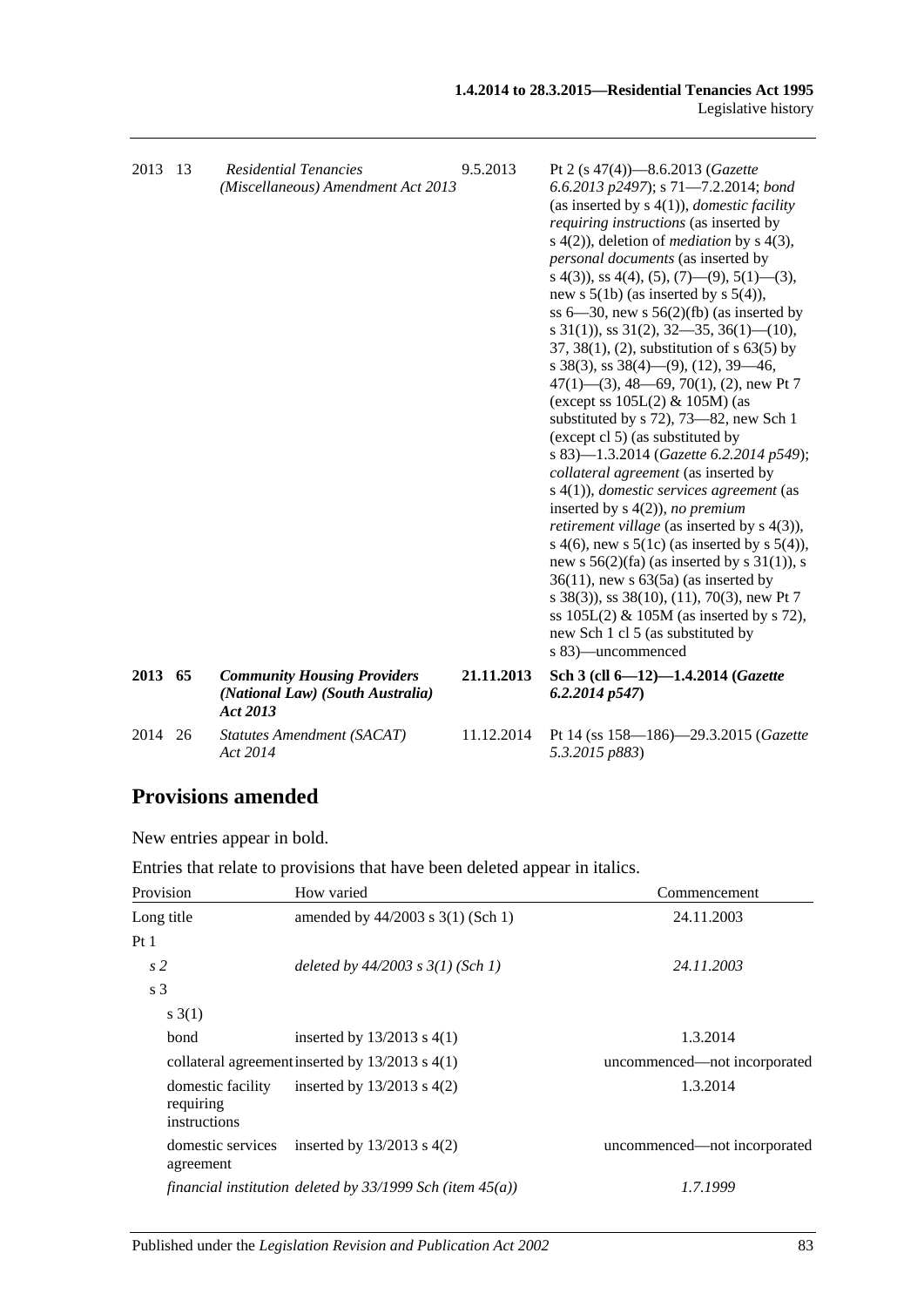| | | | | |
|---|---|---|---|---|
| 2013 | 13 | *Residential Tenancies (Miscellaneous) Amendment Act 2013* | 9.5.2013 | Pt 2 (s 47(4))—8.6.2013 (*Gazette 6.6.2013 p2497*); s 71—7.2.2014; *bond* (as inserted by s 4(1)), *domestic facility requiring instructions* (as inserted by s 4(2)), deletion of *mediation* by s 4(3), *personal documents* (as inserted by s 4(3)), ss 4(4), (5), (7)—(9), 5(1)—(3), new s 5(1b) (as inserted by s 5(4)), ss 6—30, new s 56(2)(fb) (as inserted by s 31(1)), ss 31(2), 32—35, 36(1)—(10), 37, 38(1), (2), substitution of s 63(5) by s 38(3), ss 38(4)—(9), (12), 39—46, 47(1)—(3), 48—69, 70(1), (2), new Pt 7 (except ss 105L(2) & 105M) (as substituted by s 72), 73—82, new Sch 1 (except cl 5) (as substituted by s 83)—1.3.2014 (*Gazette 6.2.2014 p549*); *collateral agreement* (as inserted by s 4(1)), *domestic services agreement* (as inserted by s 4(2)), *no premium retirement village* (as inserted by s 4(3)), s 4(6), new s 5(1c) (as inserted by s 5(4)), new s 56(2)(fa) (as inserted by s 31(1)), s 36(11), new s 63(5a) (as inserted by s 38(3)), ss 38(10), (11), 70(3), new Pt 7 ss 105L(2) & 105M (as inserted by s 72), new Sch 1 cl 5 (as substituted by s 83)—uncommenced |
| **2013** | **65** | ***Community Housing Providers (National Law) (South Australia) Act 2013*** | **21.11.2013** | **Sch 3 (cll 6—12)—1.4.2014 (*Gazette 6.2.2014 p547*)** |
| 2014 | 26 | *Statutes Amendment (SACAT) Act 2014* | 11.12.2014 | Pt 14 (ss 158—186)—29.3.2015 (*Gazette 5.3.2015 p883*) |

## Provisions amended

New entries appear in bold.

Entries that relate to provisions that have been deleted appear in italics.

| Provision | How varied | Commencement |
|---|---|---|
| Long title | amended by 44/2003 s 3(1) (Sch 1) | 24.11.2003 |
| Pt 1 | | |
| *s 2* | *deleted by 44/2003 s 3(1) (Sch 1)* | *24.11.2003* |
| s 3 | | |
| s 3(1) | | |
| bond | inserted by 13/2013 s 4(1) | 1.3.2014 |
| collateral agreement | inserted by 13/2013 s 4(1) | uncommenced—not incorporated |
| domestic facility requiring instructions | inserted by 13/2013 s 4(2) | 1.3.2014 |
| domestic services agreement | inserted by 13/2013 s 4(2) | uncommenced—not incorporated |
| *financial institution* | *deleted by 33/1999 Sch (item 45(a))* | *1.7.1999* |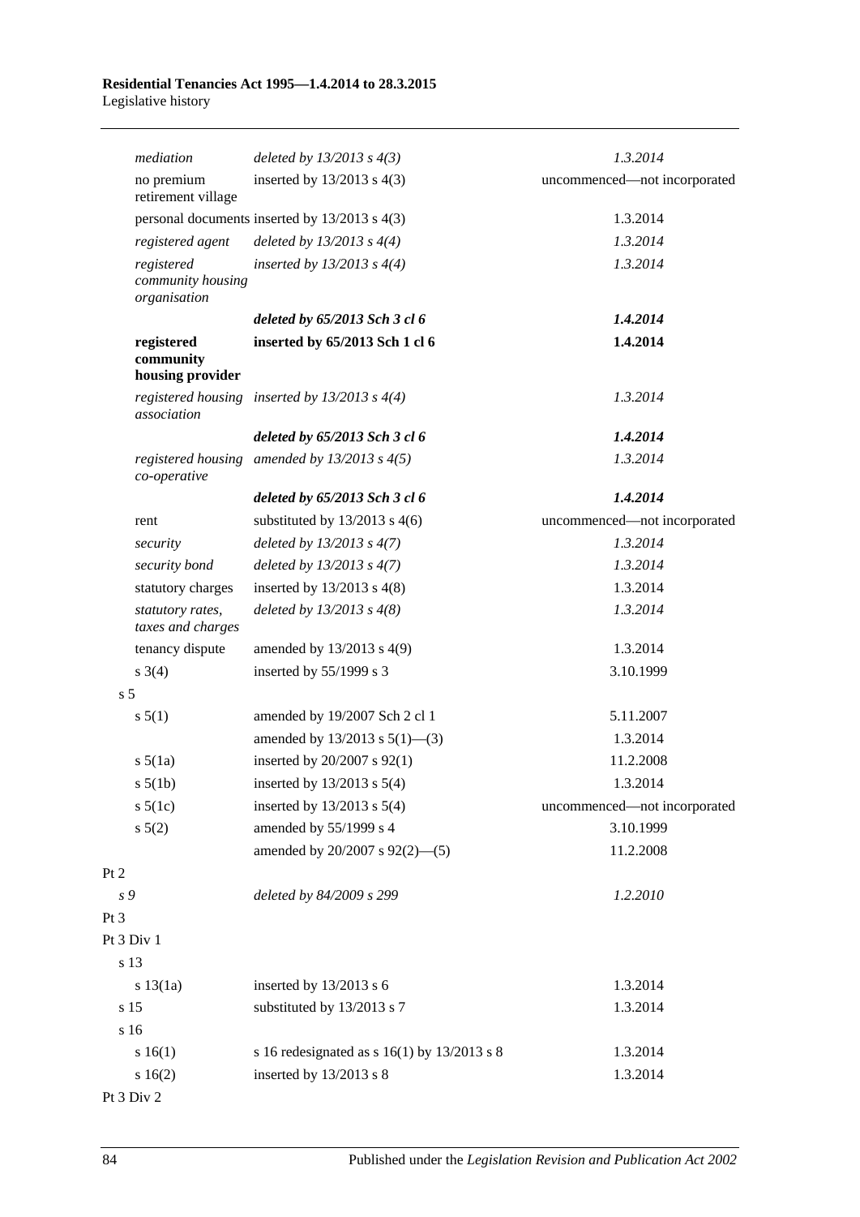| | | |
|---|---|---|
| *mediation* | *deleted by 13/2013 s 4(3)* | *1.3.2014* |
| no premium retirement village | inserted by 13/2013 s 4(3) | uncommenced—not incorporated |
| personal documents | inserted by 13/2013 s 4(3) | 1.3.2014 |
| *registered agent* | *deleted by 13/2013 s 4(4)* | *1.3.2014* |
| *registered community housing organisation* | *inserted by 13/2013 s 4(4)* | *1.3.2014* |
| | ***deleted by 65/2013 Sch 3 cl 6*** | ***1.4.2014*** |
| **registered community housing provider** | **inserted by 65/2013 Sch 1 cl 6** | **1.4.2014** |
| *registered housing association* | *inserted by 13/2013 s 4(4)* | *1.3.2014* |
| | ***deleted by 65/2013 Sch 3 cl 6*** | ***1.4.2014*** |
| *registered housing co-operative* | *amended by 13/2013 s 4(5)* | *1.3.2014* |
| | ***deleted by 65/2013 Sch 3 cl 6*** | ***1.4.2014*** |
| rent | substituted by 13/2013 s 4(6) | uncommenced—not incorporated |
| *security* | *deleted by 13/2013 s 4(7)* | *1.3.2014* |
| *security bond* | *deleted by 13/2013 s 4(7)* | *1.3.2014* |
| statutory charges | inserted by 13/2013 s 4(8) | 1.3.2014 |
| *statutory rates, taxes and charges* | *deleted by 13/2013 s 4(8)* | *1.3.2014* |
| tenancy dispute | amended by 13/2013 s 4(9) | 1.3.2014 |
| s 3(4) | inserted by 55/1999 s 3 | 3.10.1999 |
| s 5 | | |
| s 5(1) | amended by 19/2007 Sch 2 cl 1 | 5.11.2007 |
| | amended by 13/2013 s 5(1)—(3) | 1.3.2014 |
| s 5(1a) | inserted by 20/2007 s 92(1) | 11.2.2008 |
| s 5(1b) | inserted by 13/2013 s 5(4) | 1.3.2014 |
| s 5(1c) | inserted by 13/2013 s 5(4) | uncommenced—not incorporated |
| s 5(2) | amended by 55/1999 s 4 | 3.10.1999 |
| | amended by 20/2007 s 92(2)—(5) | 11.2.2008 |
| Pt 2 | | |
| *s 9* | *deleted by 84/2009 s 299* | *1.2.2010* |
| Pt 3 | | |
| Pt 3 Div 1 | | |
| s 13 | | |
| s 13(1a) | inserted by 13/2013 s 6 | 1.3.2014 |
| s 15 | substituted by 13/2013 s 7 | 1.3.2014 |
| s 16 | | |
| s 16(1) | s 16 redesignated as s 16(1) by 13/2013 s 8 | 1.3.2014 |
| s 16(2) | inserted by 13/2013 s 8 | 1.3.2014 |
| Pt 3 Div 2 | | |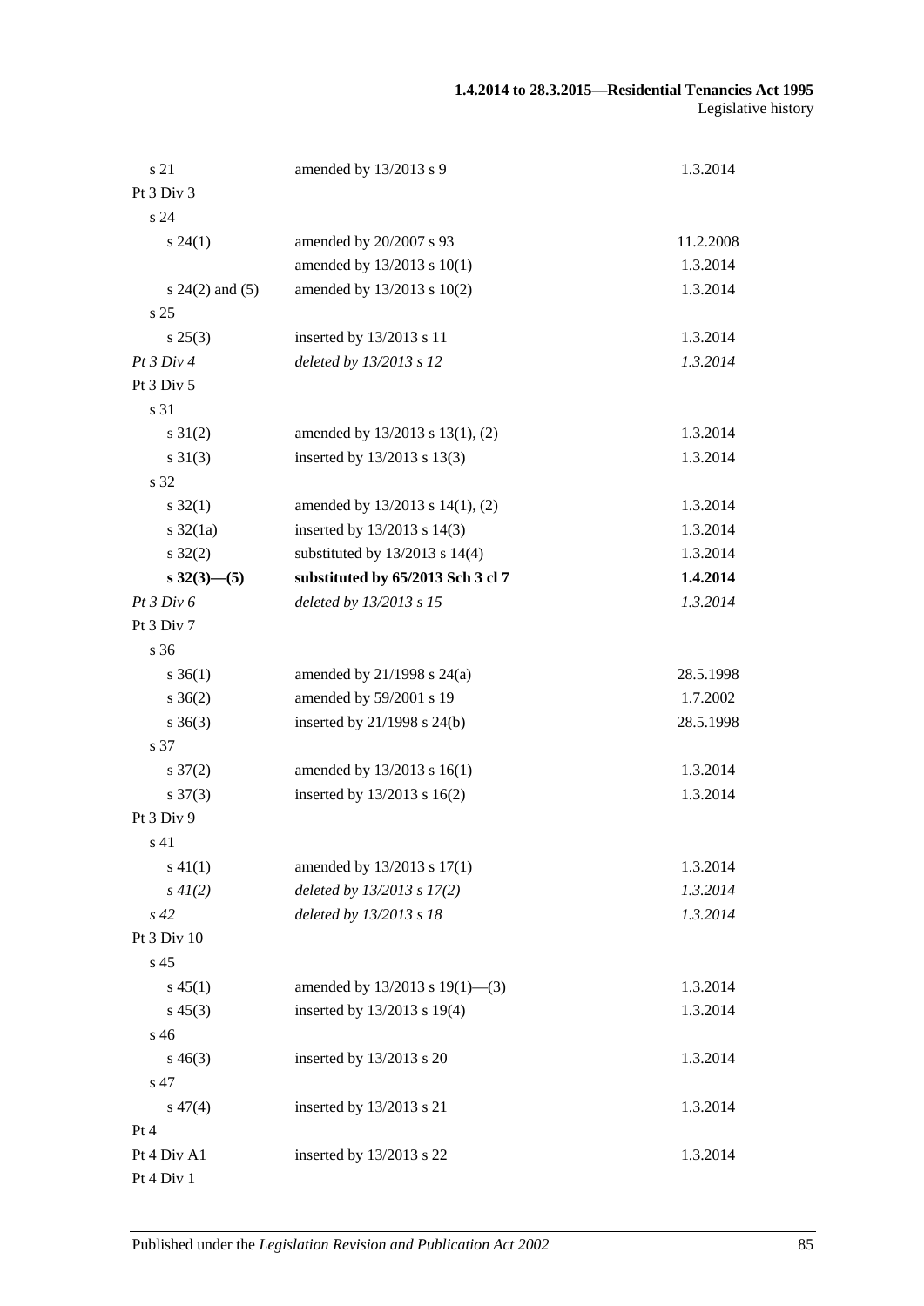| | | |
|---|---|---|
| s 21 | amended by 13/2013 s 9 | 1.3.2014 |
| Pt 3 Div 3 | | |
| s 24 | | |
| s 24(1) | amended by 20/2007 s 93 | 11.2.2008 |
| | amended by 13/2013 s 10(1) | 1.3.2014 |
| s 24(2) and (5) | amended by 13/2013 s 10(2) | 1.3.2014 |
| s 25 | | |
| s 25(3) | inserted by 13/2013 s 11 | 1.3.2014 |
| *Pt 3 Div 4* | *deleted by 13/2013 s 12* | *1.3.2014* |
| Pt 3 Div 5 | | |
| s 31 | | |
| s 31(2) | amended by 13/2013 s 13(1), (2) | 1.3.2014 |
| s 31(3) | inserted by 13/2013 s 13(3) | 1.3.2014 |
| s 32 | | |
| s 32(1) | amended by 13/2013 s 14(1), (2) | 1.3.2014 |
| s 32(1a) | inserted by 13/2013 s 14(3) | 1.3.2014 |
| s 32(2) | substituted by 13/2013 s 14(4) | 1.3.2014 |
| **s 32(3)—(5)** | **substituted by 65/2013 Sch 3 cl 7** | **1.4.2014** |
| *Pt 3 Div 6* | *deleted by 13/2013 s 15* | *1.3.2014* |
| Pt 3 Div 7 | | |
| s 36 | | |
| s 36(1) | amended by 21/1998 s 24(a) | 28.5.1998 |
| s 36(2) | amended by 59/2001 s 19 | 1.7.2002 |
| s 36(3) | inserted by 21/1998 s 24(b) | 28.5.1998 |
| s 37 | | |
| s 37(2) | amended by 13/2013 s 16(1) | 1.3.2014 |
| s 37(3) | inserted by 13/2013 s 16(2) | 1.3.2014 |
| Pt 3 Div 9 | | |
| s 41 | | |
| s 41(1) | amended by 13/2013 s 17(1) | 1.3.2014 |
| *s 41(2)* | *deleted by 13/2013 s 17(2)* | *1.3.2014* |
| *s 42* | *deleted by 13/2013 s 18* | *1.3.2014* |
| Pt 3 Div 10 | | |
| s 45 | | |
| s 45(1) | amended by 13/2013 s 19(1)—(3) | 1.3.2014 |
| s 45(3) | inserted by 13/2013 s 19(4) | 1.3.2014 |
| s 46 | | |
| s 46(3) | inserted by 13/2013 s 20 | 1.3.2014 |
| s 47 | | |
| s 47(4) | inserted by 13/2013 s 21 | 1.3.2014 |
| Pt 4 | | |
| Pt 4 Div A1 | inserted by 13/2013 s 22 | 1.3.2014 |
| Pt 4 Div 1 | | |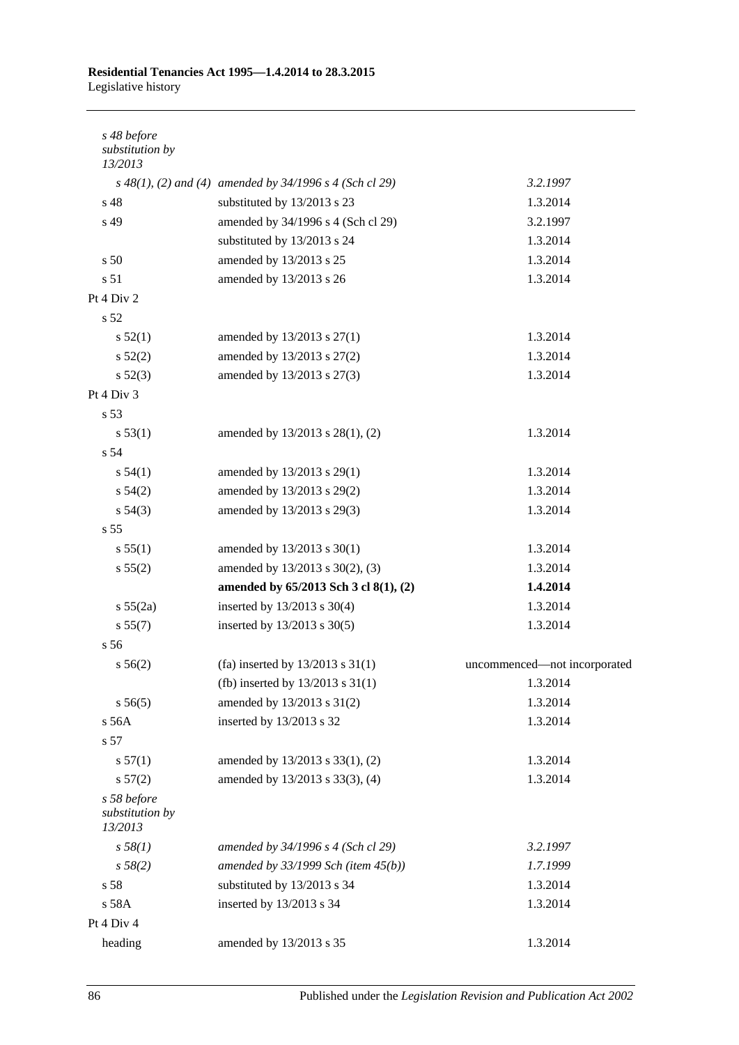| | | |
|---|---|---|
| *s 48 before substitution by 13/2013* | | |
| *s 48(1), (2) and (4)* | *amended by 34/1996 s 4 (Sch cl 29)* | *3.2.1997* |
| s 48 | substituted by 13/2013 s 23 | 1.3.2014 |
| s 49 | amended by 34/1996 s 4 (Sch cl 29) | 3.2.1997 |
| | substituted by 13/2013 s 24 | 1.3.2014 |
| s 50 | amended by 13/2013 s 25 | 1.3.2014 |
| s 51 | amended by 13/2013 s 26 | 1.3.2014 |
| Pt 4 Div 2 | | |
| s 52 | | |
| s 52(1) | amended by 13/2013 s 27(1) | 1.3.2014 |
| s 52(2) | amended by 13/2013 s 27(2) | 1.3.2014 |
| s 52(3) | amended by 13/2013 s 27(3) | 1.3.2014 |
| Pt 4 Div 3 | | |
| s 53 | | |
| s 53(1) | amended by 13/2013 s 28(1), (2) | 1.3.2014 |
| s 54 | | |
| s 54(1) | amended by 13/2013 s 29(1) | 1.3.2014 |
| s 54(2) | amended by 13/2013 s 29(2) | 1.3.2014 |
| s 54(3) | amended by 13/2013 s 29(3) | 1.3.2014 |
| s 55 | | |
| s 55(1) | amended by 13/2013 s 30(1) | 1.3.2014 |
| s 55(2) | amended by 13/2013 s 30(2), (3) | 1.3.2014 |
| | **amended by 65/2013 Sch 3 cl 8(1), (2)** | **1.4.2014** |
| s 55(2a) | inserted by 13/2013 s 30(4) | 1.3.2014 |
| s 55(7) | inserted by 13/2013 s 30(5) | 1.3.2014 |
| s 56 | | |
| s 56(2) | (fa) inserted by 13/2013 s 31(1) | uncommenced—not incorporated |
| | (fb) inserted by 13/2013 s 31(1) | 1.3.2014 |
| s 56(5) | amended by 13/2013 s 31(2) | 1.3.2014 |
| s 56A | inserted by 13/2013 s 32 | 1.3.2014 |
| s 57 | | |
| s 57(1) | amended by 13/2013 s 33(1), (2) | 1.3.2014 |
| s 57(2) | amended by 13/2013 s 33(3), (4) | 1.3.2014 |
| *s 58 before substitution by 13/2013* | | |
| *s 58(1)* | *amended by 34/1996 s 4 (Sch cl 29)* | *3.2.1997* |
| *s 58(2)* | *amended by 33/1999 Sch (item 45(b))* | *1.7.1999* |
| s 58 | substituted by 13/2013 s 34 | 1.3.2014 |
| s 58A | inserted by 13/2013 s 34 | 1.3.2014 |
| Pt 4 Div 4 | | |
| heading | amended by 13/2013 s 35 | 1.3.2014 |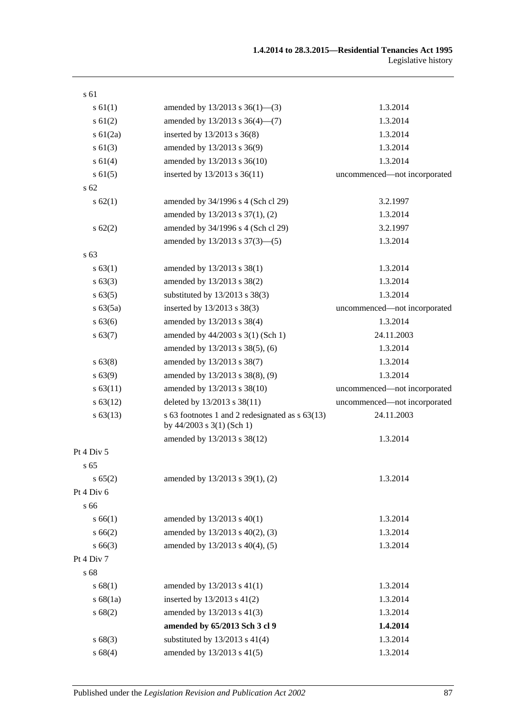| | | |
|---|---|---|
| s 61 | | |
| s 61(1) | amended by 13/2013 s 36(1)—(3) | 1.3.2014 |
| s 61(2) | amended by 13/2013 s 36(4)—(7) | 1.3.2014 |
| s 61(2a) | inserted by 13/2013 s 36(8) | 1.3.2014 |
| s 61(3) | amended by 13/2013 s 36(9) | 1.3.2014 |
| s 61(4) | amended by 13/2013 s 36(10) | 1.3.2014 |
| s 61(5) | inserted by 13/2013 s 36(11) | uncommenced—not incorporated |
| s 62 | | |
| s 62(1) | amended by 34/1996 s 4 (Sch cl 29) | 3.2.1997 |
| | amended by 13/2013 s 37(1), (2) | 1.3.2014 |
| s 62(2) | amended by 34/1996 s 4 (Sch cl 29) | 3.2.1997 |
| | amended by 13/2013 s 37(3)—(5) | 1.3.2014 |
| s 63 | | |
| s 63(1) | amended by 13/2013 s 38(1) | 1.3.2014 |
| s 63(3) | amended by 13/2013 s 38(2) | 1.3.2014 |
| s 63(5) | substituted by 13/2013 s 38(3) | 1.3.2014 |
| s 63(5a) | inserted by 13/2013 s 38(3) | uncommenced—not incorporated |
| s 63(6) | amended by 13/2013 s 38(4) | 1.3.2014 |
| s 63(7) | amended by 44/2003 s 3(1) (Sch 1) | 24.11.2003 |
| | amended by 13/2013 s 38(5), (6) | 1.3.2014 |
| s 63(8) | amended by 13/2013 s 38(7) | 1.3.2014 |
| s 63(9) | amended by 13/2013 s 38(8), (9) | 1.3.2014 |
| s 63(11) | amended by 13/2013 s 38(10) | uncommenced—not incorporated |
| s 63(12) | deleted by 13/2013 s 38(11) | uncommenced—not incorporated |
| s 63(13) | s 63 footnotes 1 and 2 redesignated as s 63(13) by 44/2003 s 3(1) (Sch 1) | 24.11.2003 |
| | amended by 13/2013 s 38(12) | 1.3.2014 |
| Pt 4 Div 5 | | |
| s 65 | | |
| s 65(2) | amended by 13/2013 s 39(1), (2) | 1.3.2014 |
| Pt 4 Div 6 | | |
| s 66 | | |
| s 66(1) | amended by 13/2013 s 40(1) | 1.3.2014 |
| s 66(2) | amended by 13/2013 s 40(2), (3) | 1.3.2014 |
| s 66(3) | amended by 13/2013 s 40(4), (5) | 1.3.2014 |
| Pt 4 Div 7 | | |
| s 68 | | |
| s 68(1) | amended by 13/2013 s 41(1) | 1.3.2014 |
| s 68(1a) | inserted by 13/2013 s 41(2) | 1.3.2014 |
| s 68(2) | amended by 13/2013 s 41(3) | 1.3.2014 |
| | **amended by 65/2013 Sch 3 cl 9** | **1.4.2014** |
| s 68(3) | substituted by 13/2013 s 41(4) | 1.3.2014 |
| s 68(4) | amended by 13/2013 s 41(5) | 1.3.2014 |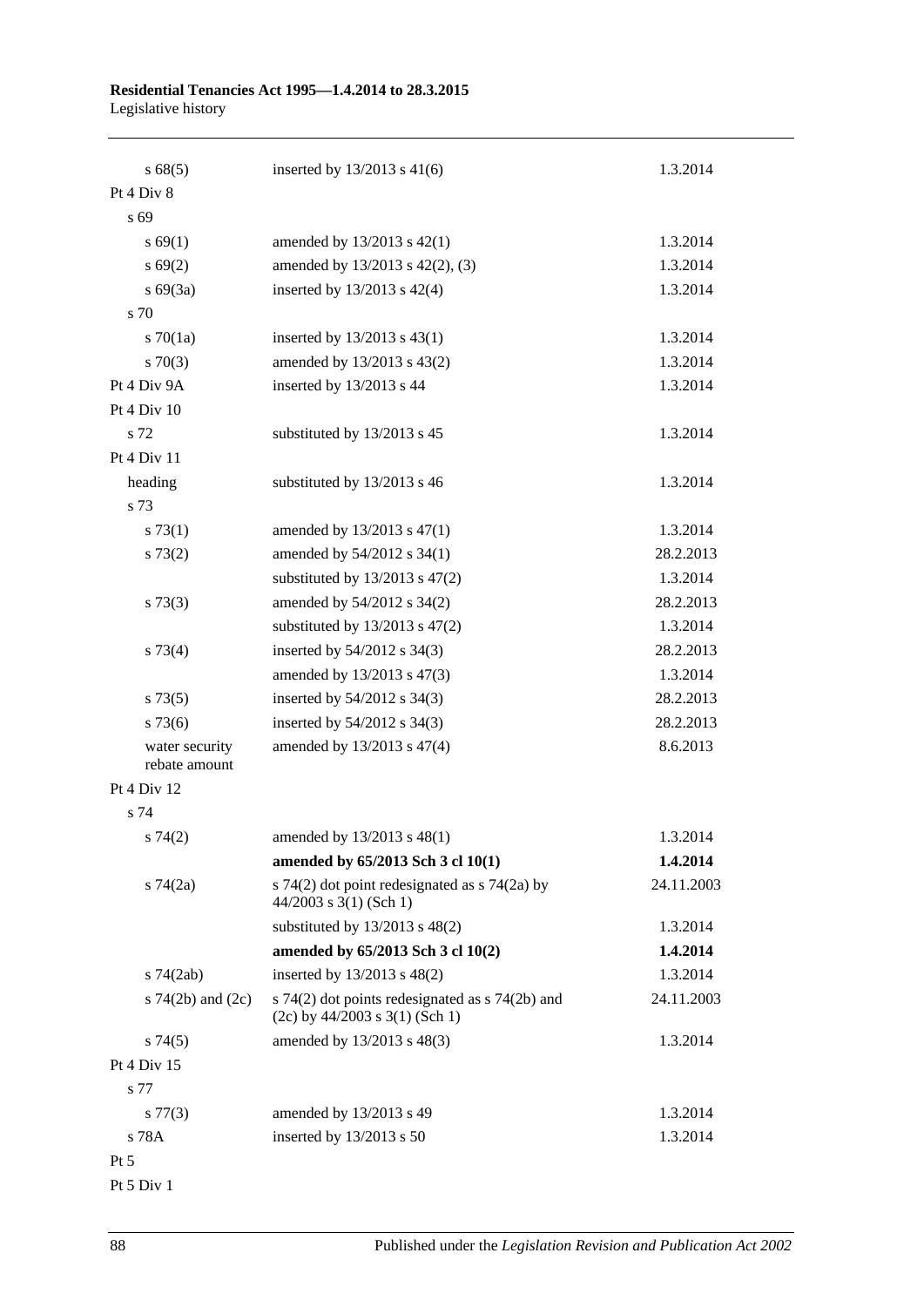| | | |
|---|---|---|
| s 68(5) | inserted by 13/2013 s 41(6) | 1.3.2014 |
| Pt 4 Div 8 | | |
| s 69 | | |
| s 69(1) | amended by 13/2013 s 42(1) | 1.3.2014 |
| s 69(2) | amended by 13/2013 s 42(2), (3) | 1.3.2014 |
| s 69(3a) | inserted by 13/2013 s 42(4) | 1.3.2014 |
| s 70 | | |
| s 70(1a) | inserted by 13/2013 s 43(1) | 1.3.2014 |
| s 70(3) | amended by 13/2013 s 43(2) | 1.3.2014 |
| Pt 4 Div 9A | inserted by 13/2013 s 44 | 1.3.2014 |
| Pt 4 Div 10 | | |
| s 72 | substituted by 13/2013 s 45 | 1.3.2014 |
| Pt 4 Div 11 | | |
| heading | substituted by 13/2013 s 46 | 1.3.2014 |
| s 73 | | |
| s 73(1) | amended by 13/2013 s 47(1) | 1.3.2014 |
| s 73(2) | amended by 54/2012 s 34(1) | 28.2.2013 |
| | substituted by 13/2013 s 47(2) | 1.3.2014 |
| s 73(3) | amended by 54/2012 s 34(2) | 28.2.2013 |
| | substituted by 13/2013 s 47(2) | 1.3.2014 |
| s 73(4) | inserted by 54/2012 s 34(3) | 28.2.2013 |
| | amended by 13/2013 s 47(3) | 1.3.2014 |
| s 73(5) | inserted by 54/2012 s 34(3) | 28.2.2013 |
| s 73(6) | inserted by 54/2012 s 34(3) | 28.2.2013 |
| water security rebate amount | amended by 13/2013 s 47(4) | 8.6.2013 |
| Pt 4 Div 12 | | |
| s 74 | | |
| s 74(2) | amended by 13/2013 s 48(1) | 1.3.2014 |
| | **amended by 65/2013 Sch 3 cl 10(1)** | **1.4.2014** |
| s 74(2a) | s 74(2) dot point redesignated as s 74(2a) by 44/2003 s 3(1) (Sch 1) | 24.11.2003 |
| | substituted by 13/2013 s 48(2) | 1.3.2014 |
| | **amended by 65/2013 Sch 3 cl 10(2)** | **1.4.2014** |
| s 74(2ab) | inserted by 13/2013 s 48(2) | 1.3.2014 |
| s 74(2b) and (2c) | s 74(2) dot points redesignated as s 74(2b) and (2c) by 44/2003 s 3(1) (Sch 1) | 24.11.2003 |
| s 74(5) | amended by 13/2013 s 48(3) | 1.3.2014 |
| Pt 4 Div 15 | | |
| s 77 | | |
| s 77(3) | amended by 13/2013 s 49 | 1.3.2014 |
| s 78A | inserted by 13/2013 s 50 | 1.3.2014 |
| Pt 5 | | |
| Pt 5 Div 1 | | |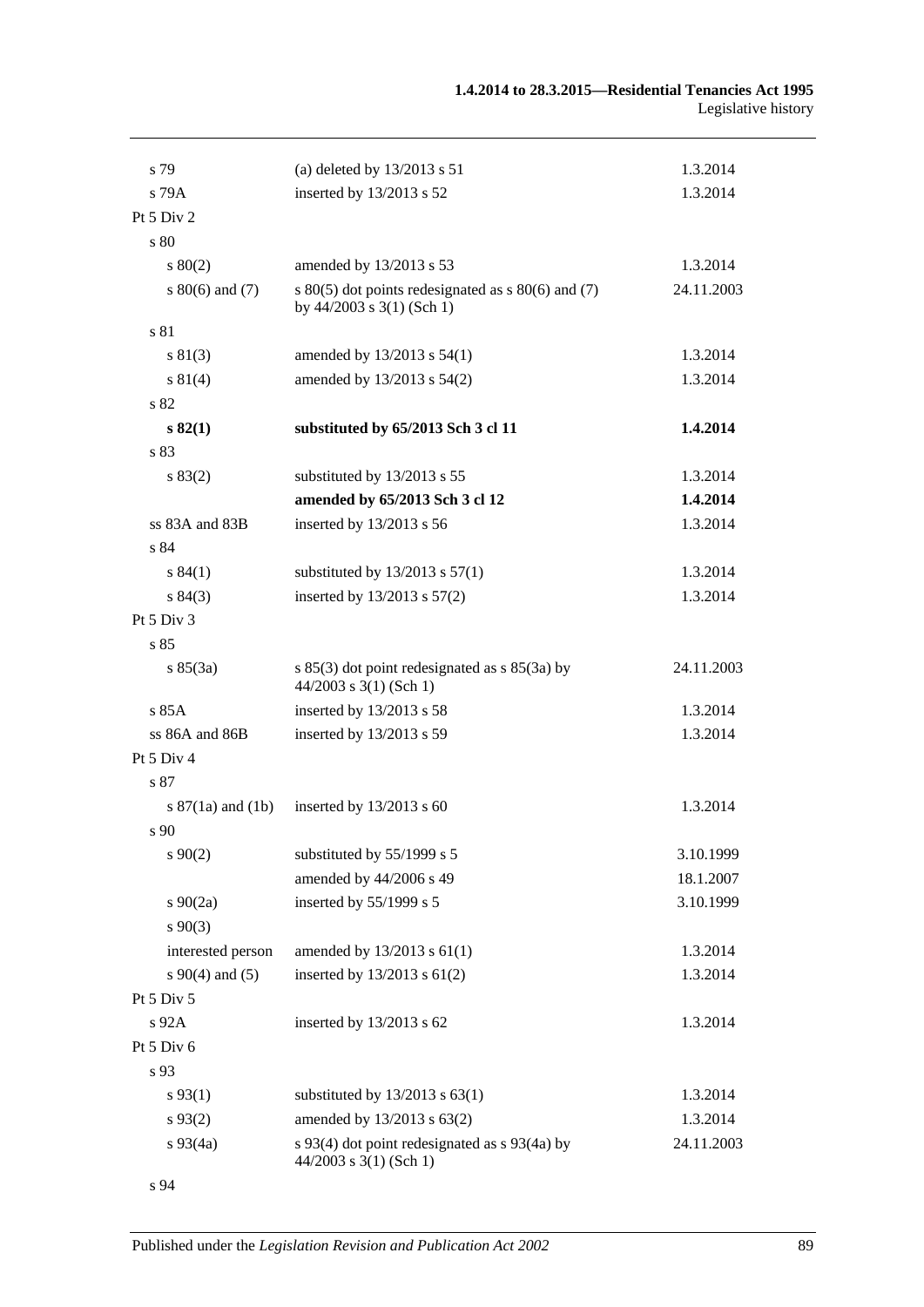| | | |
|---|---|---|
| s 79 | (a) deleted by 13/2013 s 51 | 1.3.2014 |
| s 79A | inserted by 13/2013 s 52 | 1.3.2014 |
| Pt 5 Div 2 | | |
| s 80 | | |
| s 80(2) | amended by 13/2013 s 53 | 1.3.2014 |
| s 80(6) and (7) | s 80(5) dot points redesignated as s 80(6) and (7) by 44/2003 s 3(1) (Sch 1) | 24.11.2003 |
| s 81 | | |
| s 81(3) | amended by 13/2013 s 54(1) | 1.3.2014 |
| s 81(4) | amended by 13/2013 s 54(2) | 1.3.2014 |
| s 82 | | |
| **s 82(1)** | **substituted by 65/2013 Sch 3 cl 11** | **1.4.2014** |
| s 83 | | |
| s 83(2) | substituted by 13/2013 s 55 | 1.3.2014 |
| | **amended by 65/2013 Sch 3 cl 12** | **1.4.2014** |
| ss 83A and 83B | inserted by 13/2013 s 56 | 1.3.2014 |
| s 84 | | |
| s 84(1) | substituted by 13/2013 s 57(1) | 1.3.2014 |
| s 84(3) | inserted by 13/2013 s 57(2) | 1.3.2014 |
| Pt 5 Div 3 | | |
| s 85 | | |
| s 85(3a) | s 85(3) dot point redesignated as s 85(3a) by 44/2003 s 3(1) (Sch 1) | 24.11.2003 |
| s 85A | inserted by 13/2013 s 58 | 1.3.2014 |
| ss 86A and 86B | inserted by 13/2013 s 59 | 1.3.2014 |
| Pt 5 Div 4 | | |
| s 87 | | |
| s 87(1a) and (1b) | inserted by 13/2013 s 60 | 1.3.2014 |
| s 90 | | |
| s 90(2) | substituted by 55/1999 s 5 | 3.10.1999 |
| | amended by 44/2006 s 49 | 18.1.2007 |
| s 90(2a) | inserted by 55/1999 s 5 | 3.10.1999 |
| s 90(3) | | |
| interested person | amended by 13/2013 s 61(1) | 1.3.2014 |
| s 90(4) and (5) | inserted by 13/2013 s 61(2) | 1.3.2014 |
| Pt 5 Div 5 | | |
| s 92A | inserted by 13/2013 s 62 | 1.3.2014 |
| Pt 5 Div 6 | | |
| s 93 | | |
| s 93(1) | substituted by 13/2013 s 63(1) | 1.3.2014 |
| s 93(2) | amended by 13/2013 s 63(2) | 1.3.2014 |
| s 93(4a) | s 93(4) dot point redesignated as s 93(4a) by 44/2003 s 3(1) (Sch 1) | 24.11.2003 |
| s 94 | | |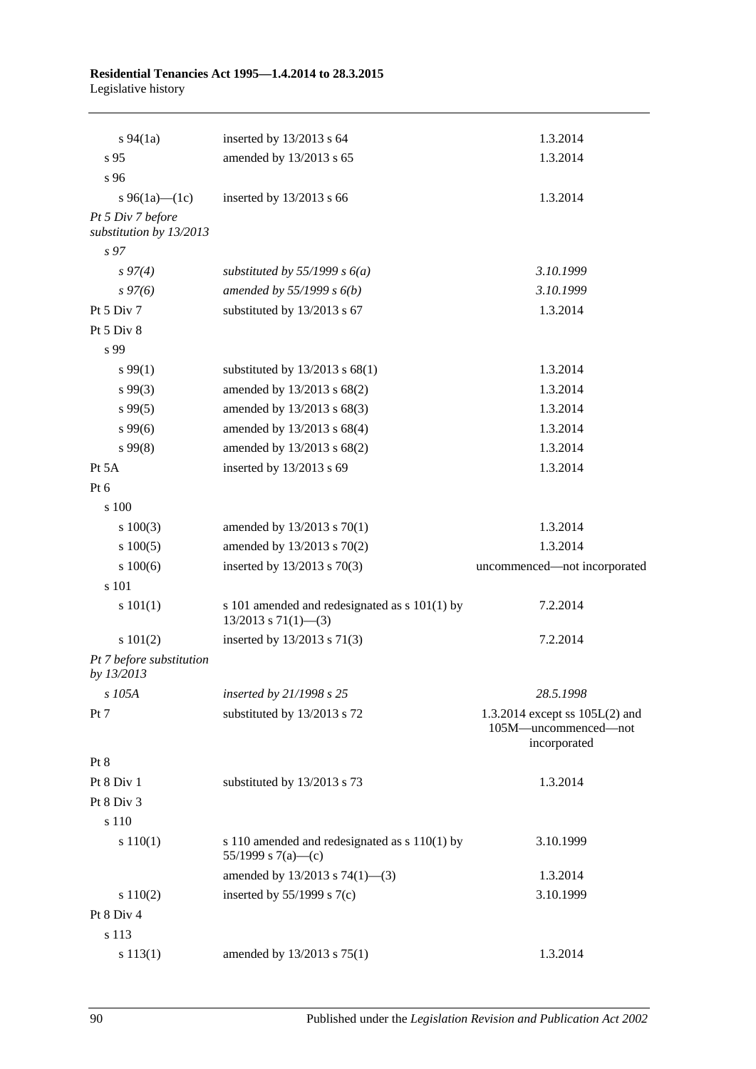| | | |
|---|---|---|
| s 94(1a) | inserted by 13/2013 s 64 | 1.3.2014 |
| s 95 | amended by 13/2013 s 65 | 1.3.2014 |
| s 96 | | |
| s 96(1a)—(1c) | inserted by 13/2013 s 66 | 1.3.2014 |
| *Pt 5 Div 7 before substitution by 13/2013* | | |
| *s 97* | | |
| *s 97(4)* | *substituted by 55/1999 s 6(a)* | *3.10.1999* |
| *s 97(6)* | *amended by 55/1999 s 6(b)* | *3.10.1999* |
| Pt 5 Div 7 | substituted by 13/2013 s 67 | 1.3.2014 |
| Pt 5 Div 8 | | |
| s 99 | | |
| s 99(1) | substituted by 13/2013 s 68(1) | 1.3.2014 |
| s 99(3) | amended by 13/2013 s 68(2) | 1.3.2014 |
| s 99(5) | amended by 13/2013 s 68(3) | 1.3.2014 |
| s 99(6) | amended by 13/2013 s 68(4) | 1.3.2014 |
| s 99(8) | amended by 13/2013 s 68(2) | 1.3.2014 |
| Pt 5A | inserted by 13/2013 s 69 | 1.3.2014 |
| Pt 6 | | |
| s 100 | | |
| s 100(3) | amended by 13/2013 s 70(1) | 1.3.2014 |
| s 100(5) | amended by 13/2013 s 70(2) | 1.3.2014 |
| s 100(6) | inserted by 13/2013 s 70(3) | uncommenced—not incorporated |
| s 101 | | |
| s 101(1) | s 101 amended and redesignated as s 101(1) by 13/2013 s 71(1)—(3) | 7.2.2014 |
| s 101(2) | inserted by 13/2013 s 71(3) | 7.2.2014 |
| *Pt 7 before substitution by 13/2013* | | |
| *s 105A* | *inserted by 21/1998 s 25* | *28.5.1998* |
| Pt 7 | substituted by 13/2013 s 72 | 1.3.2014 except ss 105L(2) and 105M—uncommenced—not incorporated |
| Pt 8 | | |
| Pt 8 Div 1 | substituted by 13/2013 s 73 | 1.3.2014 |
| Pt 8 Div 3 | | |
| s 110 | | |
| s 110(1) | s 110 amended and redesignated as s 110(1) by 55/1999 s 7(a)—(c) | 3.10.1999 |
| | amended by 13/2013 s 74(1)—(3) | 1.3.2014 |
| s 110(2) | inserted by 55/1999 s 7(c) | 3.10.1999 |
| Pt 8 Div 4 | | |
| s 113 | | |
| s 113(1) | amended by 13/2013 s 75(1) | 1.3.2014 |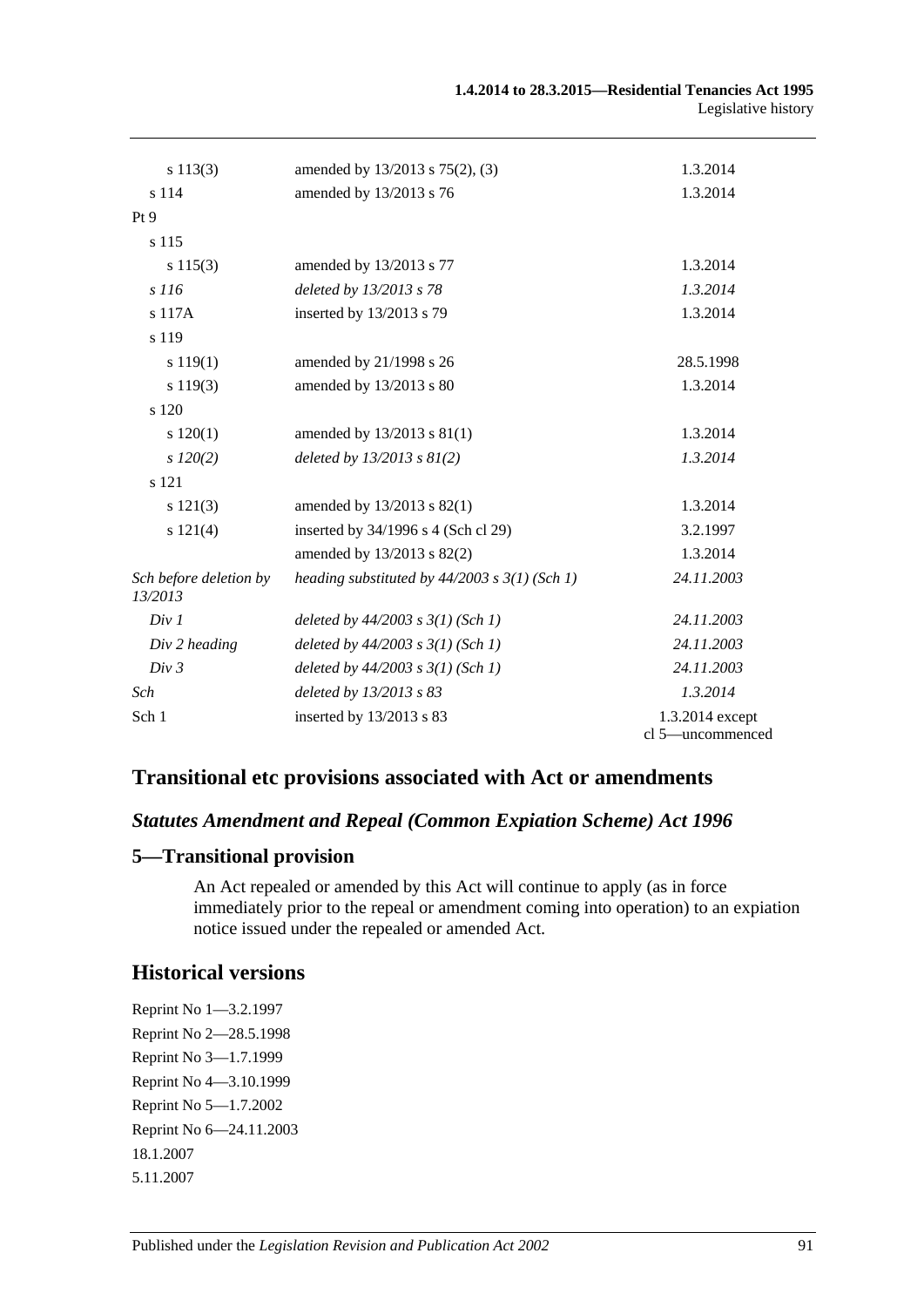| | | |
|---|---|---|
| s 113(3) | amended by 13/2013 s 75(2), (3) | 1.3.2014 |
| s 114 | amended by 13/2013 s 76 | 1.3.2014 |
| Pt 9 | | |
| s 115 | | |
| s 115(3) | amended by 13/2013 s 77 | 1.3.2014 |
| *s 116* | *deleted by 13/2013 s 78* | *1.3.2014* |
| s 117A | inserted by 13/2013 s 79 | 1.3.2014 |
| s 119 | | |
| s 119(1) | amended by 21/1998 s 26 | 28.5.1998 |
| s 119(3) | amended by 13/2013 s 80 | 1.3.2014 |
| s 120 | | |
| s 120(1) | amended by 13/2013 s 81(1) | 1.3.2014 |
| *s 120(2)* | *deleted by 13/2013 s 81(2)* | *1.3.2014* |
| s 121 | | |
| s 121(3) | amended by 13/2013 s 82(1) | 1.3.2014 |
| s 121(4) | inserted by 34/1996 s 4 (Sch cl 29) | 3.2.1997 |
| | amended by 13/2013 s 82(2) | 1.3.2014 |
| *Sch before deletion by 13/2013* | *heading substituted by 44/2003 s 3(1) (Sch 1)* | *24.11.2003* |
| *Div 1* | *deleted by 44/2003 s 3(1) (Sch 1)* | *24.11.2003* |
| *Div 2 heading* | *deleted by 44/2003 s 3(1) (Sch 1)* | *24.11.2003* |
| *Div 3* | *deleted by 44/2003 s 3(1) (Sch 1)* | *24.11.2003* |
| *Sch* | *deleted by 13/2013 s 83* | *1.3.2014* |
| Sch 1 | inserted by 13/2013 s 83 | 1.3.2014 except cl 5—uncommenced |

## Transitional etc provisions associated with Act or amendments

### *Statutes Amendment and Repeal (Common Expiation Scheme) Act 1996*

### 5—Transitional provision

An Act repealed or amended by this Act will continue to apply (as in force immediately prior to the repeal or amendment coming into operation) to an expiation notice issued under the repealed or amended Act.

## Historical versions

Reprint No 1—3.2.1997
Reprint No 2—28.5.1998
Reprint No 3—1.7.1999
Reprint No 4—3.10.1999
Reprint No 5—1.7.2002
Reprint No 6—24.11.2003
18.1.2007
5.11.2007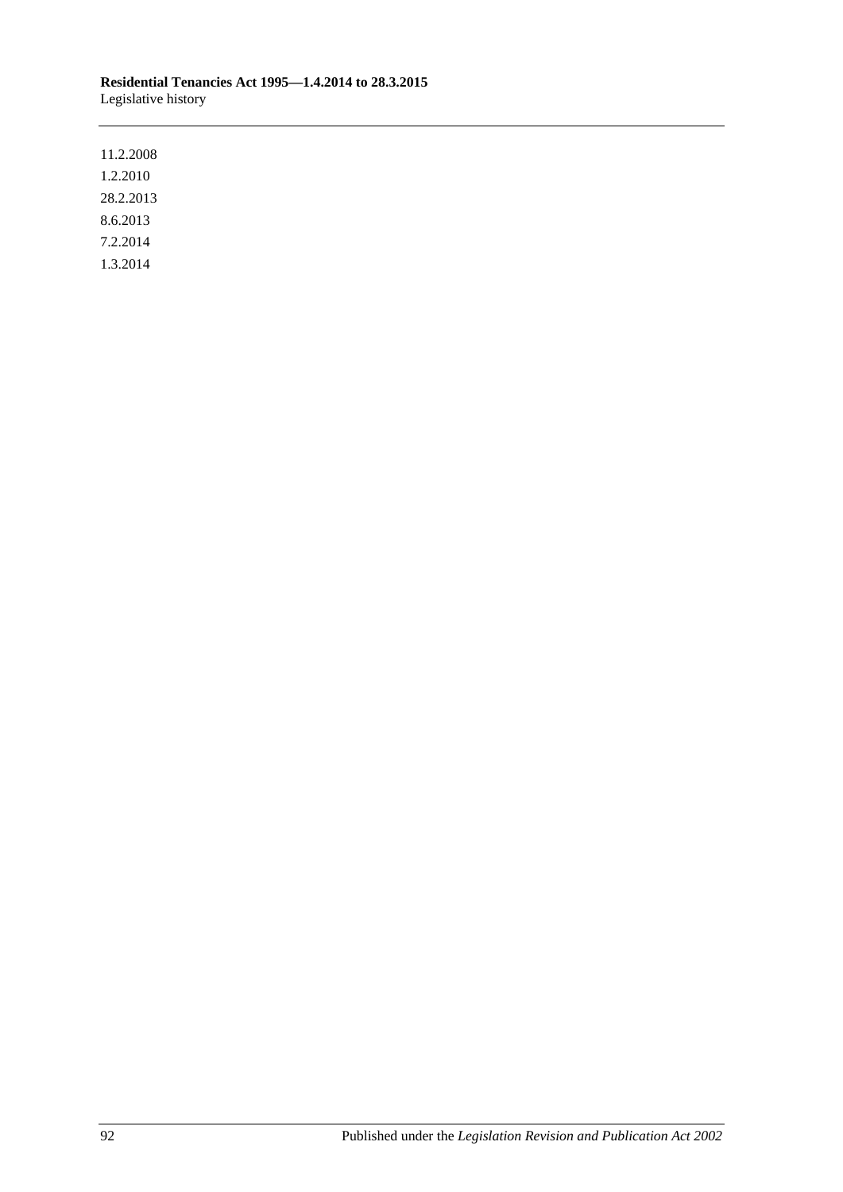11.2.2008

1.2.2010

28.2.2013

8.6.2013

7.2.2014

1.3.2014